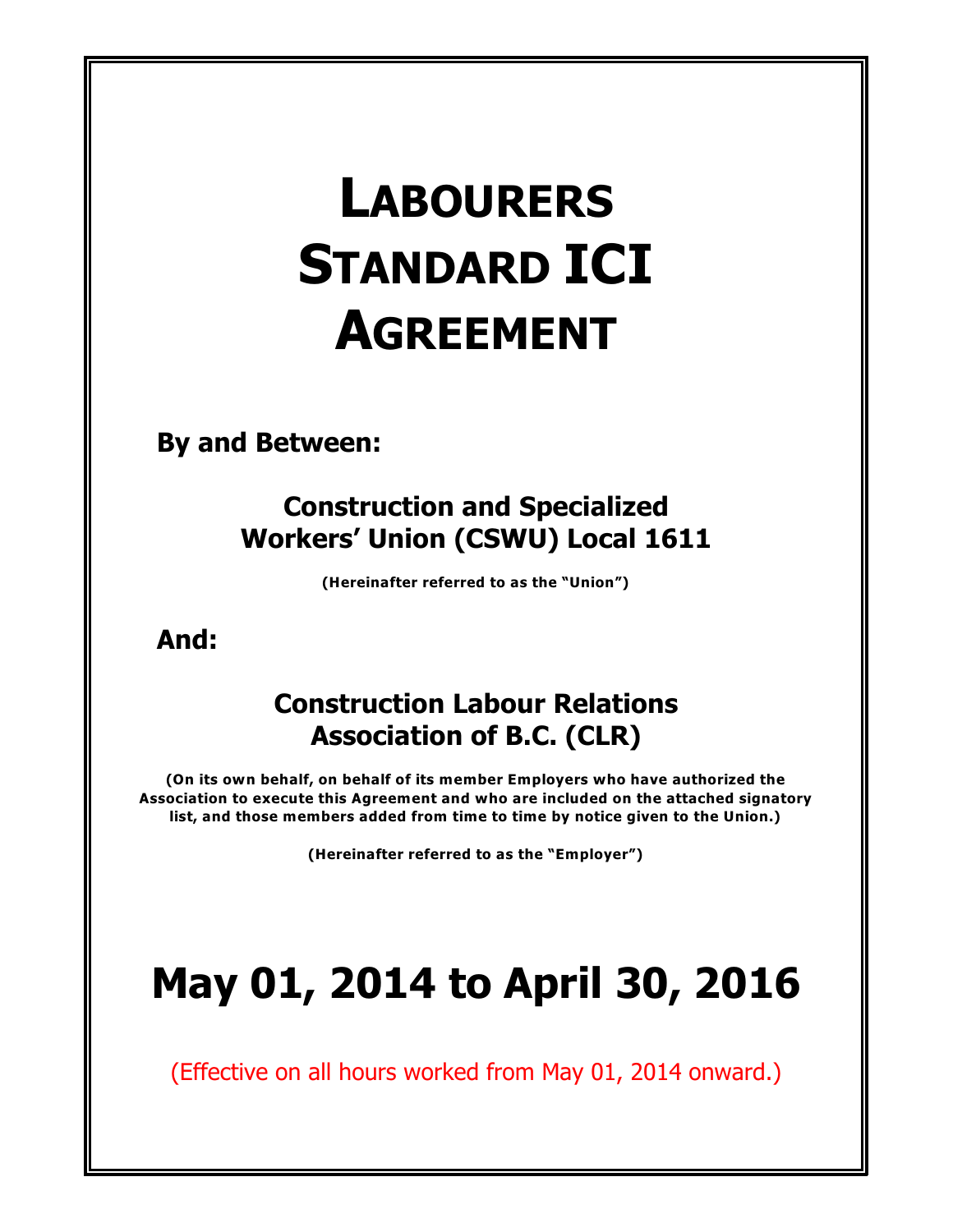# LABOURERS STANDARD ICI AGREEMENT

**By and Between:**

**Construction and Specialized Workers' Union (CSWU) Local 1611**

**(Hereinafter referred to as the "Union")**

**And:**

**Construction Labour Relations Association of B.C. (CLR)**

**(On its own behalf, on behalf of its member Employers who have authorized the Association to execute this Agreement and who are included on the attached signatory list, and those members added from time to time by notice given to the Union.)**

**(Hereinafter referred to as the "Employer")**

# May 01, 2014 to April 30, 2016

(Effective on all hours worked from May 01, 2014 onward.)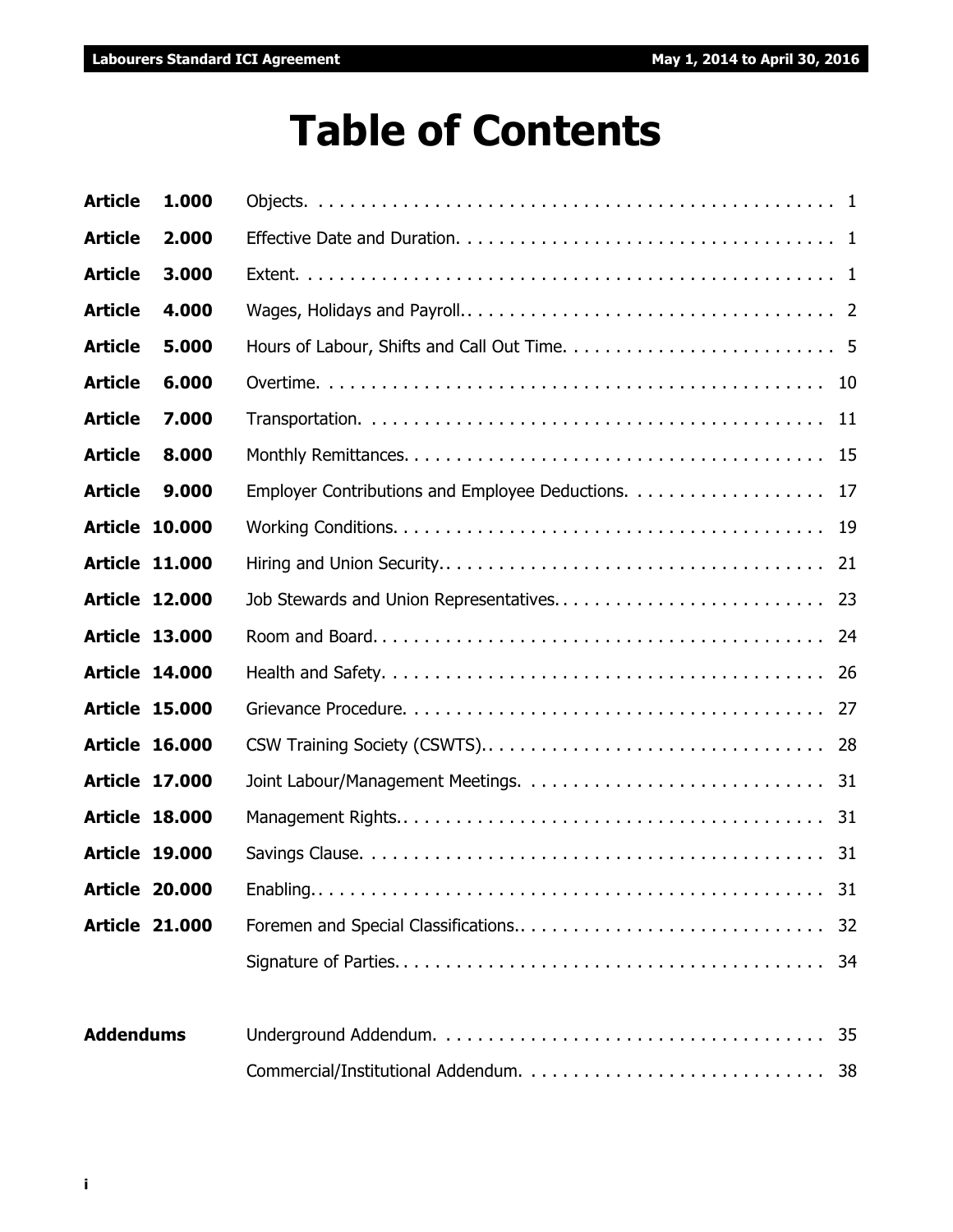# Table of Contents

| | | |
|---|---|---|
| **Article 1.000** | Objects. | 1 |
| **Article 2.000** | Effective Date and Duration. | 1 |
| **Article 3.000** | Extent. | 1 |
| **Article 4.000** | Wages, Holidays and Payroll. | 2 |
| **Article 5.000** | Hours of Labour, Shifts and Call Out Time. | 5 |
| **Article 6.000** | Overtime. | 10 |
| **Article 7.000** | Transportation. | 11 |
| **Article 8.000** | Monthly Remittances. | 15 |
| **Article 9.000** | Employer Contributions and Employee Deductions. | 17 |
| **Article 10.000** | Working Conditions. | 19 |
| **Article 11.000** | Hiring and Union Security. | 21 |
| **Article 12.000** | Job Stewards and Union Representatives. | 23 |
| **Article 13.000** | Room and Board. | 24 |
| **Article 14.000** | Health and Safety. | 26 |
| **Article 15.000** | Grievance Procedure. | 27 |
| **Article 16.000** | CSW Training Society (CSWTS). | 28 |
| **Article 17.000** | Joint Labour/Management Meetings. | 31 |
| **Article 18.000** | Management Rights. | 31 |
| **Article 19.000** | Savings Clause. | 31 |
| **Article 20.000** | Enabling. | 31 |
| **Article 21.000** | Foremen and Special Classifications. | 32 |
| | Signature of Parties. | 34 |
| **Addendums** | Underground Addendum. | 35 |
| | Commercial/Institutional Addendum. | 38 |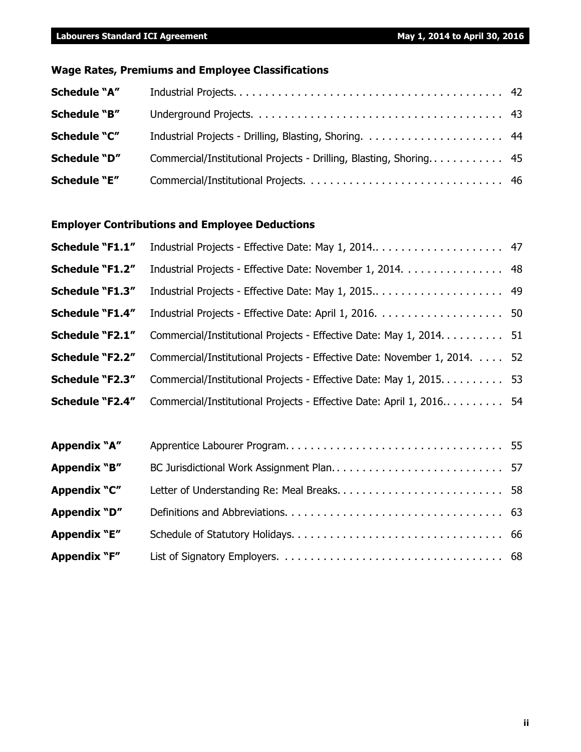## Wage Rates, Premiums and Employee Classifications

| | | |
|---|---|---|
| **Schedule "A"** | Industrial Projects | 42 |
| **Schedule "B"** | Underground Projects | 43 |
| **Schedule "C"** | Industrial Projects - Drilling, Blasting, Shoring | 44 |
| **Schedule "D"** | Commercial/Institutional Projects - Drilling, Blasting, Shoring | 45 |
| **Schedule "E"** | Commercial/Institutional Projects | 46 |

## Employer Contributions and Employee Deductions

| | | |
|---|---|---|
| **Schedule "F1.1"** | Industrial Projects - Effective Date: May 1, 2014. | 47 |
| **Schedule "F1.2"** | Industrial Projects - Effective Date: November 1, 2014 | 48 |
| **Schedule "F1.3"** | Industrial Projects - Effective Date: May 1, 2015. | 49 |
| **Schedule "F1.4"** | Industrial Projects - Effective Date: April 1, 2016 | 50 |
| **Schedule "F2.1"** | Commercial/Institutional Projects - Effective Date: May 1, 2014 | 51 |
| **Schedule "F2.2"** | Commercial/Institutional Projects - Effective Date: November 1, 2014 | 52 |
| **Schedule "F2.3"** | Commercial/Institutional Projects - Effective Date: May 1, 2015 | 53 |
| **Schedule "F2.4"** | Commercial/Institutional Projects - Effective Date: April 1, 2016. | 54 |

| | | |
|---|---|---|
| **Appendix "A"** | Apprentice Labourer Program | 55 |
| **Appendix "B"** | BC Jurisdictional Work Assignment Plan | 57 |
| **Appendix "C"** | Letter of Understanding Re: Meal Breaks | 58 |
| **Appendix "D"** | Definitions and Abbreviations | 63 |
| **Appendix "E"** | Schedule of Statutory Holidays | 66 |
| **Appendix "F"** | List of Signatory Employers | 68 |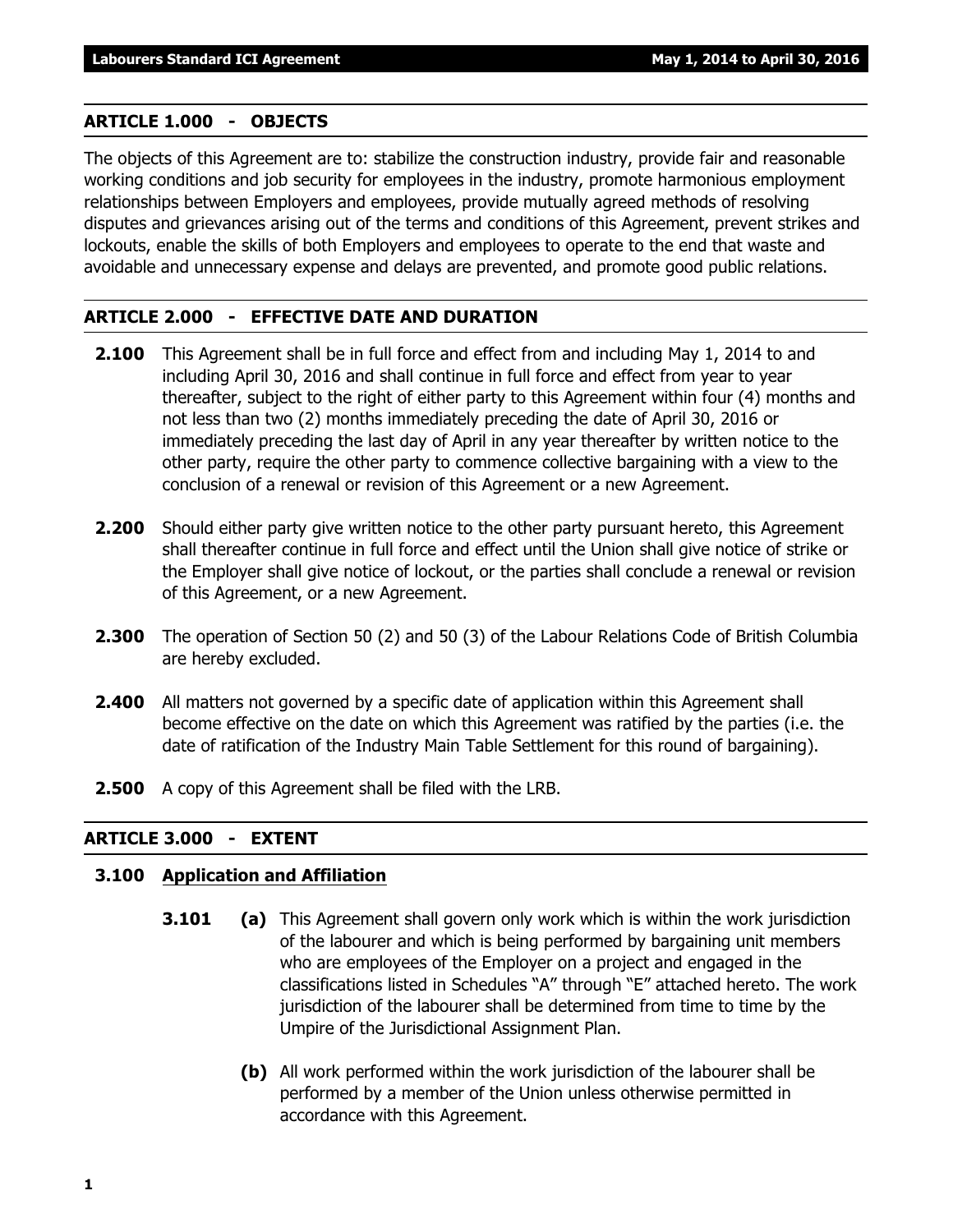## ARTICLE 1.000 - OBJECTS

The objects of this Agreement are to: stabilize the construction industry, provide fair and reasonable working conditions and job security for employees in the industry, promote harmonious employment relationships between Employers and employees, provide mutually agreed methods of resolving disputes and grievances arising out of the terms and conditions of this Agreement, prevent strikes and lockouts, enable the skills of both Employers and employees to operate to the end that waste and avoidable and unnecessary expense and delays are prevented, and promote good public relations.

## ARTICLE 2.000 - EFFECTIVE DATE AND DURATION

**2.100** This Agreement shall be in full force and effect from and including May 1, 2014 to and including April 30, 2016 and shall continue in full force and effect from year to year thereafter, subject to the right of either party to this Agreement within four (4) months and not less than two (2) months immediately preceding the date of April 30, 2016 or immediately preceding the last day of April in any year thereafter by written notice to the other party, require the other party to commence collective bargaining with a view to the conclusion of a renewal or revision of this Agreement or a new Agreement.

**2.200** Should either party give written notice to the other party pursuant hereto, this Agreement shall thereafter continue in full force and effect until the Union shall give notice of strike or the Employer shall give notice of lockout, or the parties shall conclude a renewal or revision of this Agreement, or a new Agreement.

**2.300** The operation of Section 50 (2) and 50 (3) of the Labour Relations Code of British Columbia are hereby excluded.

**2.400** All matters not governed by a specific date of application within this Agreement shall become effective on the date on which this Agreement was ratified by the parties (i.e. the date of ratification of the Industry Main Table Settlement for this round of bargaining).

**2.500** A copy of this Agreement shall be filed with the LRB.

## ARTICLE 3.000 - EXTENT

### 3.100 Application and Affiliation

**3.101** **(a)** This Agreement shall govern only work which is within the work jurisdiction of the labourer and which is being performed by bargaining unit members who are employees of the Employer on a project and engaged in the classifications listed in Schedules "A" through "E" attached hereto. The work jurisdiction of the labourer shall be determined from time to time by the Umpire of the Jurisdictional Assignment Plan.

**(b)** All work performed within the work jurisdiction of the labourer shall be performed by a member of the Union unless otherwise permitted in accordance with this Agreement.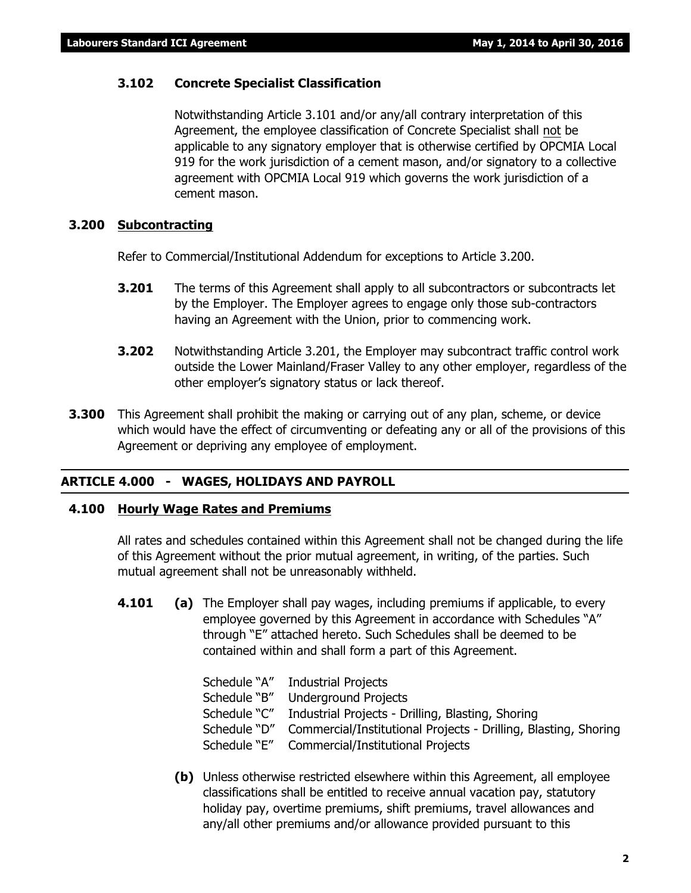### 3.102 Concrete Specialist Classification

Notwithstanding Article 3.101 and/or any/all contrary interpretation of this Agreement, the employee classification of Concrete Specialist shall not be applicable to any signatory employer that is otherwise certified by OPCMIA Local 919 for the work jurisdiction of a cement mason, and/or signatory to a collective agreement with OPCMIA Local 919 which governs the work jurisdiction of a cement mason.

### 3.200 Subcontracting

Refer to Commercial/Institutional Addendum for exceptions to Article 3.200.

**3.201** The terms of this Agreement shall apply to all subcontractors or subcontracts let by the Employer. The Employer agrees to engage only those sub-contractors having an Agreement with the Union, prior to commencing work.

**3.202** Notwithstanding Article 3.201, the Employer may subcontract traffic control work outside the Lower Mainland/Fraser Valley to any other employer, regardless of the other employer's signatory status or lack thereof.

**3.300** This Agreement shall prohibit the making or carrying out of any plan, scheme, or device which would have the effect of circumventing or defeating any or all of the provisions of this Agreement or depriving any employee of employment.

## ARTICLE 4.000 - WAGES, HOLIDAYS AND PAYROLL

### 4.100 Hourly Wage Rates and Premiums

All rates and schedules contained within this Agreement shall not be changed during the life of this Agreement without the prior mutual agreement, in writing, of the parties. Such mutual agreement shall not be unreasonably withheld.

**4.101** **(a)** The Employer shall pay wages, including premiums if applicable, to every employee governed by this Agreement in accordance with Schedules "A" through "E" attached hereto. Such Schedules shall be deemed to be contained within and shall form a part of this Agreement.

Schedule "A" Industrial Projects
Schedule "B" Underground Projects
Schedule "C" Industrial Projects - Drilling, Blasting, Shoring
Schedule "D" Commercial/Institutional Projects - Drilling, Blasting, Shoring
Schedule "E" Commercial/Institutional Projects

**(b)** Unless otherwise restricted elsewhere within this Agreement, all employee classifications shall be entitled to receive annual vacation pay, statutory holiday pay, overtime premiums, shift premiums, travel allowances and any/all other premiums and/or allowance provided pursuant to this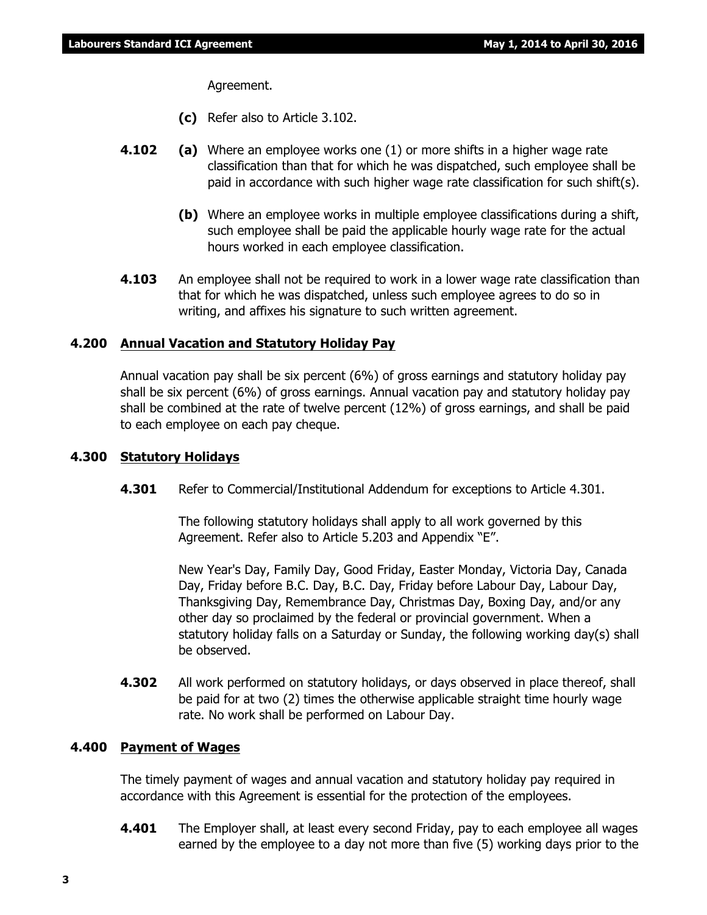Agreement.

**(c)** Refer also to Article 3.102.

**4.102** **(a)** Where an employee works one (1) or more shifts in a higher wage rate classification than that for which he was dispatched, such employee shall be paid in accordance with such higher wage rate classification for such shift(s).

**(b)** Where an employee works in multiple employee classifications during a shift, such employee shall be paid the applicable hourly wage rate for the actual hours worked in each employee classification.

**4.103** An employee shall not be required to work in a lower wage rate classification than that for which he was dispatched, unless such employee agrees to do so in writing, and affixes his signature to such written agreement.

### 4.200 Annual Vacation and Statutory Holiday Pay

Annual vacation pay shall be six percent (6%) of gross earnings and statutory holiday pay shall be six percent (6%) of gross earnings. Annual vacation pay and statutory holiday pay shall be combined at the rate of twelve percent (12%) of gross earnings, and shall be paid to each employee on each pay cheque.

### 4.300 Statutory Holidays

**4.301** Refer to Commercial/Institutional Addendum for exceptions to Article 4.301.

The following statutory holidays shall apply to all work governed by this Agreement. Refer also to Article 5.203 and Appendix "E".

New Year's Day, Family Day, Good Friday, Easter Monday, Victoria Day, Canada Day, Friday before B.C. Day, B.C. Day, Friday before Labour Day, Labour Day, Thanksgiving Day, Remembrance Day, Christmas Day, Boxing Day, and/or any other day so proclaimed by the federal or provincial government. When a statutory holiday falls on a Saturday or Sunday, the following working day(s) shall be observed.

**4.302** All work performed on statutory holidays, or days observed in place thereof, shall be paid for at two (2) times the otherwise applicable straight time hourly wage rate. No work shall be performed on Labour Day.

### 4.400 Payment of Wages

The timely payment of wages and annual vacation and statutory holiday pay required in accordance with this Agreement is essential for the protection of the employees.

**4.401** The Employer shall, at least every second Friday, pay to each employee all wages earned by the employee to a day not more than five (5) working days prior to the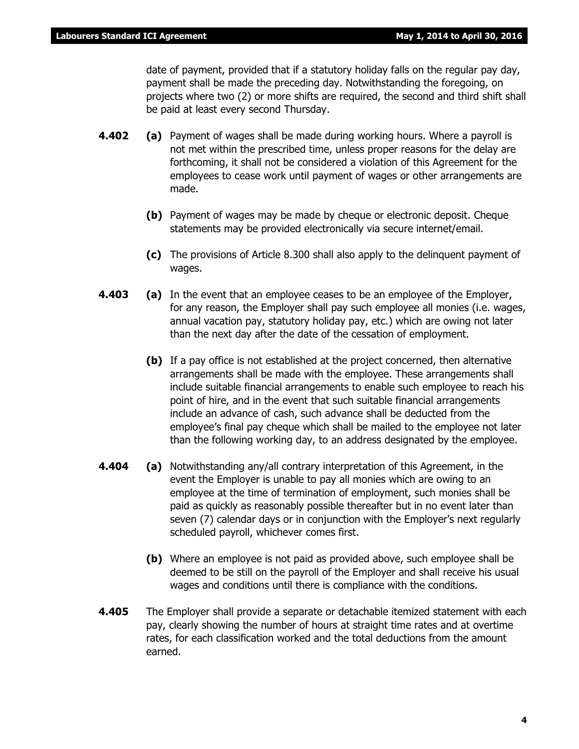date of payment, provided that if a statutory holiday falls on the regular pay day, payment shall be made the preceding day. Notwithstanding the foregoing, on projects where two (2) or more shifts are required, the second and third shift shall be paid at least every second Thursday.

**4.402** **(a)** Payment of wages shall be made during working hours. Where a payroll is not met within the prescribed time, unless proper reasons for the delay are forthcoming, it shall not be considered a violation of this Agreement for the employees to cease work until payment of wages or other arrangements are made.

**(b)** Payment of wages may be made by cheque or electronic deposit. Cheque statements may be provided electronically via secure internet/email.

**(c)** The provisions of Article 8.300 shall also apply to the delinquent payment of wages.

**4.403** **(a)** In the event that an employee ceases to be an employee of the Employer, for any reason, the Employer shall pay such employee all monies (i.e. wages, annual vacation pay, statutory holiday pay, etc.) which are owing not later than the next day after the date of the cessation of employment.

**(b)** If a pay office is not established at the project concerned, then alternative arrangements shall be made with the employee. These arrangements shall include suitable financial arrangements to enable such employee to reach his point of hire, and in the event that such suitable financial arrangements include an advance of cash, such advance shall be deducted from the employee's final pay cheque which shall be mailed to the employee not later than the following working day, to an address designated by the employee.

**4.404** **(a)** Notwithstanding any/all contrary interpretation of this Agreement, in the event the Employer is unable to pay all monies which are owing to an employee at the time of termination of employment, such monies shall be paid as quickly as reasonably possible thereafter but in no event later than seven (7) calendar days or in conjunction with the Employer's next regularly scheduled payroll, whichever comes first.

**(b)** Where an employee is not paid as provided above, such employee shall be deemed to be still on the payroll of the Employer and shall receive his usual wages and conditions until there is compliance with the conditions.

**4.405** The Employer shall provide a separate or detachable itemized statement with each pay, clearly showing the number of hours at straight time rates and at overtime rates, for each classification worked and the total deductions from the amount earned.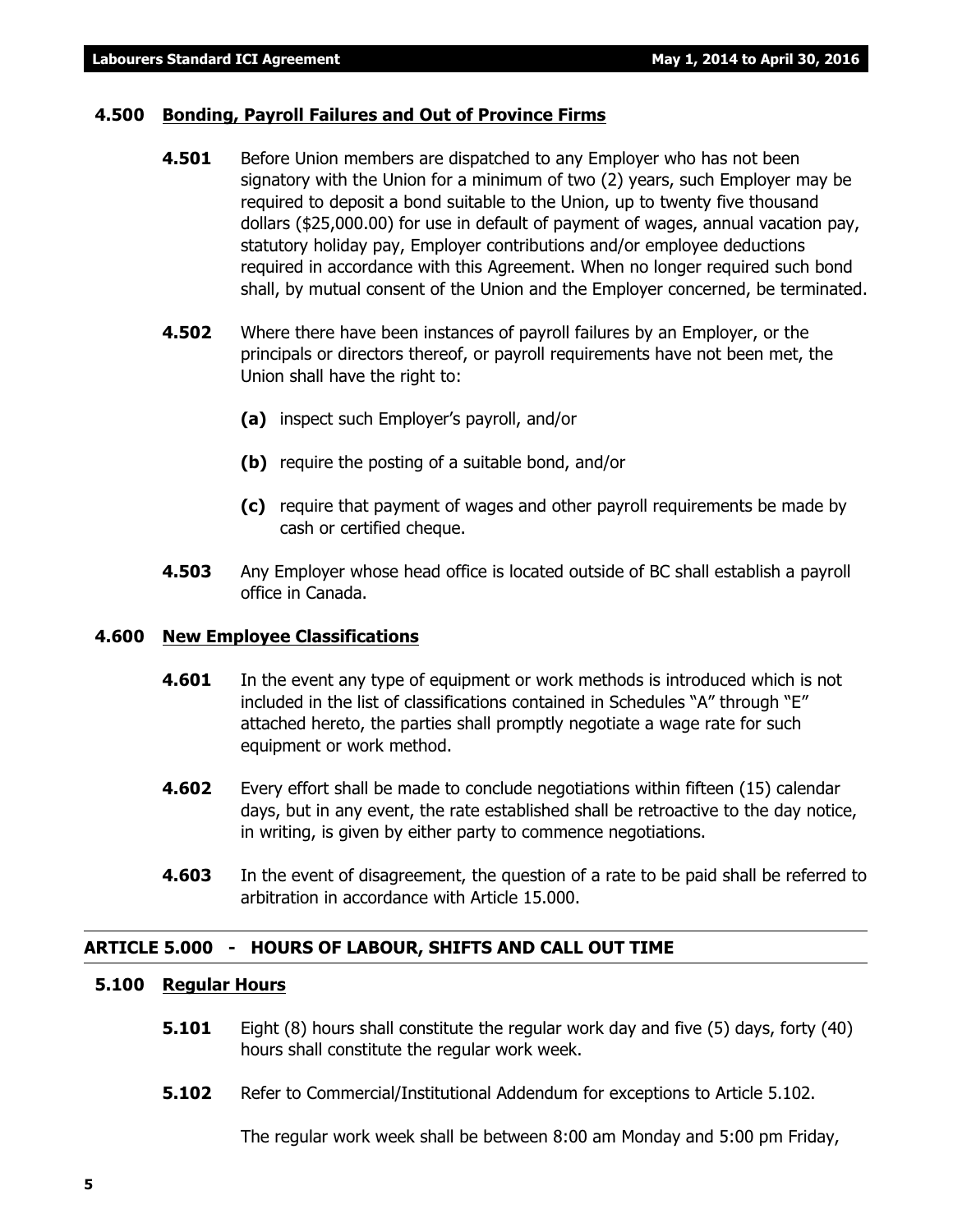### 4.500 Bonding, Payroll Failures and Out of Province Firms

**4.501** Before Union members are dispatched to any Employer who has not been signatory with the Union for a minimum of two (2) years, such Employer may be required to deposit a bond suitable to the Union, up to twenty five thousand dollars ($25,000.00) for use in default of payment of wages, annual vacation pay, statutory holiday pay, Employer contributions and/or employee deductions required in accordance with this Agreement. When no longer required such bond shall, by mutual consent of the Union and the Employer concerned, be terminated.

**4.502** Where there have been instances of payroll failures by an Employer, or the principals or directors thereof, or payroll requirements have not been met, the Union shall have the right to:

- **(a)** inspect such Employer's payroll, and/or
- **(b)** require the posting of a suitable bond, and/or
- **(c)** require that payment of wages and other payroll requirements be made by cash or certified cheque.

**4.503** Any Employer whose head office is located outside of BC shall establish a payroll office in Canada.

### 4.600 New Employee Classifications

**4.601** In the event any type of equipment or work methods is introduced which is not included in the list of classifications contained in Schedules "A" through "E" attached hereto, the parties shall promptly negotiate a wage rate for such equipment or work method.

**4.602** Every effort shall be made to conclude negotiations within fifteen (15) calendar days, but in any event, the rate established shall be retroactive to the day notice, in writing, is given by either party to commence negotiations.

**4.603** In the event of disagreement, the question of a rate to be paid shall be referred to arbitration in accordance with Article 15.000.

## ARTICLE 5.000 - HOURS OF LABOUR, SHIFTS AND CALL OUT TIME

### 5.100 Regular Hours

**5.101** Eight (8) hours shall constitute the regular work day and five (5) days, forty (40) hours shall constitute the regular work week.

**5.102** Refer to Commercial/Institutional Addendum for exceptions to Article 5.102.

The regular work week shall be between 8:00 am Monday and 5:00 pm Friday,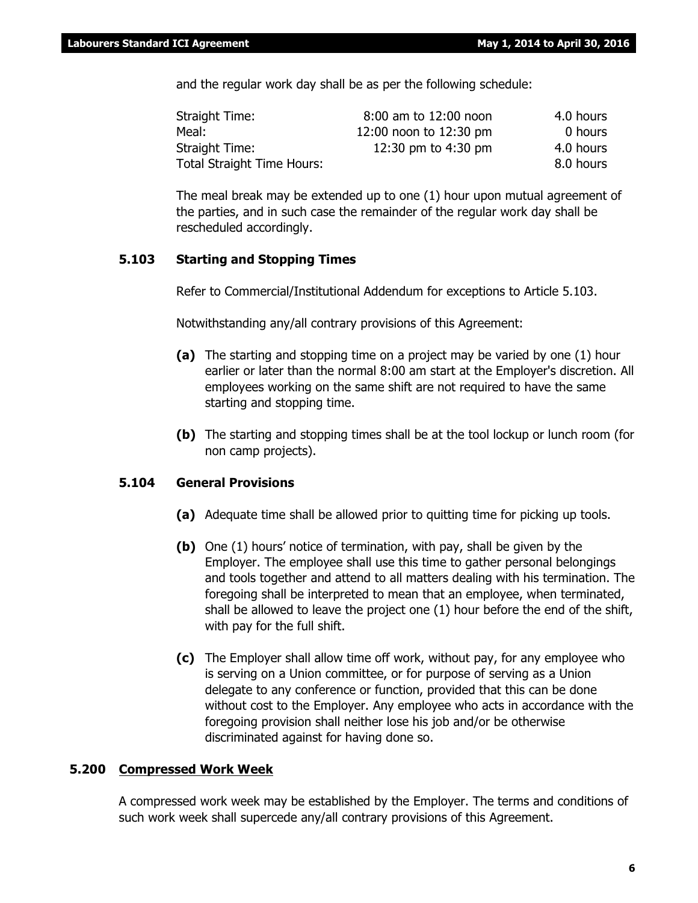and the regular work day shall be as per the following schedule:

| | | |
|---|---|---|
| Straight Time: | 8:00 am to 12:00 noon | 4.0 hours |
| Meal: | 12:00 noon to 12:30 pm | 0 hours |
| Straight Time: | 12:30 pm to 4:30 pm | 4.0 hours |
| Total Straight Time Hours: | | 8.0 hours |

The meal break may be extended up to one (1) hour upon mutual agreement of the parties, and in such case the remainder of the regular work day shall be rescheduled accordingly.

### 5.103 Starting and Stopping Times

Refer to Commercial/Institutional Addendum for exceptions to Article 5.103.

Notwithstanding any/all contrary provisions of this Agreement:

**(a)** The starting and stopping time on a project may be varied by one (1) hour earlier or later than the normal 8:00 am start at the Employer's discretion. All employees working on the same shift are not required to have the same starting and stopping time.

**(b)** The starting and stopping times shall be at the tool lockup or lunch room (for non camp projects).

### 5.104 General Provisions

**(a)** Adequate time shall be allowed prior to quitting time for picking up tools.

**(b)** One (1) hours' notice of termination, with pay, shall be given by the Employer. The employee shall use this time to gather personal belongings and tools together and attend to all matters dealing with his termination. The foregoing shall be interpreted to mean that an employee, when terminated, shall be allowed to leave the project one (1) hour before the end of the shift, with pay for the full shift.

**(c)** The Employer shall allow time off work, without pay, for any employee who is serving on a Union committee, or for purpose of serving as a Union delegate to any conference or function, provided that this can be done without cost to the Employer. Any employee who acts in accordance with the foregoing provision shall neither lose his job and/or be otherwise discriminated against for having done so.

## 5.200 Compressed Work Week

A compressed work week may be established by the Employer. The terms and conditions of such work week shall supercede any/all contrary provisions of this Agreement.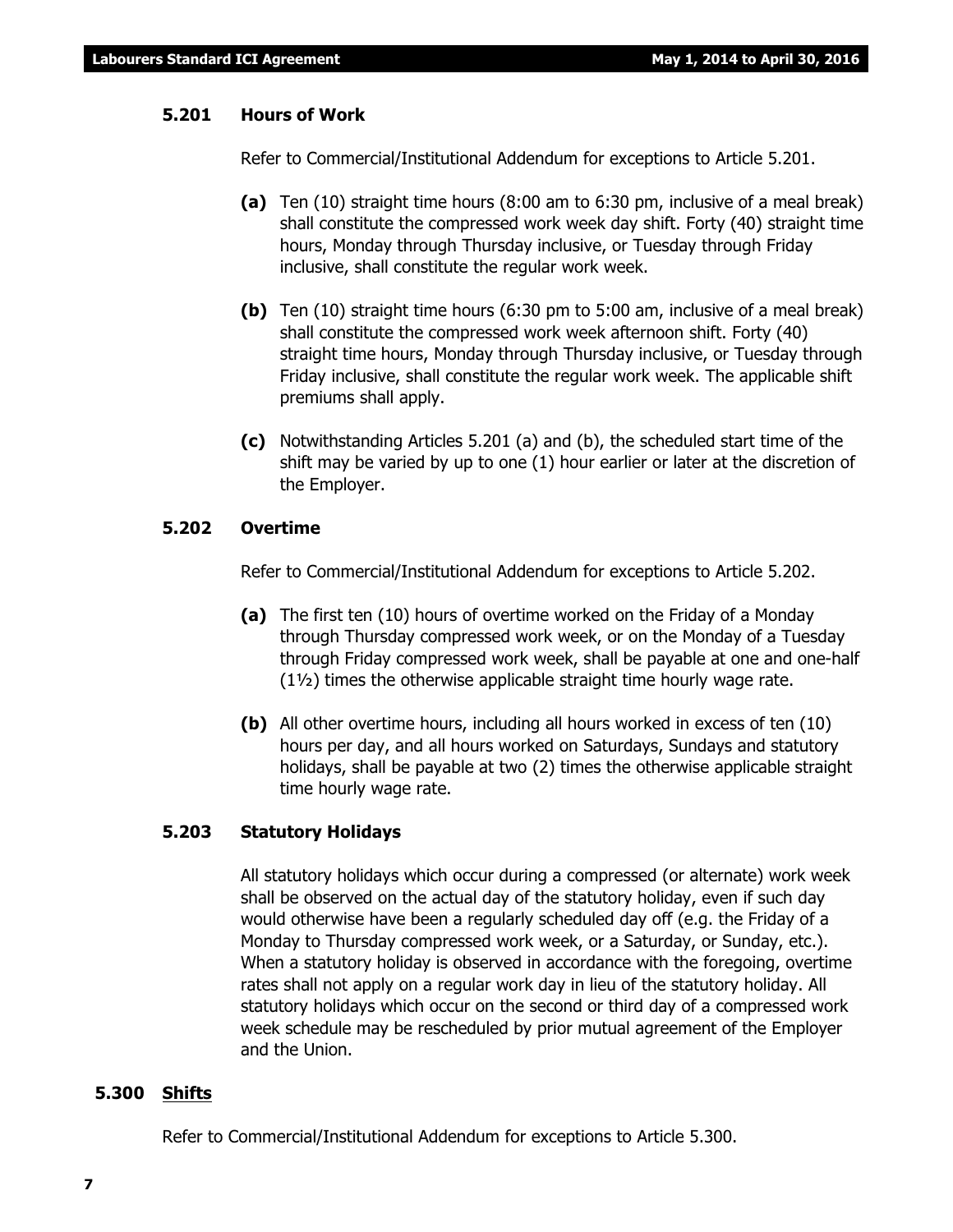### 5.201 Hours of Work

Refer to Commercial/Institutional Addendum for exceptions to Article 5.201.

**(a)** Ten (10) straight time hours (8:00 am to 6:30 pm, inclusive of a meal break) shall constitute the compressed work week day shift. Forty (40) straight time hours, Monday through Thursday inclusive, or Tuesday through Friday inclusive, shall constitute the regular work week.

**(b)** Ten (10) straight time hours (6:30 pm to 5:00 am, inclusive of a meal break) shall constitute the compressed work week afternoon shift. Forty (40) straight time hours, Monday through Thursday inclusive, or Tuesday through Friday inclusive, shall constitute the regular work week. The applicable shift premiums shall apply.

**(c)** Notwithstanding Articles 5.201 (a) and (b), the scheduled start time of the shift may be varied by up to one (1) hour earlier or later at the discretion of the Employer.

### 5.202 Overtime

Refer to Commercial/Institutional Addendum for exceptions to Article 5.202.

**(a)** The first ten (10) hours of overtime worked on the Friday of a Monday through Thursday compressed work week, or on the Monday of a Tuesday through Friday compressed work week, shall be payable at one and one-half (1½) times the otherwise applicable straight time hourly wage rate.

**(b)** All other overtime hours, including all hours worked in excess of ten (10) hours per day, and all hours worked on Saturdays, Sundays and statutory holidays, shall be payable at two (2) times the otherwise applicable straight time hourly wage rate.

### 5.203 Statutory Holidays

All statutory holidays which occur during a compressed (or alternate) work week shall be observed on the actual day of the statutory holiday, even if such day would otherwise have been a regularly scheduled day off (e.g. the Friday of a Monday to Thursday compressed work week, or a Saturday, or Sunday, etc.). When a statutory holiday is observed in accordance with the foregoing, overtime rates shall not apply on a regular work day in lieu of the statutory holiday. All statutory holidays which occur on the second or third day of a compressed work week schedule may be rescheduled by prior mutual agreement of the Employer and the Union.

## 5.300 Shifts

Refer to Commercial/Institutional Addendum for exceptions to Article 5.300.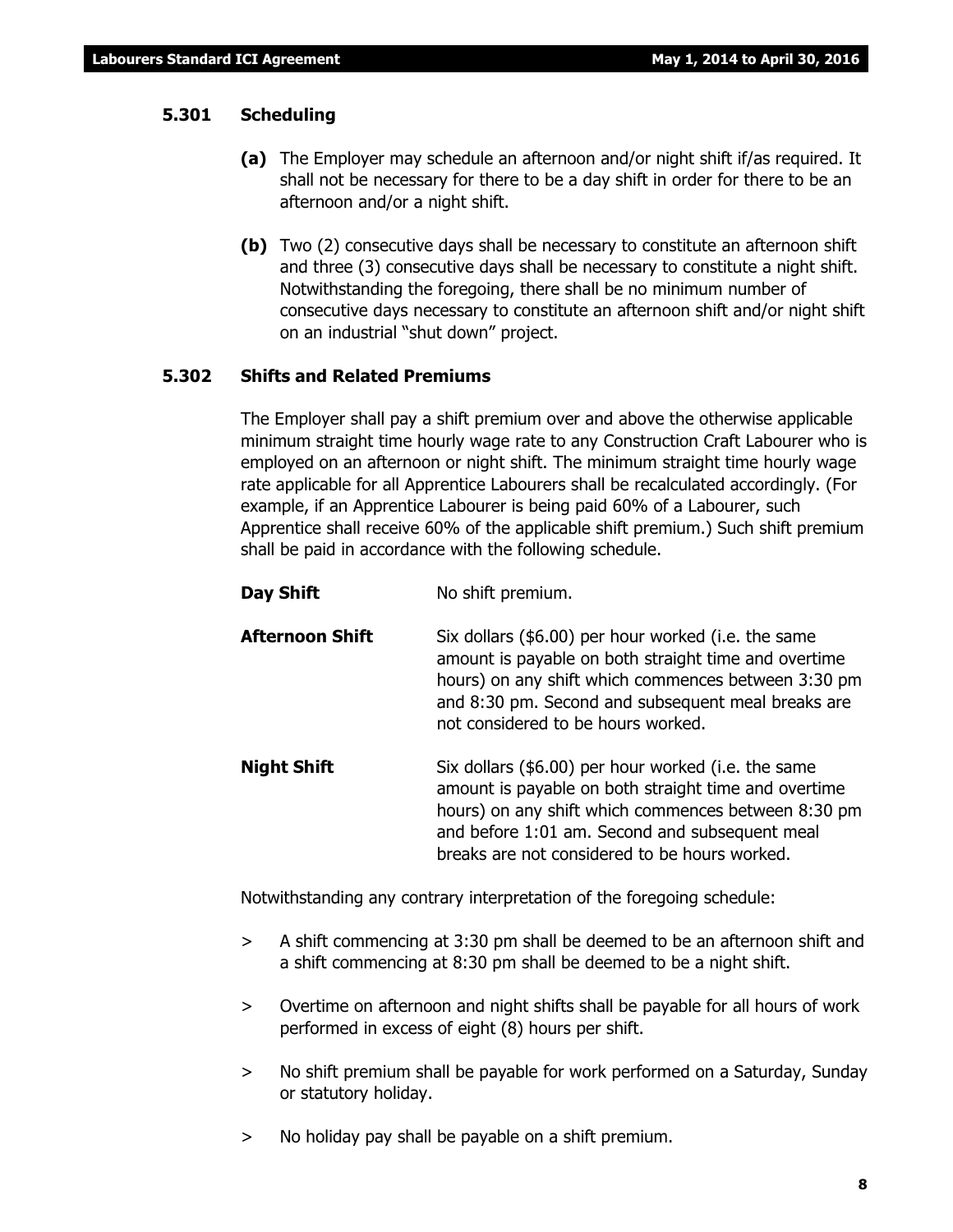### 5.301 Scheduling

**(a)** The Employer may schedule an afternoon and/or night shift if/as required. It shall not be necessary for there to be a day shift in order for there to be an afternoon and/or a night shift.

**(b)** Two (2) consecutive days shall be necessary to constitute an afternoon shift and three (3) consecutive days shall be necessary to constitute a night shift. Notwithstanding the foregoing, there shall be no minimum number of consecutive days necessary to constitute an afternoon shift and/or night shift on an industrial "shut down" project.

### 5.302 Shifts and Related Premiums

The Employer shall pay a shift premium over and above the otherwise applicable minimum straight time hourly wage rate to any Construction Craft Labourer who is employed on an afternoon or night shift. The minimum straight time hourly wage rate applicable for all Apprentice Labourers shall be recalculated accordingly. (For example, if an Apprentice Labourer is being paid 60% of a Labourer, such Apprentice shall receive 60% of the applicable shift premium.) Such shift premium shall be paid in accordance with the following schedule.

**Day Shift** — No shift premium.

**Afternoon Shift** — Six dollars ($6.00) per hour worked (i.e. the same amount is payable on both straight time and overtime hours) on any shift which commences between 3:30 pm and 8:30 pm. Second and subsequent meal breaks are not considered to be hours worked.

**Night Shift** — Six dollars ($6.00) per hour worked (i.e. the same amount is payable on both straight time and overtime hours) on any shift which commences between 8:30 pm and before 1:01 am. Second and subsequent meal breaks are not considered to be hours worked.

Notwithstanding any contrary interpretation of the foregoing schedule:

> A shift commencing at 3:30 pm shall be deemed to be an afternoon shift and a shift commencing at 8:30 pm shall be deemed to be a night shift.

> Overtime on afternoon and night shifts shall be payable for all hours of work performed in excess of eight (8) hours per shift.

> No shift premium shall be payable for work performed on a Saturday, Sunday or statutory holiday.

> No holiday pay shall be payable on a shift premium.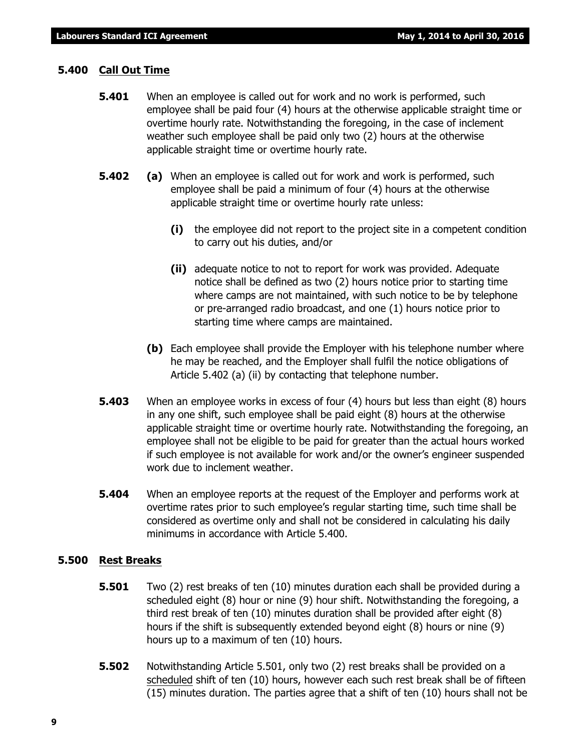### 5.400 Call Out Time

**5.401** When an employee is called out for work and no work is performed, such employee shall be paid four (4) hours at the otherwise applicable straight time or overtime hourly rate. Notwithstanding the foregoing, in the case of inclement weather such employee shall be paid only two (2) hours at the otherwise applicable straight time or overtime hourly rate.

**5.402** **(a)** When an employee is called out for work and work is performed, such employee shall be paid a minimum of four (4) hours at the otherwise applicable straight time or overtime hourly rate unless:

- **(i)** the employee did not report to the project site in a competent condition to carry out his duties, and/or
- **(ii)** adequate notice to not to report for work was provided. Adequate notice shall be defined as two (2) hours notice prior to starting time where camps are not maintained, with such notice to be by telephone or pre-arranged radio broadcast, and one (1) hours notice prior to starting time where camps are maintained.

**(b)** Each employee shall provide the Employer with his telephone number where he may be reached, and the Employer shall fulfil the notice obligations of Article 5.402 (a) (ii) by contacting that telephone number.

**5.403** When an employee works in excess of four (4) hours but less than eight (8) hours in any one shift, such employee shall be paid eight (8) hours at the otherwise applicable straight time or overtime hourly rate. Notwithstanding the foregoing, an employee shall not be eligible to be paid for greater than the actual hours worked if such employee is not available for work and/or the owner's engineer suspended work due to inclement weather.

**5.404** When an employee reports at the request of the Employer and performs work at overtime rates prior to such employee's regular starting time, such time shall be considered as overtime only and shall not be considered in calculating his daily minimums in accordance with Article 5.400.

### 5.500 Rest Breaks

**5.501** Two (2) rest breaks of ten (10) minutes duration each shall be provided during a scheduled eight (8) hour or nine (9) hour shift. Notwithstanding the foregoing, a third rest break of ten (10) minutes duration shall be provided after eight (8) hours if the shift is subsequently extended beyond eight (8) hours or nine (9) hours up to a maximum of ten (10) hours.

**5.502** Notwithstanding Article 5.501, only two (2) rest breaks shall be provided on a scheduled shift of ten (10) hours, however each such rest break shall be of fifteen (15) minutes duration. The parties agree that a shift of ten (10) hours shall not be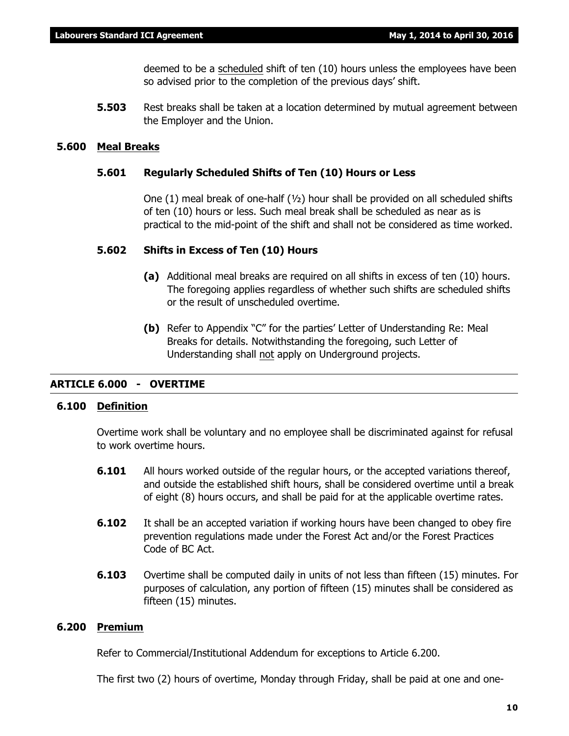deemed to be a scheduled shift of ten (10) hours unless the employees have been so advised prior to the completion of the previous days' shift.

**5.503** Rest breaks shall be taken at a location determined by mutual agreement between the Employer and the Union.

### 5.600 Meal Breaks

#### 5.601 Regularly Scheduled Shifts of Ten (10) Hours or Less

One (1) meal break of one-half (½) hour shall be provided on all scheduled shifts of ten (10) hours or less. Such meal break shall be scheduled as near as is practical to the mid-point of the shift and shall not be considered as time worked.

#### 5.602 Shifts in Excess of Ten (10) Hours

**(a)** Additional meal breaks are required on all shifts in excess of ten (10) hours. The foregoing applies regardless of whether such shifts are scheduled shifts or the result of unscheduled overtime.

**(b)** Refer to Appendix "C" for the parties' Letter of Understanding Re: Meal Breaks for details. Notwithstanding the foregoing, such Letter of Understanding shall not apply on Underground projects.

## ARTICLE 6.000 - OVERTIME

### 6.100 Definition

Overtime work shall be voluntary and no employee shall be discriminated against for refusal to work overtime hours.

**6.101** All hours worked outside of the regular hours, or the accepted variations thereof, and outside the established shift hours, shall be considered overtime until a break of eight (8) hours occurs, and shall be paid for at the applicable overtime rates.

**6.102** It shall be an accepted variation if working hours have been changed to obey fire prevention regulations made under the Forest Act and/or the Forest Practices Code of BC Act.

**6.103** Overtime shall be computed daily in units of not less than fifteen (15) minutes. For purposes of calculation, any portion of fifteen (15) minutes shall be considered as fifteen (15) minutes.

### 6.200 Premium

Refer to Commercial/Institutional Addendum for exceptions to Article 6.200.

The first two (2) hours of overtime, Monday through Friday, shall be paid at one and one-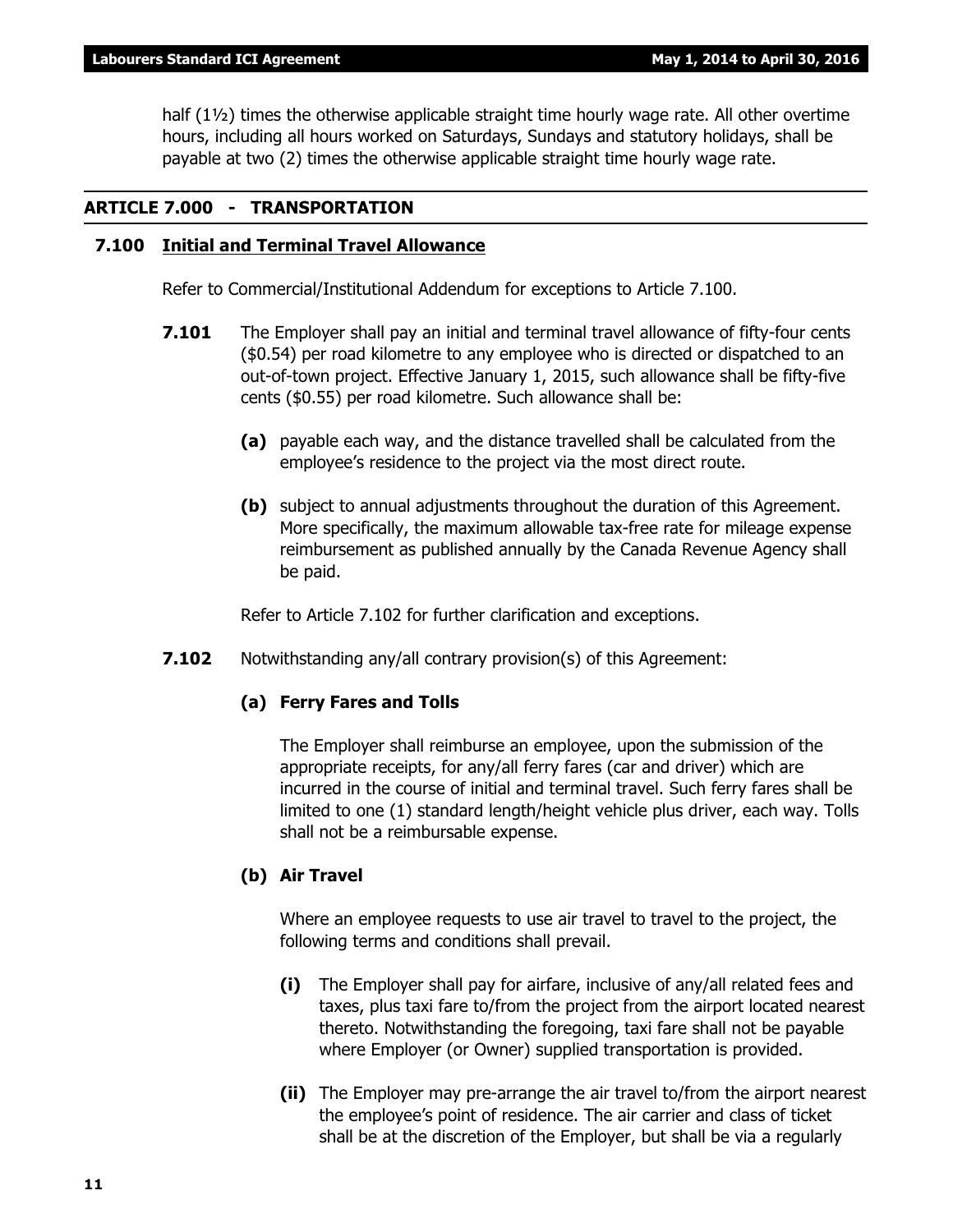half (1½) times the otherwise applicable straight time hourly wage rate. All other overtime hours, including all hours worked on Saturdays, Sundays and statutory holidays, shall be payable at two (2) times the otherwise applicable straight time hourly wage rate.

## ARTICLE 7.000 - TRANSPORTATION

### 7.100 Initial and Terminal Travel Allowance

Refer to Commercial/Institutional Addendum for exceptions to Article 7.100.

**7.101** The Employer shall pay an initial and terminal travel allowance of fifty-four cents ($0.54) per road kilometre to any employee who is directed or dispatched to an out-of-town project. Effective January 1, 2015, such allowance shall be fifty-five cents ($0.55) per road kilometre. Such allowance shall be:

**(a)** payable each way, and the distance travelled shall be calculated from the employee's residence to the project via the most direct route.

**(b)** subject to annual adjustments throughout the duration of this Agreement. More specifically, the maximum allowable tax-free rate for mileage expense reimbursement as published annually by the Canada Revenue Agency shall be paid.

Refer to Article 7.102 for further clarification and exceptions.

**7.102** Notwithstanding any/all contrary provision(s) of this Agreement:

**(a) Ferry Fares and Tolls**

The Employer shall reimburse an employee, upon the submission of the appropriate receipts, for any/all ferry fares (car and driver) which are incurred in the course of initial and terminal travel. Such ferry fares shall be limited to one (1) standard length/height vehicle plus driver, each way. Tolls shall not be a reimbursable expense.

**(b) Air Travel**

Where an employee requests to use air travel to travel to the project, the following terms and conditions shall prevail.

**(i)** The Employer shall pay for airfare, inclusive of any/all related fees and taxes, plus taxi fare to/from the project from the airport located nearest thereto. Notwithstanding the foregoing, taxi fare shall not be payable where Employer (or Owner) supplied transportation is provided.

**(ii)** The Employer may pre-arrange the air travel to/from the airport nearest the employee's point of residence. The air carrier and class of ticket shall be at the discretion of the Employer, but shall be via a regularly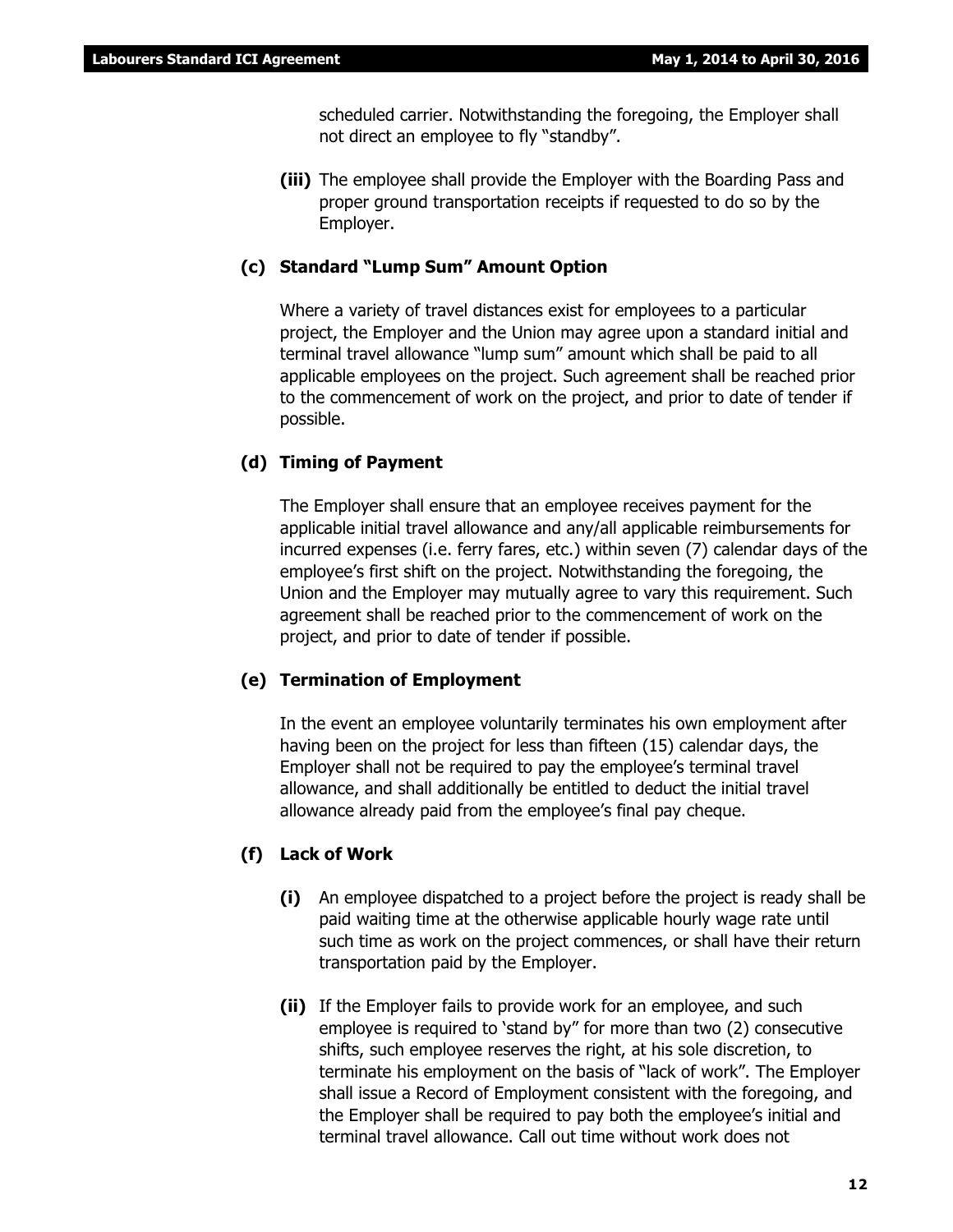scheduled carrier. Notwithstanding the foregoing, the Employer shall not direct an employee to fly "standby".

**(iii)** The employee shall provide the Employer with the Boarding Pass and proper ground transportation receipts if requested to do so by the Employer.

### (c) Standard "Lump Sum" Amount Option

Where a variety of travel distances exist for employees to a particular project, the Employer and the Union may agree upon a standard initial and terminal travel allowance "lump sum" amount which shall be paid to all applicable employees on the project. Such agreement shall be reached prior to the commencement of work on the project, and prior to date of tender if possible.

### (d) Timing of Payment

The Employer shall ensure that an employee receives payment for the applicable initial travel allowance and any/all applicable reimbursements for incurred expenses (i.e. ferry fares, etc.) within seven (7) calendar days of the employee's first shift on the project. Notwithstanding the foregoing, the Union and the Employer may mutually agree to vary this requirement. Such agreement shall be reached prior to the commencement of work on the project, and prior to date of tender if possible.

### (e) Termination of Employment

In the event an employee voluntarily terminates his own employment after having been on the project for less than fifteen (15) calendar days, the Employer shall not be required to pay the employee's terminal travel allowance, and shall additionally be entitled to deduct the initial travel allowance already paid from the employee's final pay cheque.

### (f) Lack of Work

**(i)** An employee dispatched to a project before the project is ready shall be paid waiting time at the otherwise applicable hourly wage rate until such time as work on the project commences, or shall have their return transportation paid by the Employer.

**(ii)** If the Employer fails to provide work for an employee, and such employee is required to 'stand by" for more than two (2) consecutive shifts, such employee reserves the right, at his sole discretion, to terminate his employment on the basis of "lack of work". The Employer shall issue a Record of Employment consistent with the foregoing, and the Employer shall be required to pay both the employee's initial and terminal travel allowance. Call out time without work does not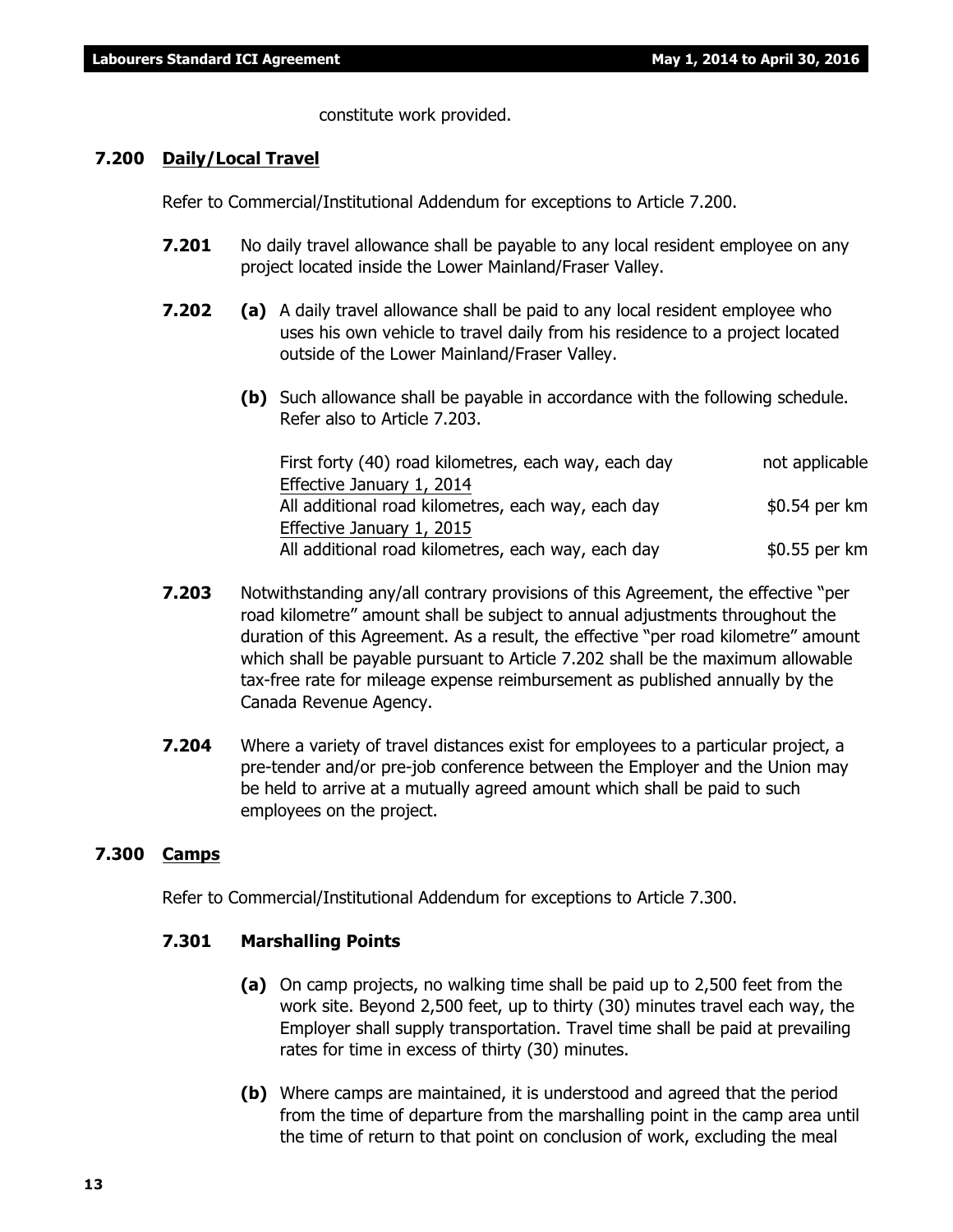constitute work provided.

### 7.200 Daily/Local Travel

Refer to Commercial/Institutional Addendum for exceptions to Article 7.200.

**7.201** No daily travel allowance shall be payable to any local resident employee on any project located inside the Lower Mainland/Fraser Valley.

**7.202** **(a)** A daily travel allowance shall be paid to any local resident employee who uses his own vehicle to travel daily from his residence to a project located outside of the Lower Mainland/Fraser Valley.

**(b)** Such allowance shall be payable in accordance with the following schedule. Refer also to Article 7.203.

| | |
|---|---|
| First forty (40) road kilometres, each way, each day | not applicable |
| <u>Effective January 1, 2014</u> | |
| All additional road kilometres, each way, each day | $0.54 per km |
| <u>Effective January 1, 2015</u> | |
| All additional road kilometres, each way, each day | $0.55 per km |

**7.203** Notwithstanding any/all contrary provisions of this Agreement, the effective "per road kilometre" amount shall be subject to annual adjustments throughout the duration of this Agreement. As a result, the effective "per road kilometre" amount which shall be payable pursuant to Article 7.202 shall be the maximum allowable tax-free rate for mileage expense reimbursement as published annually by the Canada Revenue Agency.

**7.204** Where a variety of travel distances exist for employees to a particular project, a pre-tender and/or pre-job conference between the Employer and the Union may be held to arrive at a mutually agreed amount which shall be paid to such employees on the project.

### 7.300 Camps

Refer to Commercial/Institutional Addendum for exceptions to Article 7.300.

#### 7.301 Marshalling Points

**(a)** On camp projects, no walking time shall be paid up to 2,500 feet from the work site. Beyond 2,500 feet, up to thirty (30) minutes travel each way, the Employer shall supply transportation. Travel time shall be paid at prevailing rates for time in excess of thirty (30) minutes.

**(b)** Where camps are maintained, it is understood and agreed that the period from the time of departure from the marshalling point in the camp area until the time of return to that point on conclusion of work, excluding the meal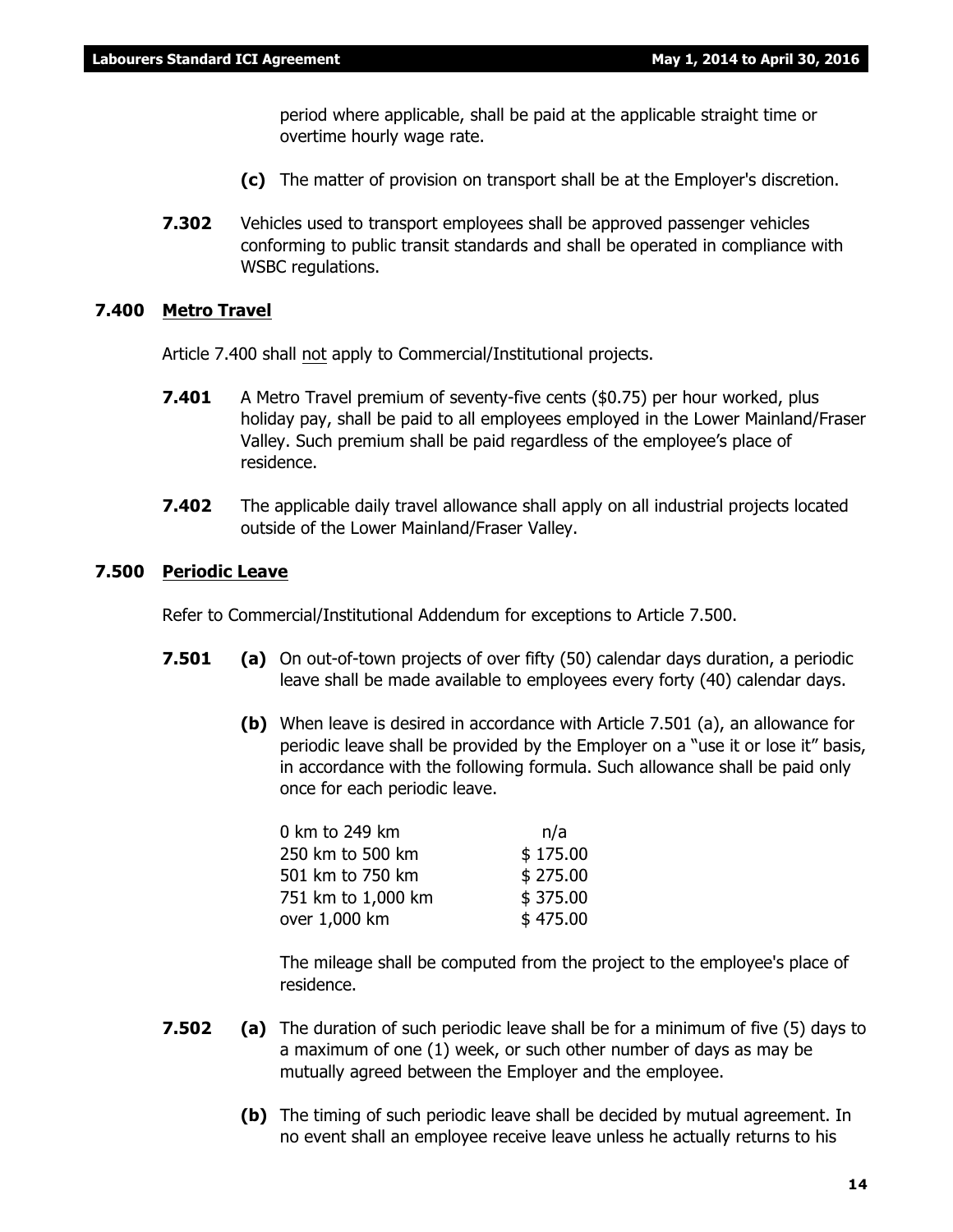period where applicable, shall be paid at the applicable straight time or overtime hourly wage rate.

**(c)** The matter of provision on transport shall be at the Employer's discretion.

**7.302** Vehicles used to transport employees shall be approved passenger vehicles conforming to public transit standards and shall be operated in compliance with WSBC regulations.

### 7.400 Metro Travel

Article 7.400 shall not apply to Commercial/Institutional projects.

**7.401** A Metro Travel premium of seventy-five cents ($0.75) per hour worked, plus holiday pay, shall be paid to all employees employed in the Lower Mainland/Fraser Valley. Such premium shall be paid regardless of the employee's place of residence.

**7.402** The applicable daily travel allowance shall apply on all industrial projects located outside of the Lower Mainland/Fraser Valley.

### 7.500 Periodic Leave

Refer to Commercial/Institutional Addendum for exceptions to Article 7.500.

**7.501 (a)** On out-of-town projects of over fifty (50) calendar days duration, a periodic leave shall be made available to employees every forty (40) calendar days.

**(b)** When leave is desired in accordance with Article 7.501 (a), an allowance for periodic leave shall be provided by the Employer on a "use it or lose it" basis, in accordance with the following formula. Such allowance shall be paid only once for each periodic leave.

| Distance | Allowance |
|---|---|
| 0 km to 249 km | n/a |
| 250 km to 500 km | $ 175.00 |
| 501 km to 750 km | $ 275.00 |
| 751 km to 1,000 km | $ 375.00 |
| over 1,000 km | $ 475.00 |

The mileage shall be computed from the project to the employee's place of residence.

**7.502 (a)** The duration of such periodic leave shall be for a minimum of five (5) days to a maximum of one (1) week, or such other number of days as may be mutually agreed between the Employer and the employee.

**(b)** The timing of such periodic leave shall be decided by mutual agreement. In no event shall an employee receive leave unless he actually returns to his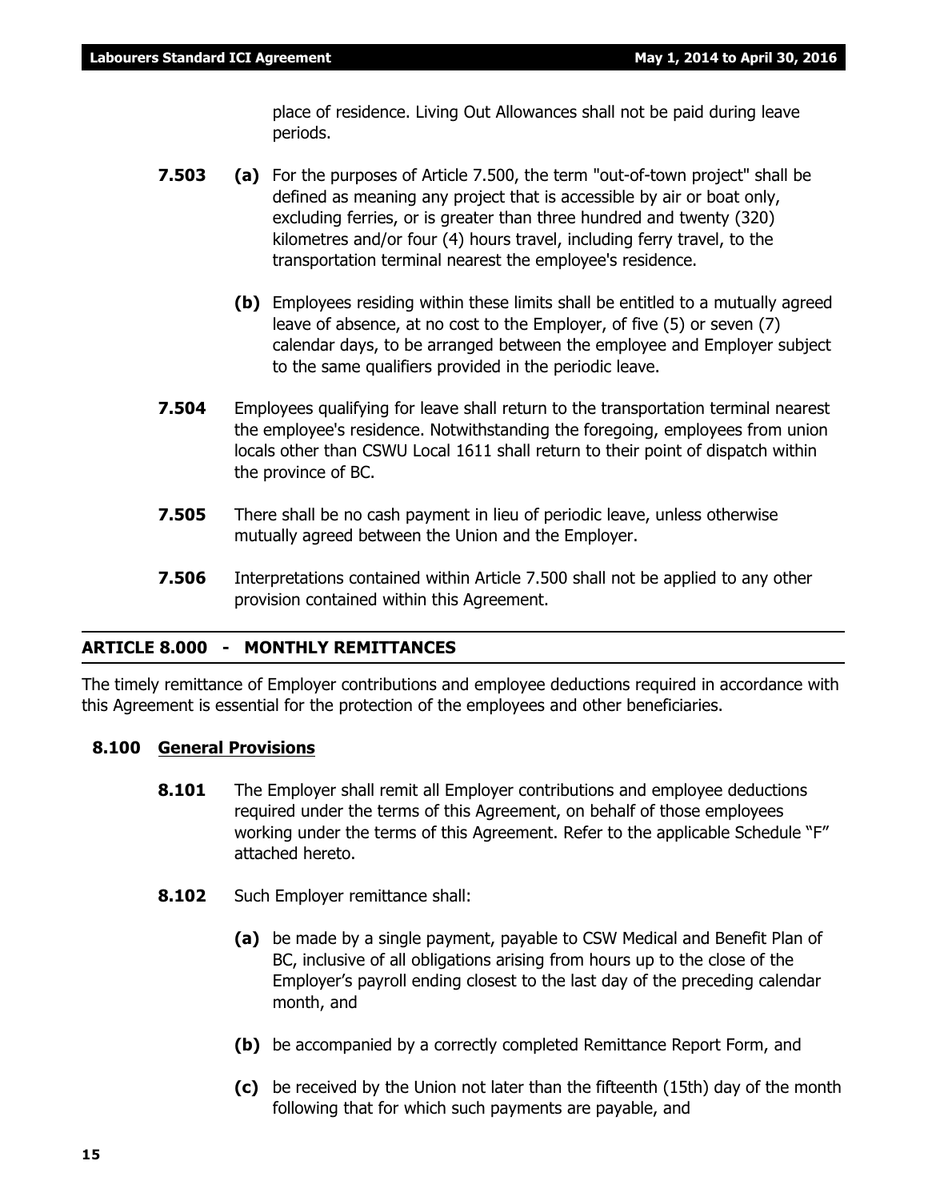place of residence. Living Out Allowances shall not be paid during leave periods.

**7.503** **(a)** For the purposes of Article 7.500, the term "out-of-town project" shall be defined as meaning any project that is accessible by air or boat only, excluding ferries, or is greater than three hundred and twenty (320) kilometres and/or four (4) hours travel, including ferry travel, to the transportation terminal nearest the employee's residence.

**(b)** Employees residing within these limits shall be entitled to a mutually agreed leave of absence, at no cost to the Employer, of five (5) or seven (7) calendar days, to be arranged between the employee and Employer subject to the same qualifiers provided in the periodic leave.

**7.504** Employees qualifying for leave shall return to the transportation terminal nearest the employee's residence. Notwithstanding the foregoing, employees from union locals other than CSWU Local 1611 shall return to their point of dispatch within the province of BC.

**7.505** There shall be no cash payment in lieu of periodic leave, unless otherwise mutually agreed between the Union and the Employer.

**7.506** Interpretations contained within Article 7.500 shall not be applied to any other provision contained within this Agreement.

## ARTICLE 8.000 - MONTHLY REMITTANCES

The timely remittance of Employer contributions and employee deductions required in accordance with this Agreement is essential for the protection of the employees and other beneficiaries.

### 8.100 General Provisions

**8.101** The Employer shall remit all Employer contributions and employee deductions required under the terms of this Agreement, on behalf of those employees working under the terms of this Agreement. Refer to the applicable Schedule "F" attached hereto.

**8.102** Such Employer remittance shall:

**(a)** be made by a single payment, payable to CSW Medical and Benefit Plan of BC, inclusive of all obligations arising from hours up to the close of the Employer's payroll ending closest to the last day of the preceding calendar month, and

**(b)** be accompanied by a correctly completed Remittance Report Form, and

**(c)** be received by the Union not later than the fifteenth (15th) day of the month following that for which such payments are payable, and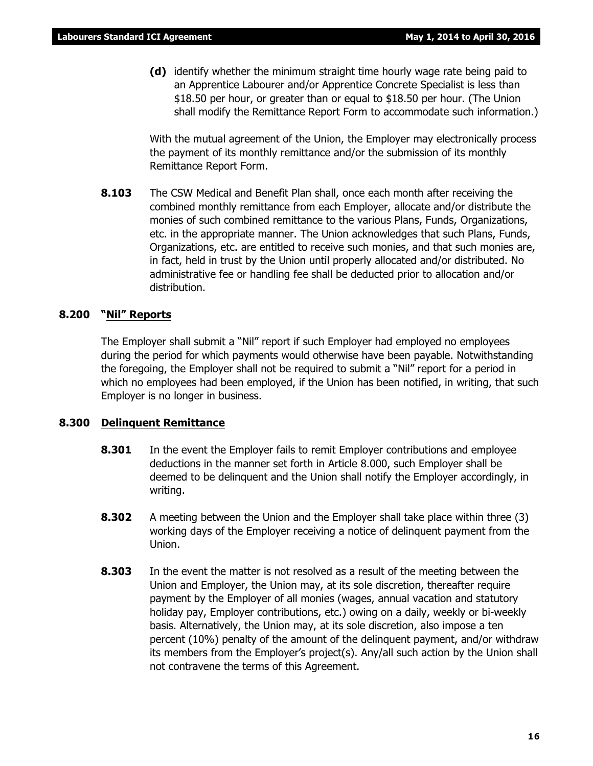**(d)** identify whether the minimum straight time hourly wage rate being paid to an Apprentice Labourer and/or Apprentice Concrete Specialist is less than $18.50 per hour, or greater than or equal to $18.50 per hour. (The Union shall modify the Remittance Report Form to accommodate such information.)

With the mutual agreement of the Union, the Employer may electronically process the payment of its monthly remittance and/or the submission of its monthly Remittance Report Form.

**8.103** The CSW Medical and Benefit Plan shall, once each month after receiving the combined monthly remittance from each Employer, allocate and/or distribute the monies of such combined remittance to the various Plans, Funds, Organizations, etc. in the appropriate manner. The Union acknowledges that such Plans, Funds, Organizations, etc. are entitled to receive such monies, and that such monies are, in fact, held in trust by the Union until properly allocated and/or distributed. No administrative fee or handling fee shall be deducted prior to allocation and/or distribution.

## 8.200 "Nil" Reports

The Employer shall submit a "Nil" report if such Employer had employed no employees during the period for which payments would otherwise have been payable. Notwithstanding the foregoing, the Employer shall not be required to submit a "Nil" report for a period in which no employees had been employed, if the Union has been notified, in writing, that such Employer is no longer in business.

## 8.300 Delinquent Remittance

**8.301** In the event the Employer fails to remit Employer contributions and employee deductions in the manner set forth in Article 8.000, such Employer shall be deemed to be delinquent and the Union shall notify the Employer accordingly, in writing.

**8.302** A meeting between the Union and the Employer shall take place within three (3) working days of the Employer receiving a notice of delinquent payment from the Union.

**8.303** In the event the matter is not resolved as a result of the meeting between the Union and Employer, the Union may, at its sole discretion, thereafter require payment by the Employer of all monies (wages, annual vacation and statutory holiday pay, Employer contributions, etc.) owing on a daily, weekly or bi-weekly basis. Alternatively, the Union may, at its sole discretion, also impose a ten percent (10%) penalty of the amount of the delinquent payment, and/or withdraw its members from the Employer's project(s). Any/all such action by the Union shall not contravene the terms of this Agreement.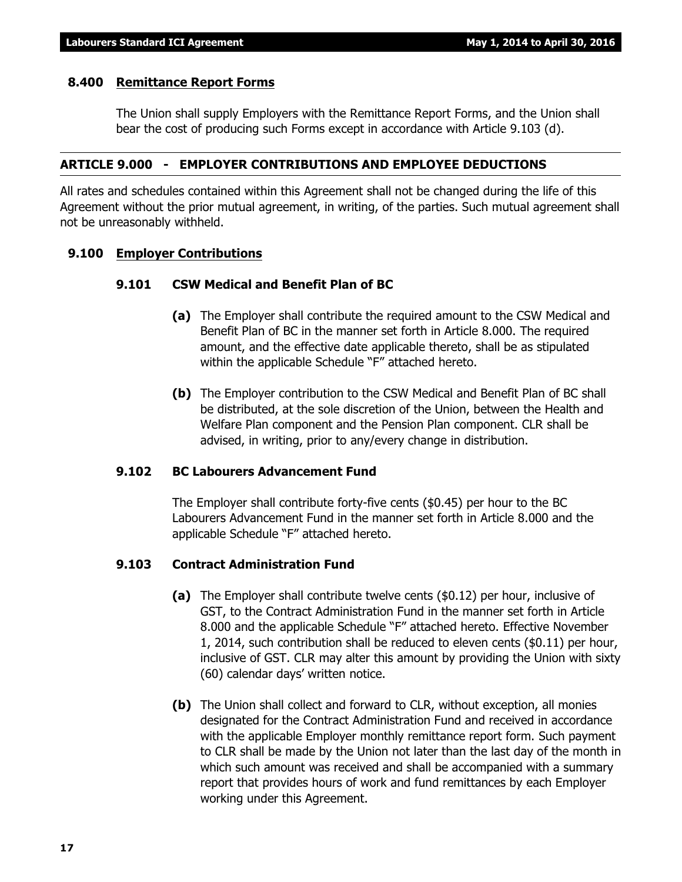### 8.400 Remittance Report Forms

The Union shall supply Employers with the Remittance Report Forms, and the Union shall bear the cost of producing such Forms except in accordance with Article 9.103 (d).

## ARTICLE 9.000 - EMPLOYER CONTRIBUTIONS AND EMPLOYEE DEDUCTIONS

All rates and schedules contained within this Agreement shall not be changed during the life of this Agreement without the prior mutual agreement, in writing, of the parties. Such mutual agreement shall not be unreasonably withheld.

### 9.100 Employer Contributions

#### 9.101 CSW Medical and Benefit Plan of BC

**(a)** The Employer shall contribute the required amount to the CSW Medical and Benefit Plan of BC in the manner set forth in Article 8.000. The required amount, and the effective date applicable thereto, shall be as stipulated within the applicable Schedule "F" attached hereto.

**(b)** The Employer contribution to the CSW Medical and Benefit Plan of BC shall be distributed, at the sole discretion of the Union, between the Health and Welfare Plan component and the Pension Plan component. CLR shall be advised, in writing, prior to any/every change in distribution.

#### 9.102 BC Labourers Advancement Fund

The Employer shall contribute forty-five cents ($0.45) per hour to the BC Labourers Advancement Fund in the manner set forth in Article 8.000 and the applicable Schedule "F" attached hereto.

#### 9.103 Contract Administration Fund

**(a)** The Employer shall contribute twelve cents ($0.12) per hour, inclusive of GST, to the Contract Administration Fund in the manner set forth in Article 8.000 and the applicable Schedule "F" attached hereto. Effective November 1, 2014, such contribution shall be reduced to eleven cents ($0.11) per hour, inclusive of GST. CLR may alter this amount by providing the Union with sixty (60) calendar days' written notice.

**(b)** The Union shall collect and forward to CLR, without exception, all monies designated for the Contract Administration Fund and received in accordance with the applicable Employer monthly remittance report form. Such payment to CLR shall be made by the Union not later than the last day of the month in which such amount was received and shall be accompanied with a summary report that provides hours of work and fund remittances by each Employer working under this Agreement.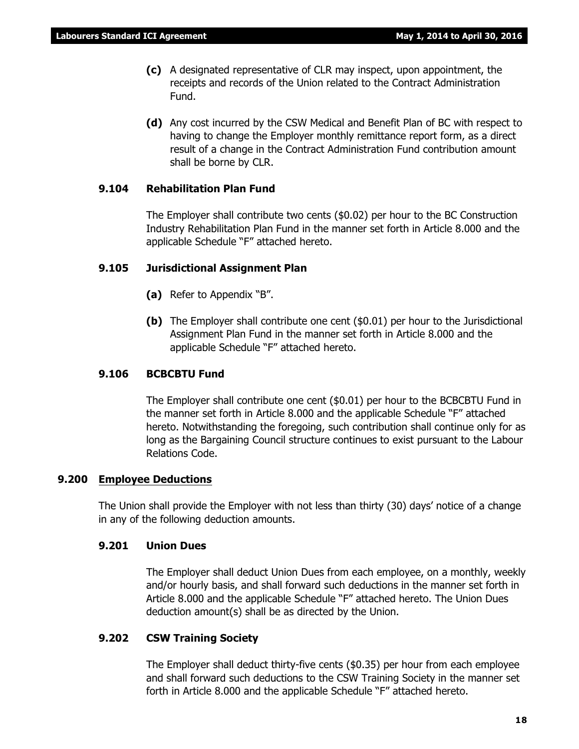**(c)** A designated representative of CLR may inspect, upon appointment, the receipts and records of the Union related to the Contract Administration Fund.

**(d)** Any cost incurred by the CSW Medical and Benefit Plan of BC with respect to having to change the Employer monthly remittance report form, as a direct result of a change in the Contract Administration Fund contribution amount shall be borne by CLR.

### 9.104 Rehabilitation Plan Fund

The Employer shall contribute two cents ($0.02) per hour to the BC Construction Industry Rehabilitation Plan Fund in the manner set forth in Article 8.000 and the applicable Schedule "F" attached hereto.

### 9.105 Jurisdictional Assignment Plan

**(a)** Refer to Appendix "B".

**(b)** The Employer shall contribute one cent ($0.01) per hour to the Jurisdictional Assignment Plan Fund in the manner set forth in Article 8.000 and the applicable Schedule "F" attached hereto.

### 9.106 BCBCBTU Fund

The Employer shall contribute one cent ($0.01) per hour to the BCBCBTU Fund in the manner set forth in Article 8.000 and the applicable Schedule "F" attached hereto. Notwithstanding the foregoing, such contribution shall continue only for as long as the Bargaining Council structure continues to exist pursuant to the Labour Relations Code.

## 9.200 Employee Deductions

The Union shall provide the Employer with not less than thirty (30) days' notice of a change in any of the following deduction amounts.

### 9.201 Union Dues

The Employer shall deduct Union Dues from each employee, on a monthly, weekly and/or hourly basis, and shall forward such deductions in the manner set forth in Article 8.000 and the applicable Schedule "F" attached hereto. The Union Dues deduction amount(s) shall be as directed by the Union.

### 9.202 CSW Training Society

The Employer shall deduct thirty-five cents ($0.35) per hour from each employee and shall forward such deductions to the CSW Training Society in the manner set forth in Article 8.000 and the applicable Schedule "F" attached hereto.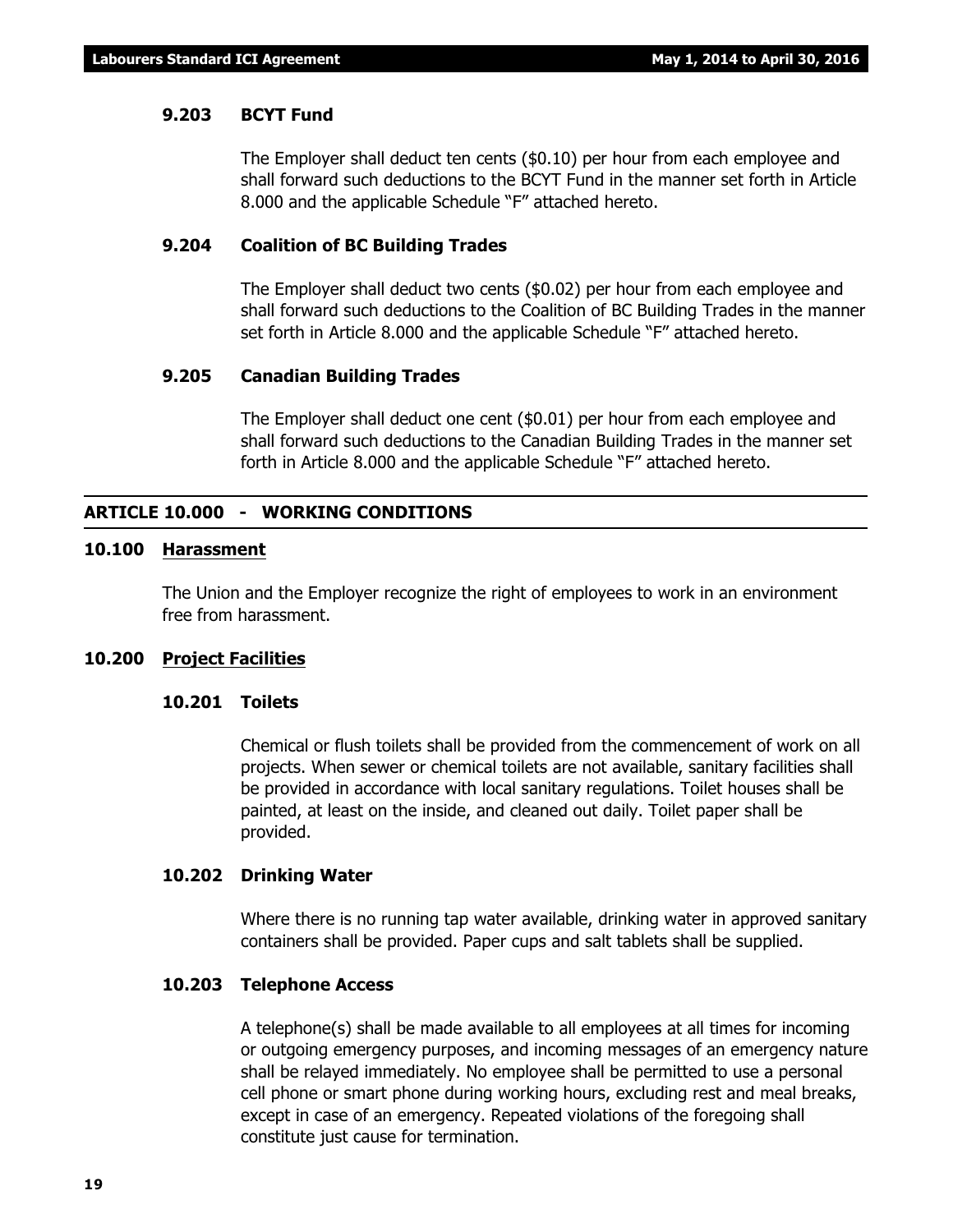### 9.203 BCYT Fund

The Employer shall deduct ten cents ($0.10) per hour from each employee and shall forward such deductions to the BCYT Fund in the manner set forth in Article 8.000 and the applicable Schedule "F" attached hereto.

### 9.204 Coalition of BC Building Trades

The Employer shall deduct two cents ($0.02) per hour from each employee and shall forward such deductions to the Coalition of BC Building Trades in the manner set forth in Article 8.000 and the applicable Schedule "F" attached hereto.

### 9.205 Canadian Building Trades

The Employer shall deduct one cent ($0.01) per hour from each employee and shall forward such deductions to the Canadian Building Trades in the manner set forth in Article 8.000 and the applicable Schedule "F" attached hereto.

## ARTICLE 10.000 - WORKING CONDITIONS

### 10.100 <u>Harassment</u>

The Union and the Employer recognize the right of employees to work in an environment free from harassment.

### 10.200 <u>Project Facilities</u>

#### 10.201 Toilets

Chemical or flush toilets shall be provided from the commencement of work on all projects. When sewer or chemical toilets are not available, sanitary facilities shall be provided in accordance with local sanitary regulations. Toilet houses shall be painted, at least on the inside, and cleaned out daily. Toilet paper shall be provided.

#### 10.202 Drinking Water

Where there is no running tap water available, drinking water in approved sanitary containers shall be provided. Paper cups and salt tablets shall be supplied.

#### 10.203 Telephone Access

A telephone(s) shall be made available to all employees at all times for incoming or outgoing emergency purposes, and incoming messages of an emergency nature shall be relayed immediately. No employee shall be permitted to use a personal cell phone or smart phone during working hours, excluding rest and meal breaks, except in case of an emergency. Repeated violations of the foregoing shall constitute just cause for termination.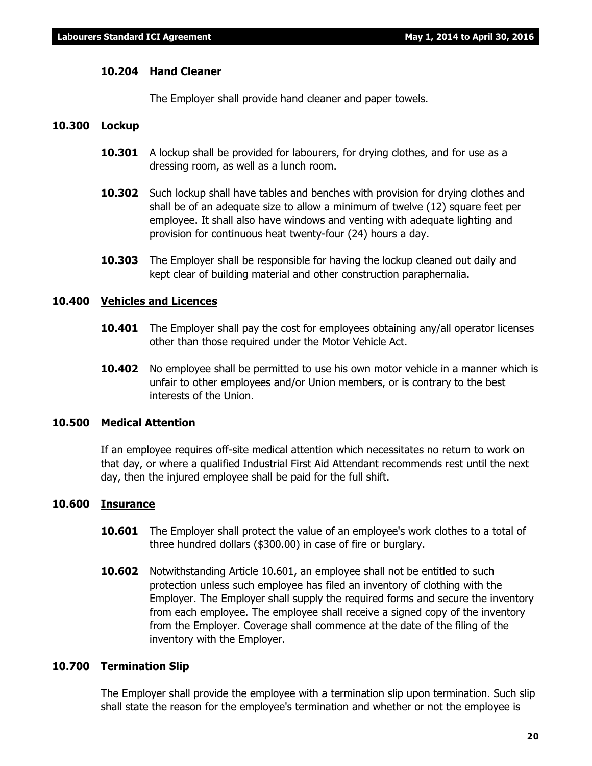**10.204 Hand Cleaner**

The Employer shall provide hand cleaner and paper towels.

## 10.300 Lockup

**10.301** A lockup shall be provided for labourers, for drying clothes, and for use as a dressing room, as well as a lunch room.

**10.302** Such lockup shall have tables and benches with provision for drying clothes and shall be of an adequate size to allow a minimum of twelve (12) square feet per employee. It shall also have windows and venting with adequate lighting and provision for continuous heat twenty-four (24) hours a day.

**10.303** The Employer shall be responsible for having the lockup cleaned out daily and kept clear of building material and other construction paraphernalia.

## 10.400 Vehicles and Licences

**10.401** The Employer shall pay the cost for employees obtaining any/all operator licenses other than those required under the Motor Vehicle Act.

**10.402** No employee shall be permitted to use his own motor vehicle in a manner which is unfair to other employees and/or Union members, or is contrary to the best interests of the Union.

## 10.500 Medical Attention

If an employee requires off-site medical attention which necessitates no return to work on that day, or where a qualified Industrial First Aid Attendant recommends rest until the next day, then the injured employee shall be paid for the full shift.

## 10.600 Insurance

**10.601** The Employer shall protect the value of an employee's work clothes to a total of three hundred dollars ($300.00) in case of fire or burglary.

**10.602** Notwithstanding Article 10.601, an employee shall not be entitled to such protection unless such employee has filed an inventory of clothing with the Employer. The Employer shall supply the required forms and secure the inventory from each employee. The employee shall receive a signed copy of the inventory from the Employer. Coverage shall commence at the date of the filing of the inventory with the Employer.

## 10.700 Termination Slip

The Employer shall provide the employee with a termination slip upon termination. Such slip shall state the reason for the employee's termination and whether or not the employee is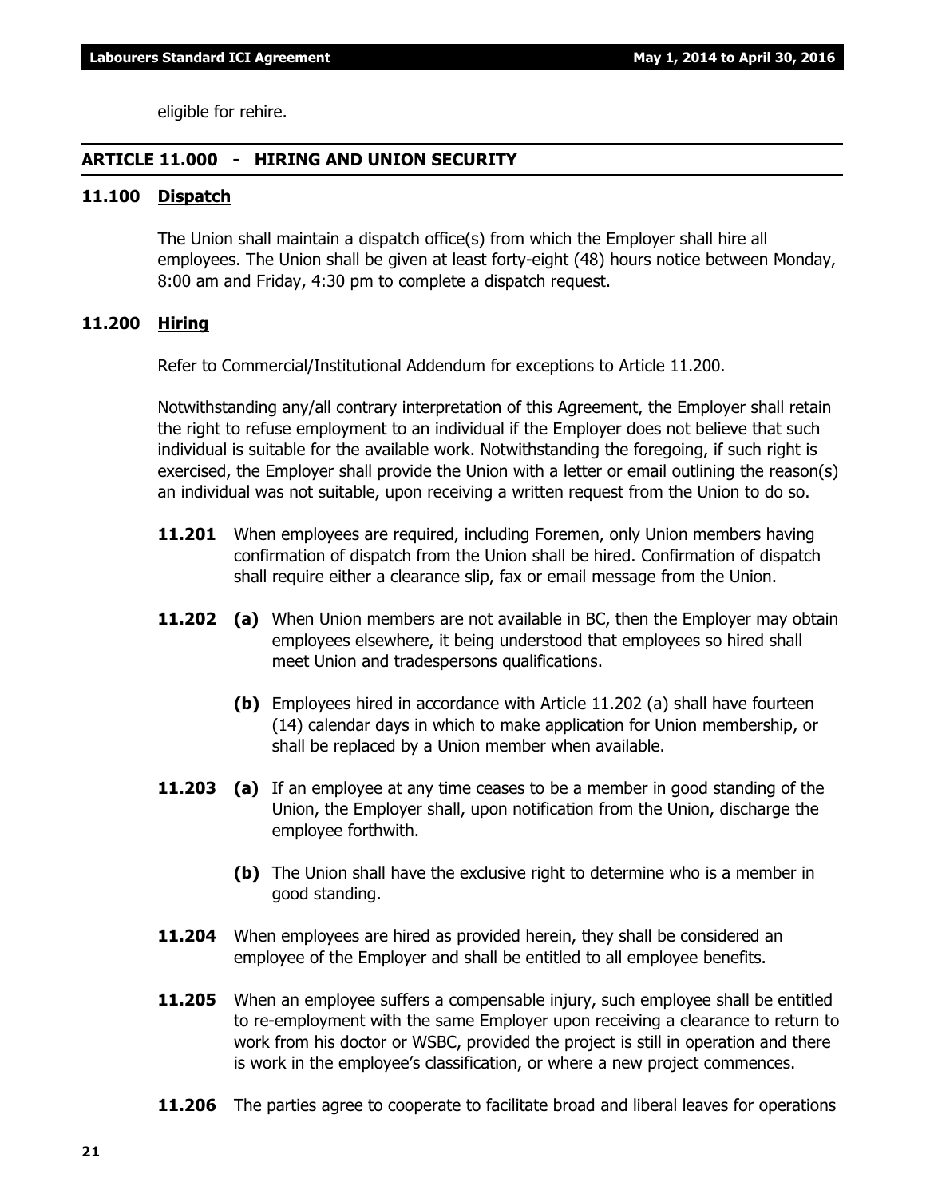eligible for rehire.

## ARTICLE 11.000 - HIRING AND UNION SECURITY

### 11.100 Dispatch

The Union shall maintain a dispatch office(s) from which the Employer shall hire all employees. The Union shall be given at least forty-eight (48) hours notice between Monday, 8:00 am and Friday, 4:30 pm to complete a dispatch request.

### 11.200 Hiring

Refer to Commercial/Institutional Addendum for exceptions to Article 11.200.

Notwithstanding any/all contrary interpretation of this Agreement, the Employer shall retain the right to refuse employment to an individual if the Employer does not believe that such individual is suitable for the available work. Notwithstanding the foregoing, if such right is exercised, the Employer shall provide the Union with a letter or email outlining the reason(s) an individual was not suitable, upon receiving a written request from the Union to do so.

**11.201** When employees are required, including Foremen, only Union members having confirmation of dispatch from the Union shall be hired. Confirmation of dispatch shall require either a clearance slip, fax or email message from the Union.

**11.202** **(a)** When Union members are not available in BC, then the Employer may obtain employees elsewhere, it being understood that employees so hired shall meet Union and tradespersons qualifications.

**(b)** Employees hired in accordance with Article 11.202 (a) shall have fourteen (14) calendar days in which to make application for Union membership, or shall be replaced by a Union member when available.

**11.203** **(a)** If an employee at any time ceases to be a member in good standing of the Union, the Employer shall, upon notification from the Union, discharge the employee forthwith.

**(b)** The Union shall have the exclusive right to determine who is a member in good standing.

**11.204** When employees are hired as provided herein, they shall be considered an employee of the Employer and shall be entitled to all employee benefits.

**11.205** When an employee suffers a compensable injury, such employee shall be entitled to re-employment with the same Employer upon receiving a clearance to return to work from his doctor or WSBC, provided the project is still in operation and there is work in the employee's classification, or where a new project commences.

**11.206** The parties agree to cooperate to facilitate broad and liberal leaves for operations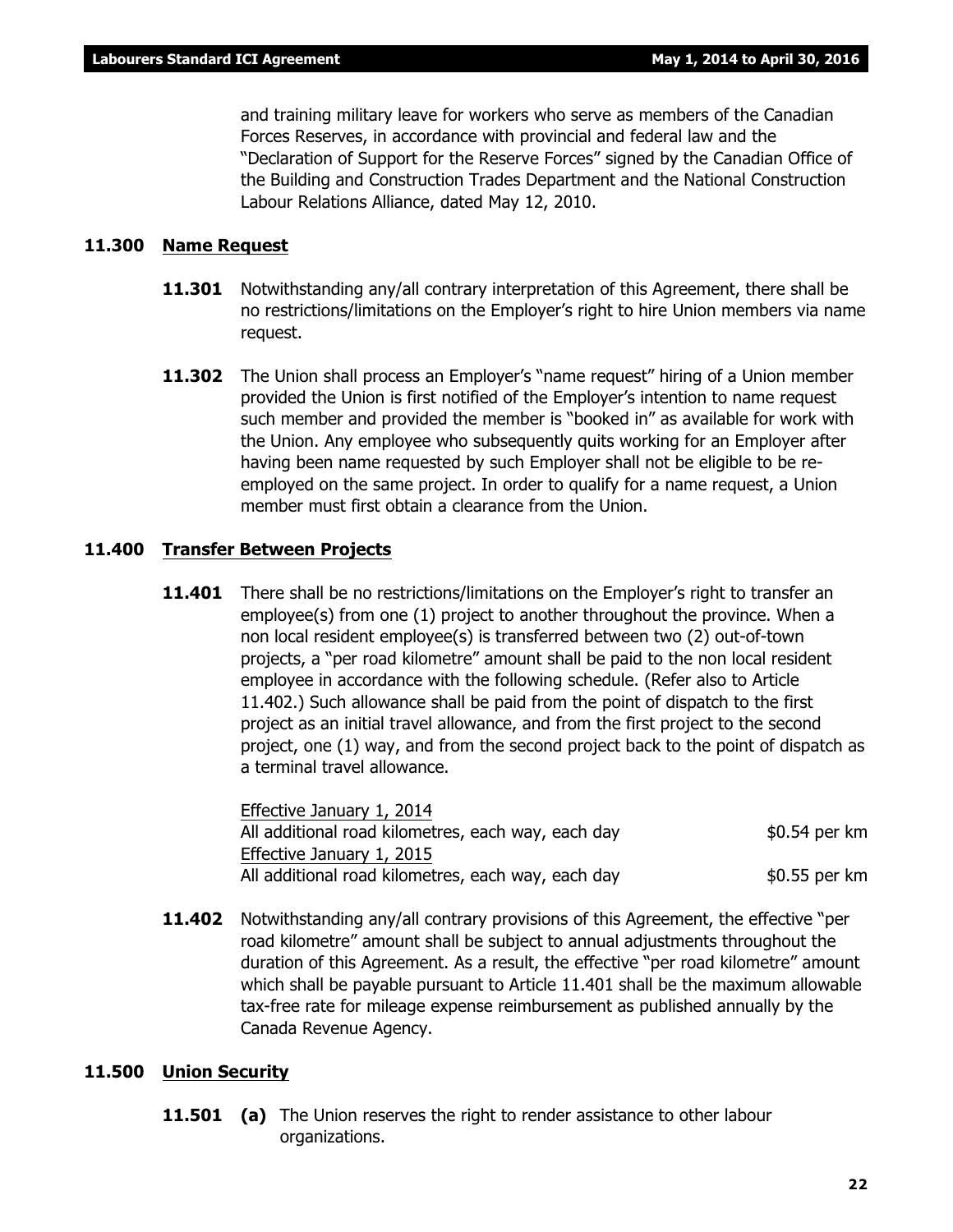and training military leave for workers who serve as members of the Canadian Forces Reserves, in accordance with provincial and federal law and the "Declaration of Support for the Reserve Forces" signed by the Canadian Office of the Building and Construction Trades Department and the National Construction Labour Relations Alliance, dated May 12, 2010.

## 11.300 Name Request

**11.301** Notwithstanding any/all contrary interpretation of this Agreement, there shall be no restrictions/limitations on the Employer's right to hire Union members via name request.

**11.302** The Union shall process an Employer's "name request" hiring of a Union member provided the Union is first notified of the Employer's intention to name request such member and provided the member is "booked in" as available for work with the Union. Any employee who subsequently quits working for an Employer after having been name requested by such Employer shall not be eligible to be re-employed on the same project. In order to qualify for a name request, a Union member must first obtain a clearance from the Union.

## 11.400 Transfer Between Projects

**11.401** There shall be no restrictions/limitations on the Employer's right to transfer an employee(s) from one (1) project to another throughout the province. When a non local resident employee(s) is transferred between two (2) out-of-town projects, a "per road kilometre" amount shall be paid to the non local resident employee in accordance with the following schedule. (Refer also to Article 11.402.) Such allowance shall be paid from the point of dispatch to the first project as an initial travel allowance, and from the first project to the second project, one (1) way, and from the second project back to the point of dispatch as a terminal travel allowance.

<u>Effective January 1, 2014</u>
All additional road kilometres, each way, each day $0.54 per km
<u>Effective January 1, 2015</u>
All additional road kilometres, each way, each day $0.55 per km

**11.402** Notwithstanding any/all contrary provisions of this Agreement, the effective "per road kilometre" amount shall be subject to annual adjustments throughout the duration of this Agreement. As a result, the effective "per road kilometre" amount which shall be payable pursuant to Article 11.401 shall be the maximum allowable tax-free rate for mileage expense reimbursement as published annually by the Canada Revenue Agency.

## 11.500 Union Security

**11.501** **(a)** The Union reserves the right to render assistance to other labour organizations.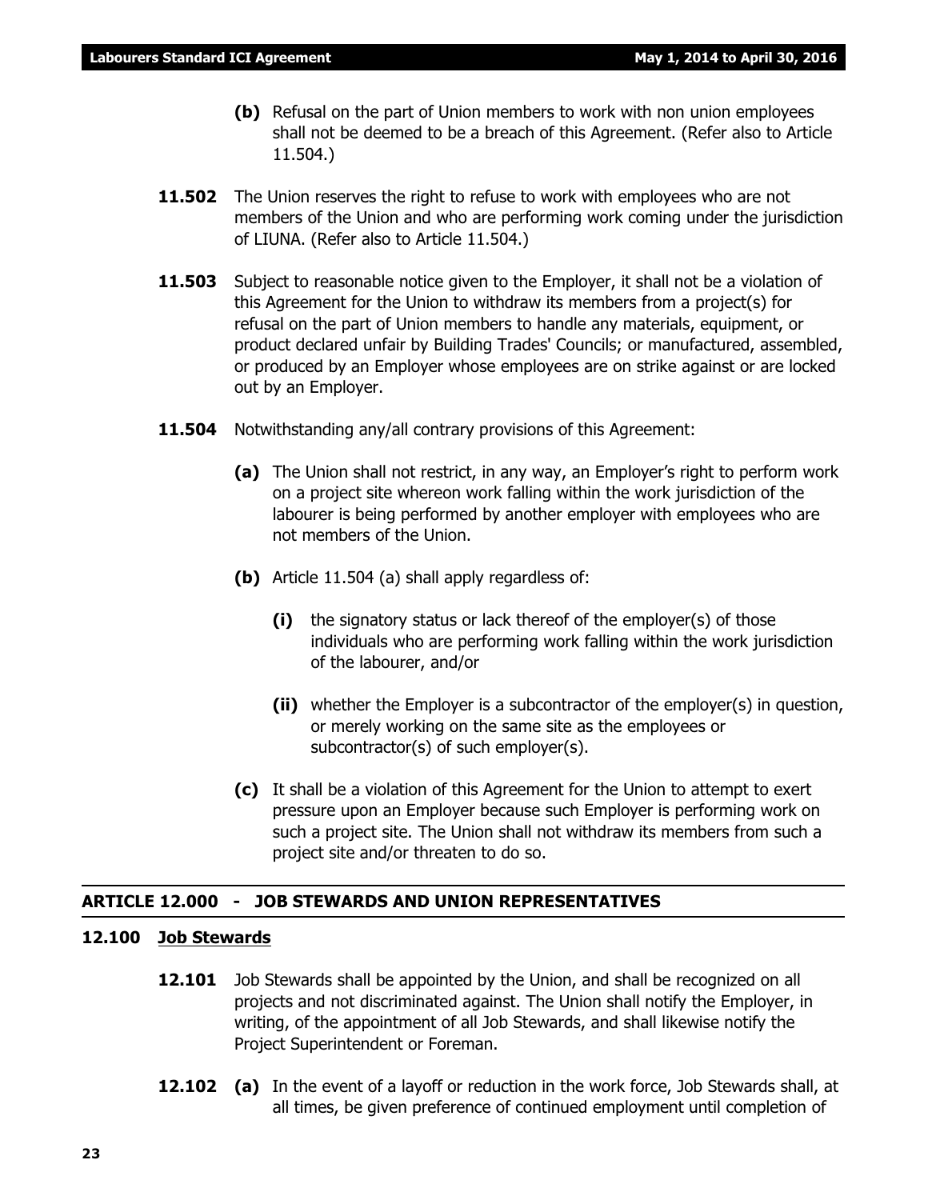**(b)** Refusal on the part of Union members to work with non union employees shall not be deemed to be a breach of this Agreement. (Refer also to Article 11.504.)

**11.502** The Union reserves the right to refuse to work with employees who are not members of the Union and who are performing work coming under the jurisdiction of LIUNA. (Refer also to Article 11.504.)

**11.503** Subject to reasonable notice given to the Employer, it shall not be a violation of this Agreement for the Union to withdraw its members from a project(s) for refusal on the part of Union members to handle any materials, equipment, or product declared unfair by Building Trades' Councils; or manufactured, assembled, or produced by an Employer whose employees are on strike against or are locked out by an Employer.

**11.504** Notwithstanding any/all contrary provisions of this Agreement:

**(a)** The Union shall not restrict, in any way, an Employer's right to perform work on a project site whereon work falling within the work jurisdiction of the labourer is being performed by another employer with employees who are not members of the Union.

**(b)** Article 11.504 (a) shall apply regardless of:

**(i)** the signatory status or lack thereof of the employer(s) of those individuals who are performing work falling within the work jurisdiction of the labourer, and/or

**(ii)** whether the Employer is a subcontractor of the employer(s) in question, or merely working on the same site as the employees or subcontractor(s) of such employer(s).

**(c)** It shall be a violation of this Agreement for the Union to attempt to exert pressure upon an Employer because such Employer is performing work on such a project site. The Union shall not withdraw its members from such a project site and/or threaten to do so.

## ARTICLE 12.000 - JOB STEWARDS AND UNION REPRESENTATIVES

### 12.100 Job Stewards

**12.101** Job Stewards shall be appointed by the Union, and shall be recognized on all projects and not discriminated against. The Union shall notify the Employer, in writing, of the appointment of all Job Stewards, and shall likewise notify the Project Superintendent or Foreman.

**12.102** **(a)** In the event of a layoff or reduction in the work force, Job Stewards shall, at all times, be given preference of continued employment until completion of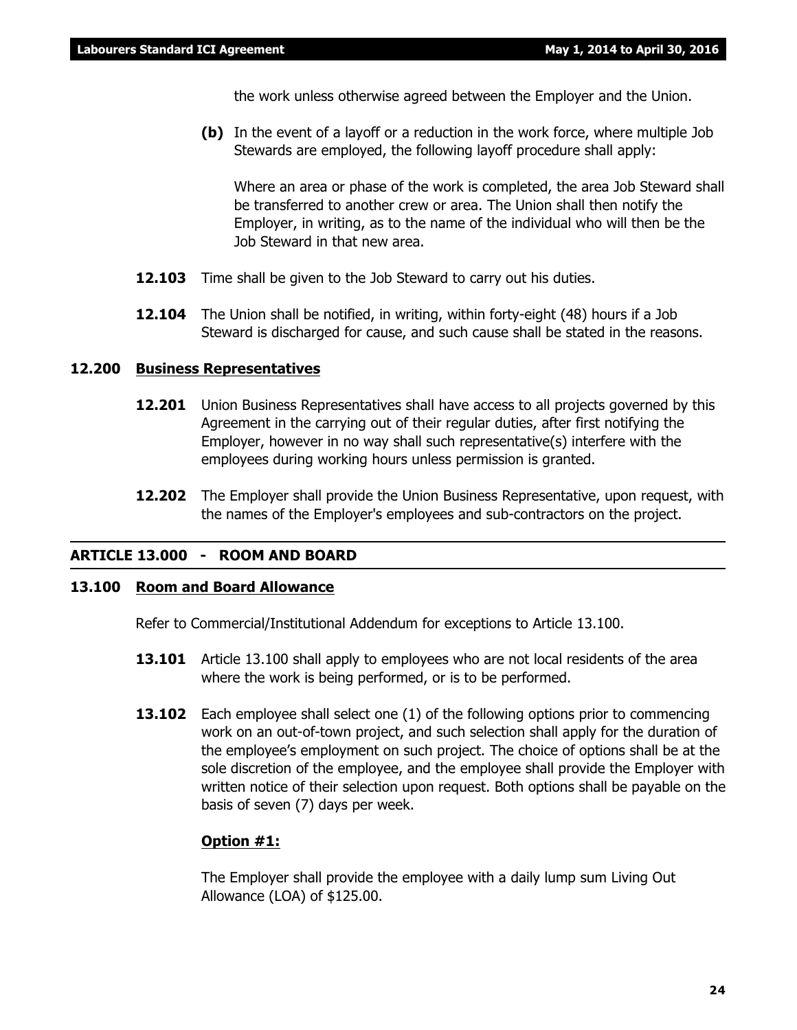the work unless otherwise agreed between the Employer and the Union.

**(b)** In the event of a layoff or a reduction in the work force, where multiple Job Stewards are employed, the following layoff procedure shall apply:

Where an area or phase of the work is completed, the area Job Steward shall be transferred to another crew or area. The Union shall then notify the Employer, in writing, as to the name of the individual who will then be the Job Steward in that new area.

**12.103** Time shall be given to the Job Steward to carry out his duties.

**12.104** The Union shall be notified, in writing, within forty-eight (48) hours if a Job Steward is discharged for cause, and such cause shall be stated in the reasons.

### 12.200 Business Representatives

**12.201** Union Business Representatives shall have access to all projects governed by this Agreement in the carrying out of their regular duties, after first notifying the Employer, however in no way shall such representative(s) interfere with the employees during working hours unless permission is granted.

**12.202** The Employer shall provide the Union Business Representative, upon request, with the names of the Employer's employees and sub-contractors on the project.

## ARTICLE 13.000 - ROOM AND BOARD

### 13.100 Room and Board Allowance

Refer to Commercial/Institutional Addendum for exceptions to Article 13.100.

**13.101** Article 13.100 shall apply to employees who are not local residents of the area where the work is being performed, or is to be performed.

**13.102** Each employee shall select one (1) of the following options prior to commencing work on an out-of-town project, and such selection shall apply for the duration of the employee's employment on such project. The choice of options shall be at the sole discretion of the employee, and the employee shall provide the Employer with written notice of their selection upon request. Both options shall be payable on the basis of seven (7) days per week.

**Option #1:**

The Employer shall provide the employee with a daily lump sum Living Out Allowance (LOA) of $125.00.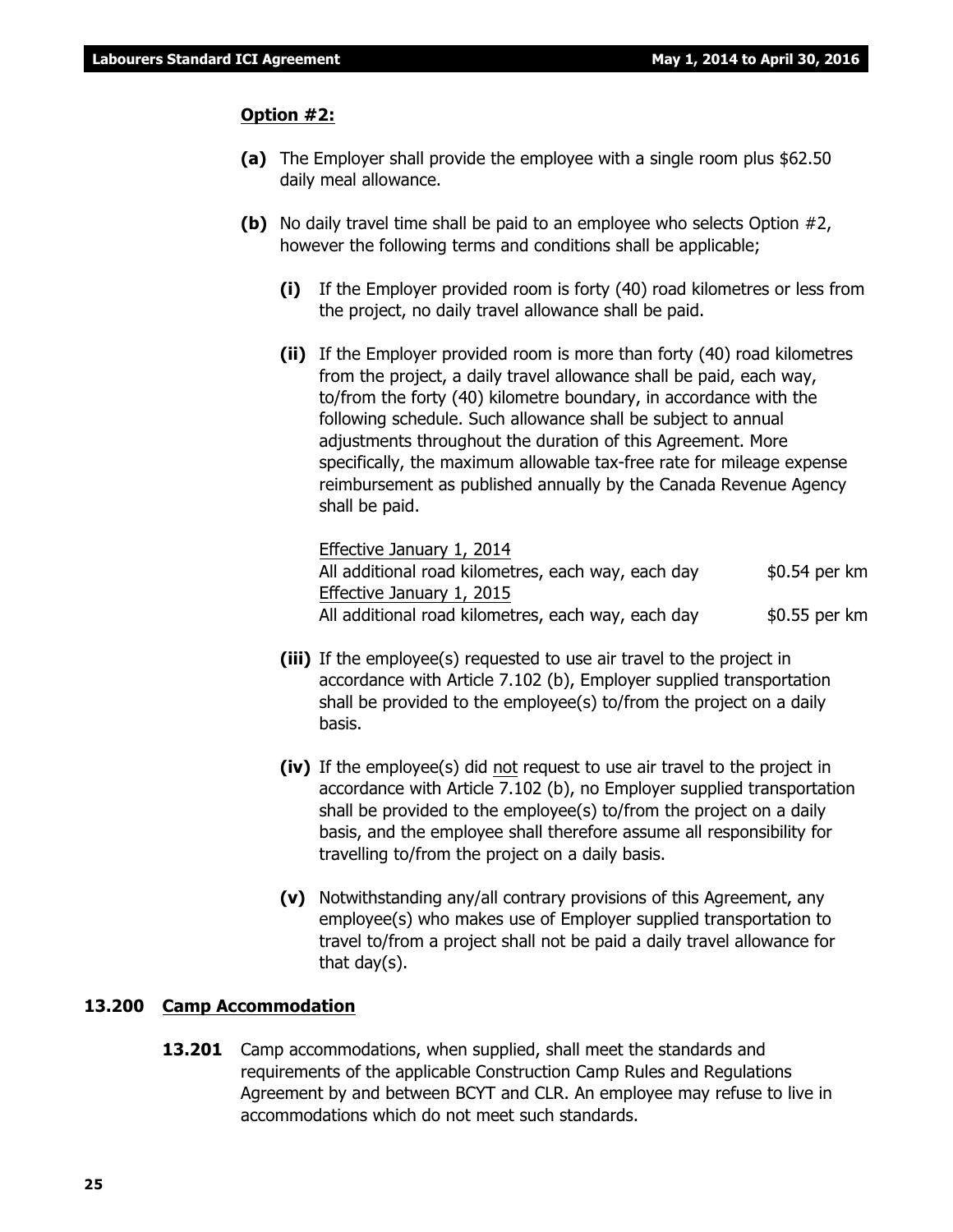**Option #2:**

**(a)** The Employer shall provide the employee with a single room plus $62.50 daily meal allowance.

**(b)** No daily travel time shall be paid to an employee who selects Option #2, however the following terms and conditions shall be applicable;

**(i)** If the Employer provided room is forty (40) road kilometres or less from the project, no daily travel allowance shall be paid.

**(ii)** If the Employer provided room is more than forty (40) road kilometres from the project, a daily travel allowance shall be paid, each way, to/from the forty (40) kilometre boundary, in accordance with the following schedule. Such allowance shall be subject to annual adjustments throughout the duration of this Agreement. More specifically, the maximum allowable tax-free rate for mileage expense reimbursement as published annually by the Canada Revenue Agency shall be paid.

Effective January 1, 2014
All additional road kilometres, each way, each day — $0.54 per km
Effective January 1, 2015
All additional road kilometres, each way, each day — $0.55 per km

**(iii)** If the employee(s) requested to use air travel to the project in accordance with Article 7.102 (b), Employer supplied transportation shall be provided to the employee(s) to/from the project on a daily basis.

**(iv)** If the employee(s) did not request to use air travel to the project in accordance with Article 7.102 (b), no Employer supplied transportation shall be provided to the employee(s) to/from the project on a daily basis, and the employee shall therefore assume all responsibility for travelling to/from the project on a daily basis.

**(v)** Notwithstanding any/all contrary provisions of this Agreement, any employee(s) who makes use of Employer supplied transportation to travel to/from a project shall not be paid a daily travel allowance for that day(s).

## 13.200 Camp Accommodation

**13.201** Camp accommodations, when supplied, shall meet the standards and requirements of the applicable Construction Camp Rules and Regulations Agreement by and between BCYT and CLR. An employee may refuse to live in accommodations which do not meet such standards.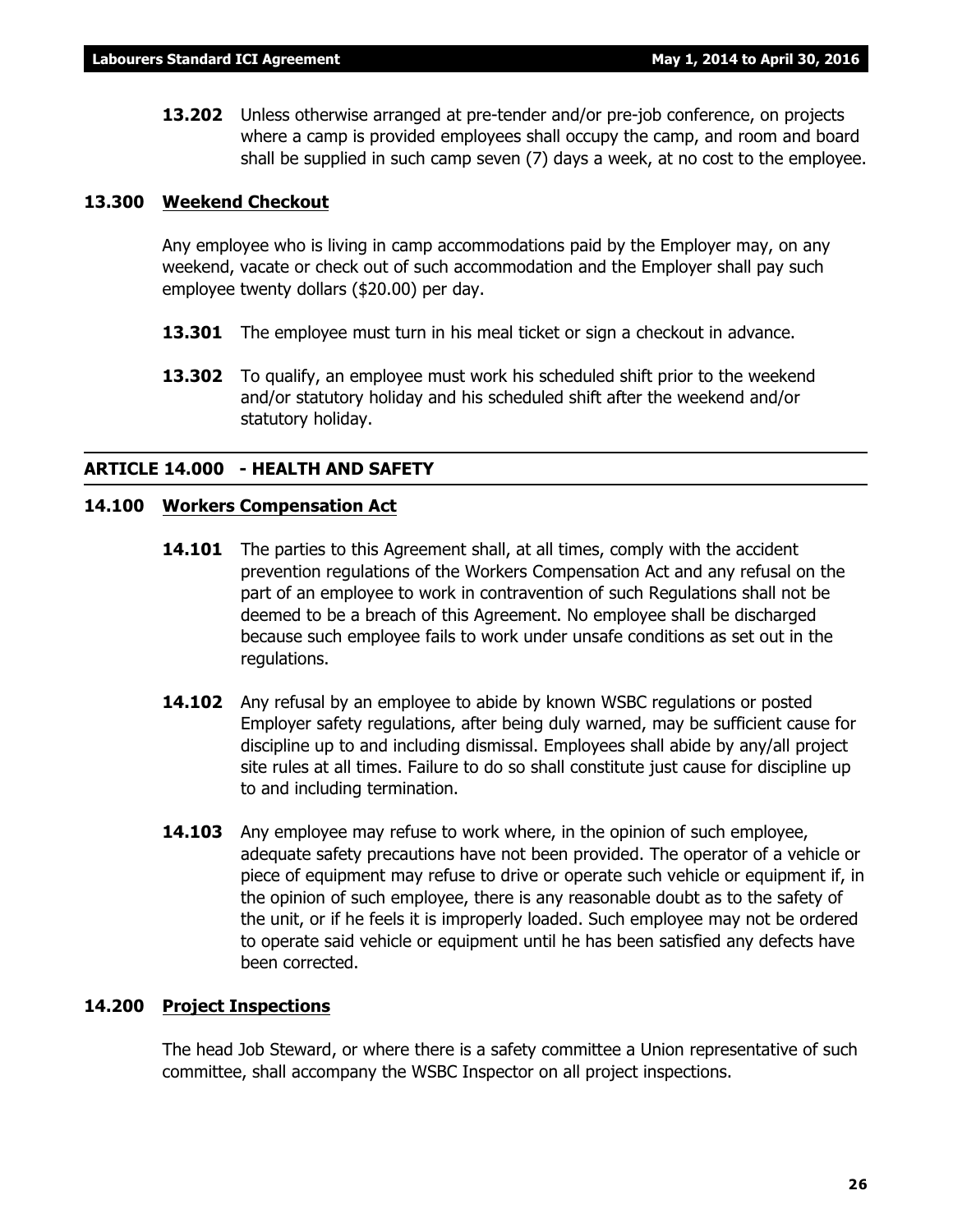**13.202** Unless otherwise arranged at pre-tender and/or pre-job conference, on projects where a camp is provided employees shall occupy the camp, and room and board shall be supplied in such camp seven (7) days a week, at no cost to the employee.

### 13.300 Weekend Checkout

Any employee who is living in camp accommodations paid by the Employer may, on any weekend, vacate or check out of such accommodation and the Employer shall pay such employee twenty dollars ($20.00) per day.

**13.301** The employee must turn in his meal ticket or sign a checkout in advance.

**13.302** To qualify, an employee must work his scheduled shift prior to the weekend and/or statutory holiday and his scheduled shift after the weekend and/or statutory holiday.

## ARTICLE 14.000 - HEALTH AND SAFETY

### 14.100 Workers Compensation Act

**14.101** The parties to this Agreement shall, at all times, comply with the accident prevention regulations of the Workers Compensation Act and any refusal on the part of an employee to work in contravention of such Regulations shall not be deemed to be a breach of this Agreement. No employee shall be discharged because such employee fails to work under unsafe conditions as set out in the regulations.

**14.102** Any refusal by an employee to abide by known WSBC regulations or posted Employer safety regulations, after being duly warned, may be sufficient cause for discipline up to and including dismissal. Employees shall abide by any/all project site rules at all times. Failure to do so shall constitute just cause for discipline up to and including termination.

**14.103** Any employee may refuse to work where, in the opinion of such employee, adequate safety precautions have not been provided. The operator of a vehicle or piece of equipment may refuse to drive or operate such vehicle or equipment if, in the opinion of such employee, there is any reasonable doubt as to the safety of the unit, or if he feels it is improperly loaded. Such employee may not be ordered to operate said vehicle or equipment until he has been satisfied any defects have been corrected.

### 14.200 Project Inspections

The head Job Steward, or where there is a safety committee a Union representative of such committee, shall accompany the WSBC Inspector on all project inspections.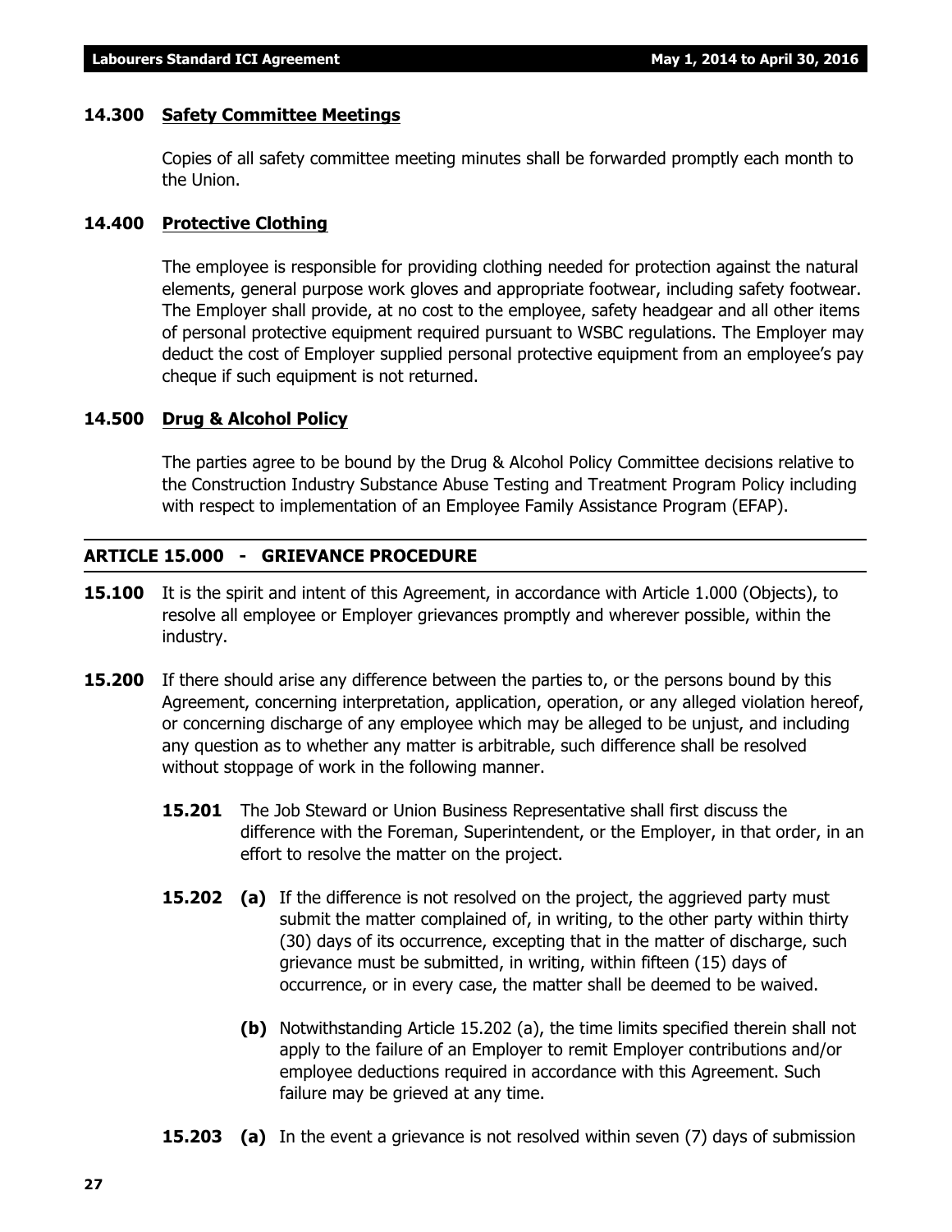### 14.300 Safety Committee Meetings

Copies of all safety committee meeting minutes shall be forwarded promptly each month to the Union.

### 14.400 Protective Clothing

The employee is responsible for providing clothing needed for protection against the natural elements, general purpose work gloves and appropriate footwear, including safety footwear. The Employer shall provide, at no cost to the employee, safety headgear and all other items of personal protective equipment required pursuant to WSBC regulations. The Employer may deduct the cost of Employer supplied personal protective equipment from an employee's pay cheque if such equipment is not returned.

### 14.500 Drug & Alcohol Policy

The parties agree to be bound by the Drug & Alcohol Policy Committee decisions relative to the Construction Industry Substance Abuse Testing and Treatment Program Policy including with respect to implementation of an Employee Family Assistance Program (EFAP).

## ARTICLE 15.000 - GRIEVANCE PROCEDURE

**15.100** It is the spirit and intent of this Agreement, in accordance with Article 1.000 (Objects), to resolve all employee or Employer grievances promptly and wherever possible, within the industry.

**15.200** If there should arise any difference between the parties to, or the persons bound by this Agreement, concerning interpretation, application, operation, or any alleged violation hereof, or concerning discharge of any employee which may be alleged to be unjust, and including any question as to whether any matter is arbitrable, such difference shall be resolved without stoppage of work in the following manner.

**15.201** The Job Steward or Union Business Representative shall first discuss the difference with the Foreman, Superintendent, or the Employer, in that order, in an effort to resolve the matter on the project.

**15.202 (a)** If the difference is not resolved on the project, the aggrieved party must submit the matter complained of, in writing, to the other party within thirty (30) days of its occurrence, excepting that in the matter of discharge, such grievance must be submitted, in writing, within fifteen (15) days of occurrence, or in every case, the matter shall be deemed to be waived.

**(b)** Notwithstanding Article 15.202 (a), the time limits specified therein shall not apply to the failure of an Employer to remit Employer contributions and/or employee deductions required in accordance with this Agreement. Such failure may be grieved at any time.

**15.203 (a)** In the event a grievance is not resolved within seven (7) days of submission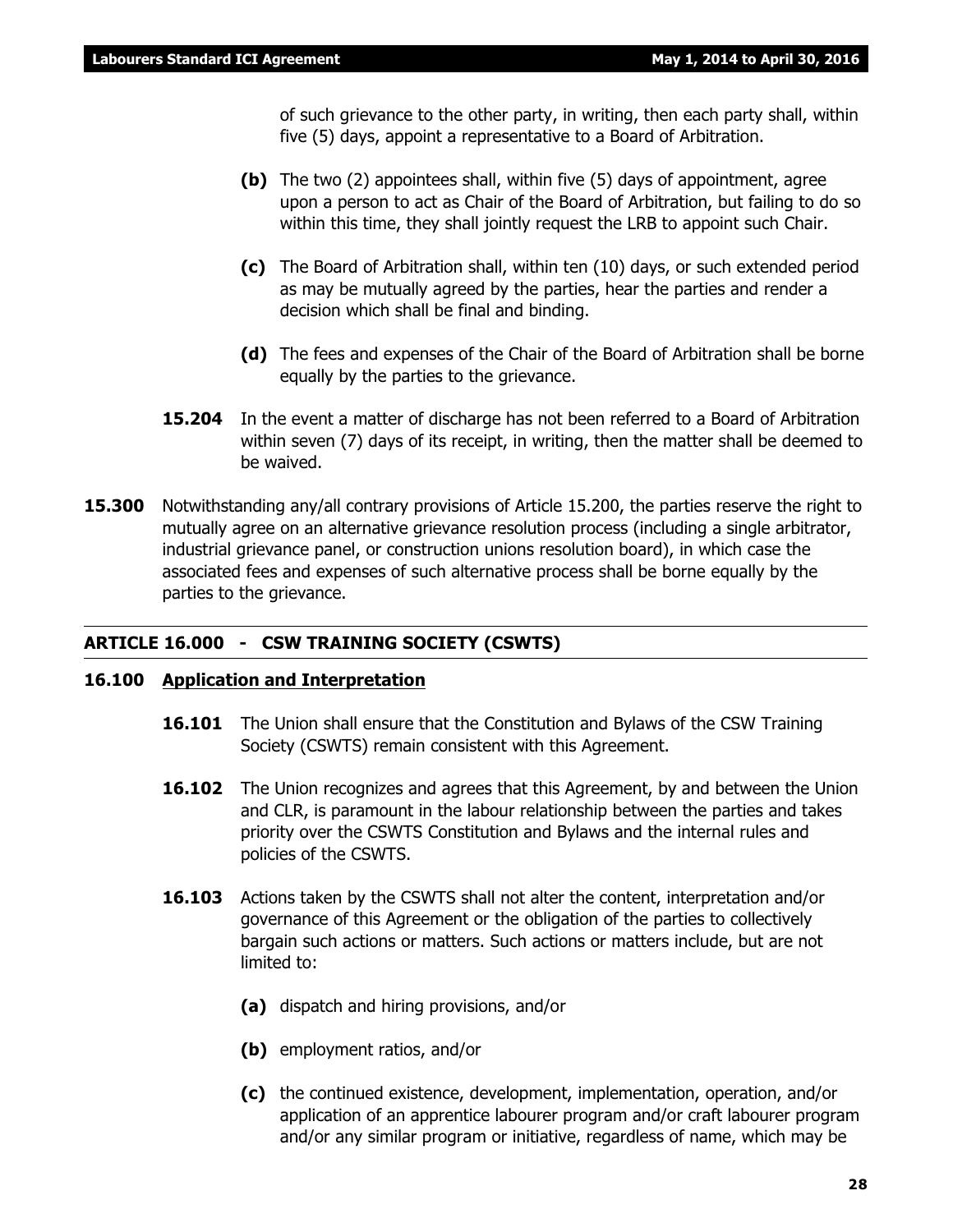of such grievance to the other party, in writing, then each party shall, within five (5) days, appoint a representative to a Board of Arbitration.

**(b)** The two (2) appointees shall, within five (5) days of appointment, agree upon a person to act as Chair of the Board of Arbitration, but failing to do so within this time, they shall jointly request the LRB to appoint such Chair.

**(c)** The Board of Arbitration shall, within ten (10) days, or such extended period as may be mutually agreed by the parties, hear the parties and render a decision which shall be final and binding.

**(d)** The fees and expenses of the Chair of the Board of Arbitration shall be borne equally by the parties to the grievance.

**15.204** In the event a matter of discharge has not been referred to a Board of Arbitration within seven (7) days of its receipt, in writing, then the matter shall be deemed to be waived.

**15.300** Notwithstanding any/all contrary provisions of Article 15.200, the parties reserve the right to mutually agree on an alternative grievance resolution process (including a single arbitrator, industrial grievance panel, or construction unions resolution board), in which case the associated fees and expenses of such alternative process shall be borne equally by the parties to the grievance.

## ARTICLE 16.000 - CSW TRAINING SOCIETY (CSWTS)

### 16.100 Application and Interpretation

**16.101** The Union shall ensure that the Constitution and Bylaws of the CSW Training Society (CSWTS) remain consistent with this Agreement.

**16.102** The Union recognizes and agrees that this Agreement, by and between the Union and CLR, is paramount in the labour relationship between the parties and takes priority over the CSWTS Constitution and Bylaws and the internal rules and policies of the CSWTS.

**16.103** Actions taken by the CSWTS shall not alter the content, interpretation and/or governance of this Agreement or the obligation of the parties to collectively bargain such actions or matters. Such actions or matters include, but are not limited to:

**(a)** dispatch and hiring provisions, and/or

**(b)** employment ratios, and/or

**(c)** the continued existence, development, implementation, operation, and/or application of an apprentice labourer program and/or craft labourer program and/or any similar program or initiative, regardless of name, which may be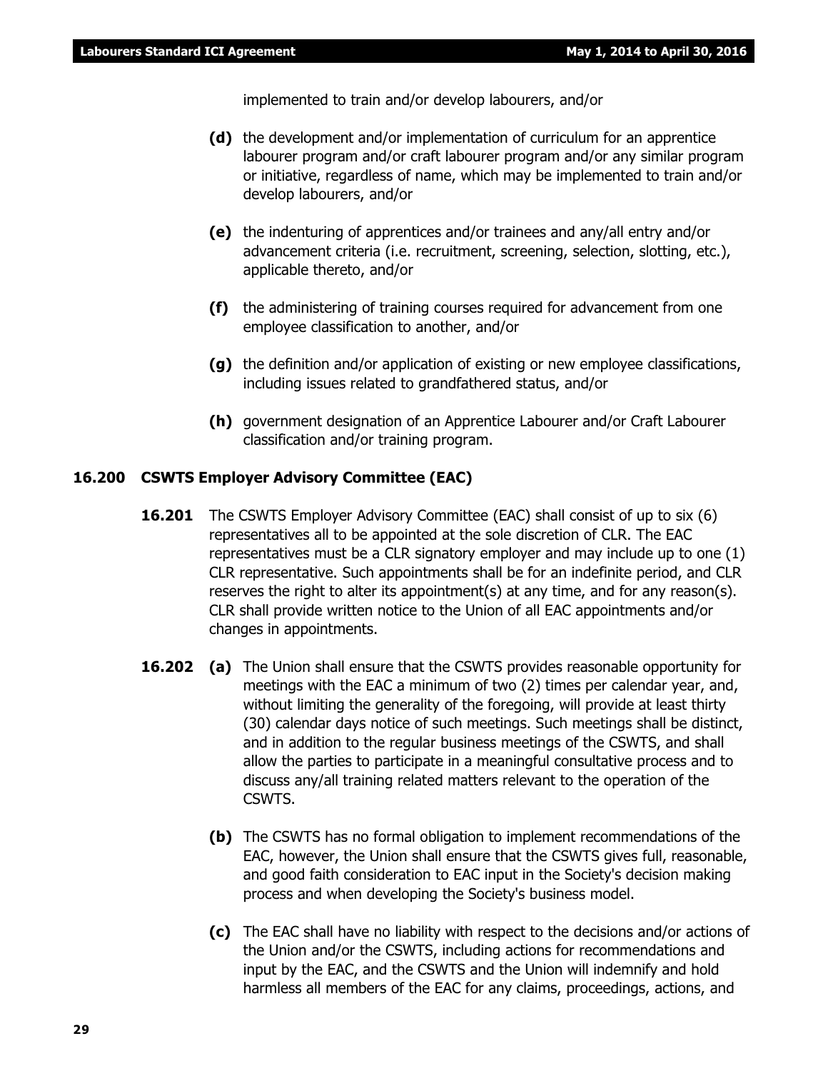implemented to train and/or develop labourers, and/or

**(d)** the development and/or implementation of curriculum for an apprentice labourer program and/or craft labourer program and/or any similar program or initiative, regardless of name, which may be implemented to train and/or develop labourers, and/or

**(e)** the indenturing of apprentices and/or trainees and any/all entry and/or advancement criteria (i.e. recruitment, screening, selection, slotting, etc.), applicable thereto, and/or

**(f)** the administering of training courses required for advancement from one employee classification to another, and/or

**(g)** the definition and/or application of existing or new employee classifications, including issues related to grandfathered status, and/or

**(h)** government designation of an Apprentice Labourer and/or Craft Labourer classification and/or training program.

### 16.200 CSWTS Employer Advisory Committee (EAC)

**16.201** The CSWTS Employer Advisory Committee (EAC) shall consist of up to six (6) representatives all to be appointed at the sole discretion of CLR. The EAC representatives must be a CLR signatory employer and may include up to one (1) CLR representative. Such appointments shall be for an indefinite period, and CLR reserves the right to alter its appointment(s) at any time, and for any reason(s). CLR shall provide written notice to the Union of all EAC appointments and/or changes in appointments.

**16.202** **(a)** The Union shall ensure that the CSWTS provides reasonable opportunity for meetings with the EAC a minimum of two (2) times per calendar year, and, without limiting the generality of the foregoing, will provide at least thirty (30) calendar days notice of such meetings. Such meetings shall be distinct, and in addition to the regular business meetings of the CSWTS, and shall allow the parties to participate in a meaningful consultative process and to discuss any/all training related matters relevant to the operation of the CSWTS.

**(b)** The CSWTS has no formal obligation to implement recommendations of the EAC, however, the Union shall ensure that the CSWTS gives full, reasonable, and good faith consideration to EAC input in the Society's decision making process and when developing the Society's business model.

**(c)** The EAC shall have no liability with respect to the decisions and/or actions of the Union and/or the CSWTS, including actions for recommendations and input by the EAC, and the CSWTS and the Union will indemnify and hold harmless all members of the EAC for any claims, proceedings, actions, and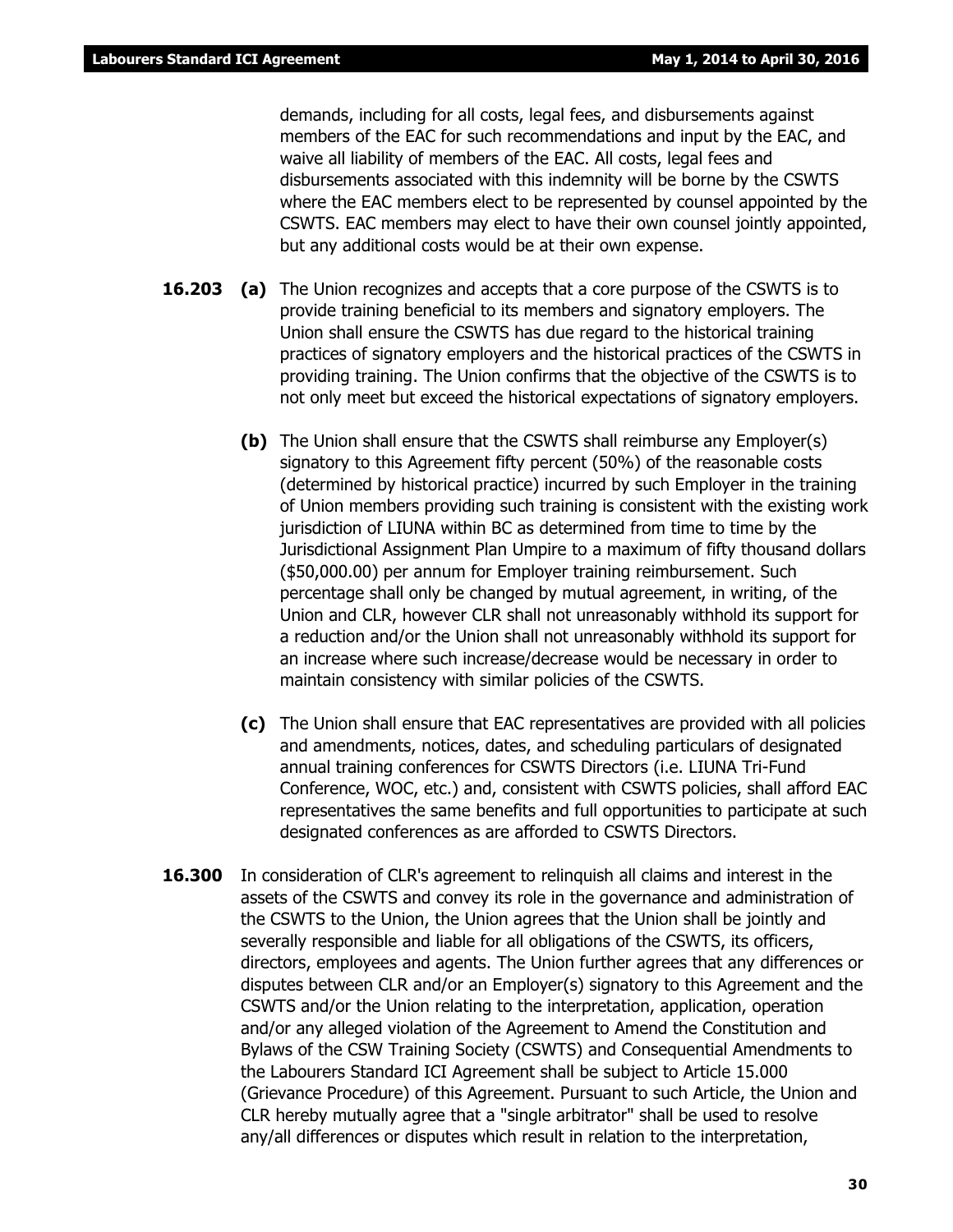demands, including for all costs, legal fees, and disbursements against members of the EAC for such recommendations and input by the EAC, and waive all liability of members of the EAC. All costs, legal fees and disbursements associated with this indemnity will be borne by the CSWTS where the EAC members elect to be represented by counsel appointed by the CSWTS. EAC members may elect to have their own counsel jointly appointed, but any additional costs would be at their own expense.

**16.203** **(a)** The Union recognizes and accepts that a core purpose of the CSWTS is to provide training beneficial to its members and signatory employers. The Union shall ensure the CSWTS has due regard to the historical training practices of signatory employers and the historical practices of the CSWTS in providing training. The Union confirms that the objective of the CSWTS is to not only meet but exceed the historical expectations of signatory employers.

**(b)** The Union shall ensure that the CSWTS shall reimburse any Employer(s) signatory to this Agreement fifty percent (50%) of the reasonable costs (determined by historical practice) incurred by such Employer in the training of Union members providing such training is consistent with the existing work jurisdiction of LIUNA within BC as determined from time to time by the Jurisdictional Assignment Plan Umpire to a maximum of fifty thousand dollars ($50,000.00) per annum for Employer training reimbursement. Such percentage shall only be changed by mutual agreement, in writing, of the Union and CLR, however CLR shall not unreasonably withhold its support for a reduction and/or the Union shall not unreasonably withhold its support for an increase where such increase/decrease would be necessary in order to maintain consistency with similar policies of the CSWTS.

**(c)** The Union shall ensure that EAC representatives are provided with all policies and amendments, notices, dates, and scheduling particulars of designated annual training conferences for CSWTS Directors (i.e. LIUNA Tri-Fund Conference, WOC, etc.) and, consistent with CSWTS policies, shall afford EAC representatives the same benefits and full opportunities to participate at such designated conferences as are afforded to CSWTS Directors.

**16.300** In consideration of CLR's agreement to relinquish all claims and interest in the assets of the CSWTS and convey its role in the governance and administration of the CSWTS to the Union, the Union agrees that the Union shall be jointly and severally responsible and liable for all obligations of the CSWTS, its officers, directors, employees and agents. The Union further agrees that any differences or disputes between CLR and/or an Employer(s) signatory to this Agreement and the CSWTS and/or the Union relating to the interpretation, application, operation and/or any alleged violation of the Agreement to Amend the Constitution and Bylaws of the CSW Training Society (CSWTS) and Consequential Amendments to the Labourers Standard ICI Agreement shall be subject to Article 15.000 (Grievance Procedure) of this Agreement. Pursuant to such Article, the Union and CLR hereby mutually agree that a "single arbitrator" shall be used to resolve any/all differences or disputes which result in relation to the interpretation,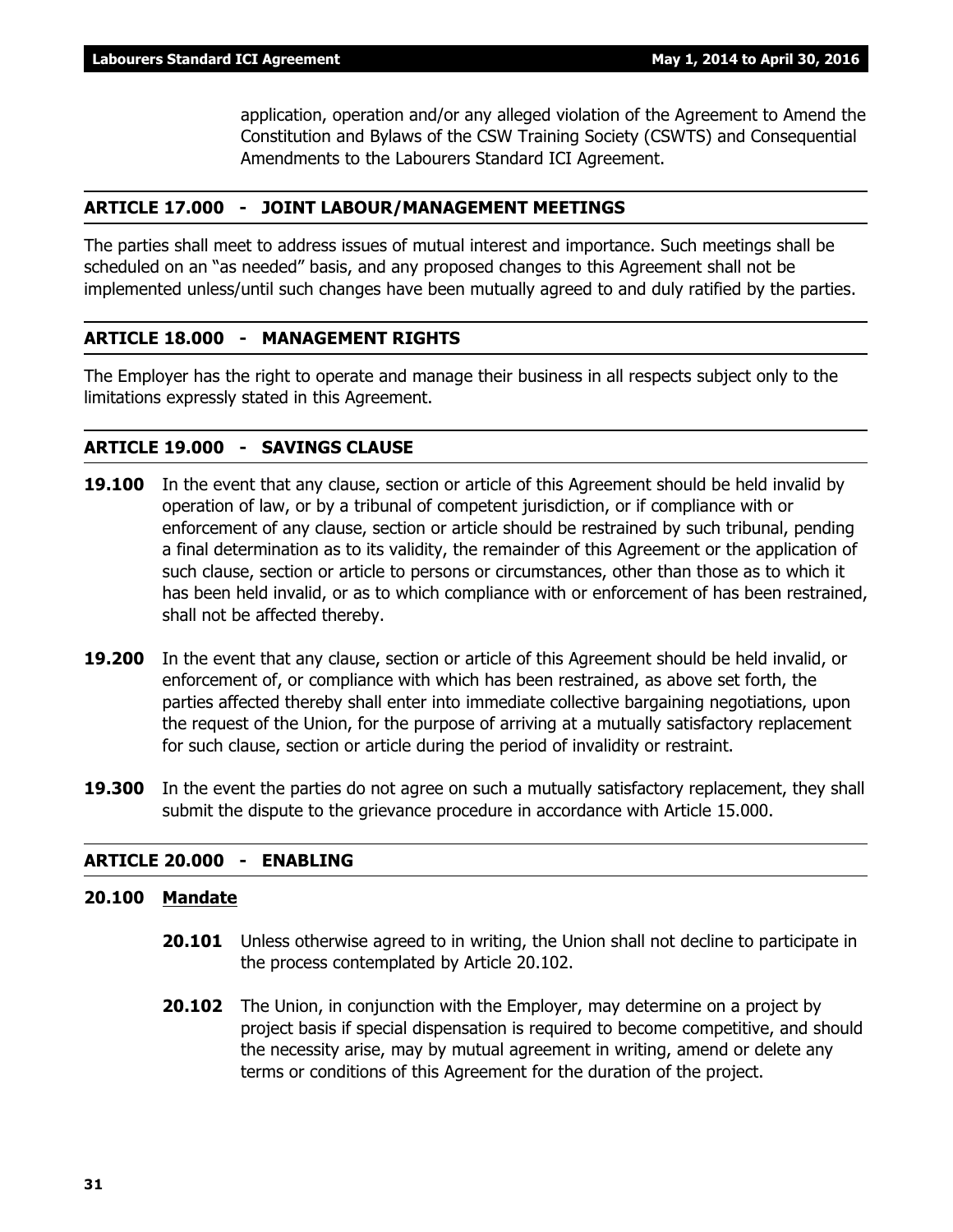application, operation and/or any alleged violation of the Agreement to Amend the Constitution and Bylaws of the CSW Training Society (CSWTS) and Consequential Amendments to the Labourers Standard ICI Agreement.

## ARTICLE 17.000 - JOINT LABOUR/MANAGEMENT MEETINGS

The parties shall meet to address issues of mutual interest and importance. Such meetings shall be scheduled on an "as needed" basis, and any proposed changes to this Agreement shall not be implemented unless/until such changes have been mutually agreed to and duly ratified by the parties.

## ARTICLE 18.000 - MANAGEMENT RIGHTS

The Employer has the right to operate and manage their business in all respects subject only to the limitations expressly stated in this Agreement.

## ARTICLE 19.000 - SAVINGS CLAUSE

**19.100** In the event that any clause, section or article of this Agreement should be held invalid by operation of law, or by a tribunal of competent jurisdiction, or if compliance with or enforcement of any clause, section or article should be restrained by such tribunal, pending a final determination as to its validity, the remainder of this Agreement or the application of such clause, section or article to persons or circumstances, other than those as to which it has been held invalid, or as to which compliance with or enforcement of has been restrained, shall not be affected thereby.

**19.200** In the event that any clause, section or article of this Agreement should be held invalid, or enforcement of, or compliance with which has been restrained, as above set forth, the parties affected thereby shall enter into immediate collective bargaining negotiations, upon the request of the Union, for the purpose of arriving at a mutually satisfactory replacement for such clause, section or article during the period of invalidity or restraint.

**19.300** In the event the parties do not agree on such a mutually satisfactory replacement, they shall submit the dispute to the grievance procedure in accordance with Article 15.000.

## ARTICLE 20.000 - ENABLING

### 20.100 Mandate

**20.101** Unless otherwise agreed to in writing, the Union shall not decline to participate in the process contemplated by Article 20.102.

**20.102** The Union, in conjunction with the Employer, may determine on a project by project basis if special dispensation is required to become competitive, and should the necessity arise, may by mutual agreement in writing, amend or delete any terms or conditions of this Agreement for the duration of the project.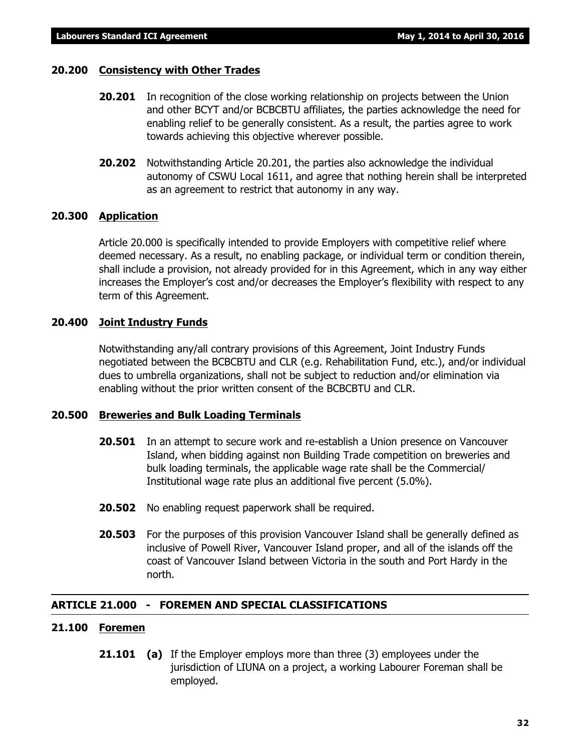### 20.200 Consistency with Other Trades

**20.201** In recognition of the close working relationship on projects between the Union and other BCYT and/or BCBCBTU affiliates, the parties acknowledge the need for enabling relief to be generally consistent. As a result, the parties agree to work towards achieving this objective wherever possible.

**20.202** Notwithstanding Article 20.201, the parties also acknowledge the individual autonomy of CSWU Local 1611, and agree that nothing herein shall be interpreted as an agreement to restrict that autonomy in any way.

### 20.300 Application

Article 20.000 is specifically intended to provide Employers with competitive relief where deemed necessary. As a result, no enabling package, or individual term or condition therein, shall include a provision, not already provided for in this Agreement, which in any way either increases the Employer's cost and/or decreases the Employer's flexibility with respect to any term of this Agreement.

### 20.400 Joint Industry Funds

Notwithstanding any/all contrary provisions of this Agreement, Joint Industry Funds negotiated between the BCBCBTU and CLR (e.g. Rehabilitation Fund, etc.), and/or individual dues to umbrella organizations, shall not be subject to reduction and/or elimination via enabling without the prior written consent of the BCBCBTU and CLR.

### 20.500 Breweries and Bulk Loading Terminals

**20.501** In an attempt to secure work and re-establish a Union presence on Vancouver Island, when bidding against non Building Trade competition on breweries and bulk loading terminals, the applicable wage rate shall be the Commercial/ Institutional wage rate plus an additional five percent (5.0%).

**20.502** No enabling request paperwork shall be required.

**20.503** For the purposes of this provision Vancouver Island shall be generally defined as inclusive of Powell River, Vancouver Island proper, and all of the islands off the coast of Vancouver Island between Victoria in the south and Port Hardy in the north.

## ARTICLE 21.000 - FOREMEN AND SPECIAL CLASSIFICATIONS

### 21.100 Foremen

**21.101 (a)** If the Employer employs more than three (3) employees under the jurisdiction of LIUNA on a project, a working Labourer Foreman shall be employed.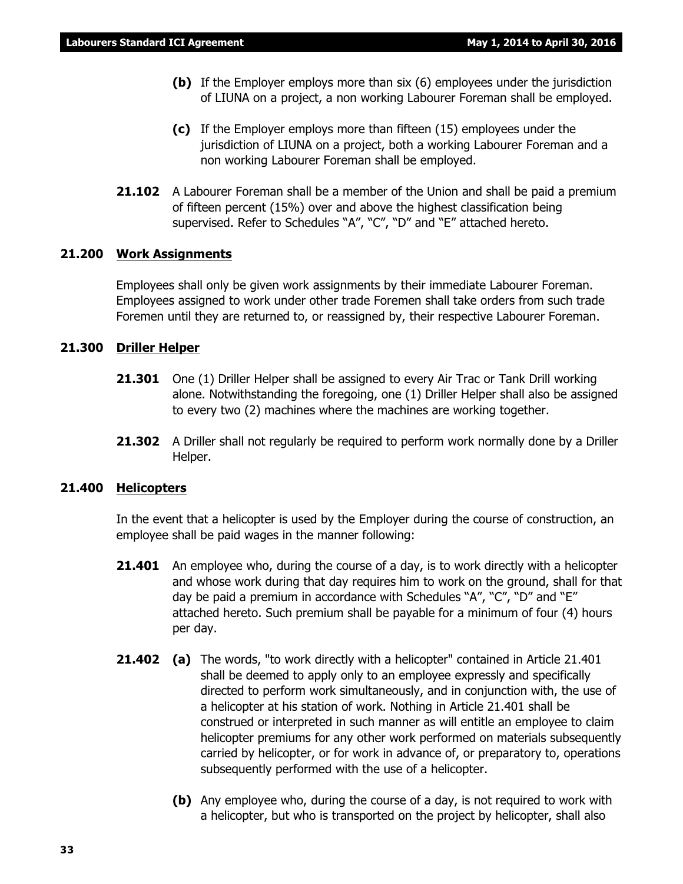**(b)** If the Employer employs more than six (6) employees under the jurisdiction of LIUNA on a project, a non working Labourer Foreman shall be employed.

**(c)** If the Employer employs more than fifteen (15) employees under the jurisdiction of LIUNA on a project, both a working Labourer Foreman and a non working Labourer Foreman shall be employed.

**21.102** A Labourer Foreman shall be a member of the Union and shall be paid a premium of fifteen percent (15%) over and above the highest classification being supervised. Refer to Schedules "A", "C", "D" and "E" attached hereto.

### 21.200 Work Assignments

Employees shall only be given work assignments by their immediate Labourer Foreman. Employees assigned to work under other trade Foremen shall take orders from such trade Foremen until they are returned to, or reassigned by, their respective Labourer Foreman.

### 21.300 Driller Helper

**21.301** One (1) Driller Helper shall be assigned to every Air Trac or Tank Drill working alone. Notwithstanding the foregoing, one (1) Driller Helper shall also be assigned to every two (2) machines where the machines are working together.

**21.302** A Driller shall not regularly be required to perform work normally done by a Driller Helper.

### 21.400 Helicopters

In the event that a helicopter is used by the Employer during the course of construction, an employee shall be paid wages in the manner following:

**21.401** An employee who, during the course of a day, is to work directly with a helicopter and whose work during that day requires him to work on the ground, shall for that day be paid a premium in accordance with Schedules "A", "C", "D" and "E" attached hereto. Such premium shall be payable for a minimum of four (4) hours per day.

**21.402** **(a)** The words, "to work directly with a helicopter" contained in Article 21.401 shall be deemed to apply only to an employee expressly and specifically directed to perform work simultaneously, and in conjunction with, the use of a helicopter at his station of work. Nothing in Article 21.401 shall be construed or interpreted in such manner as will entitle an employee to claim helicopter premiums for any other work performed on materials subsequently carried by helicopter, or for work in advance of, or preparatory to, operations subsequently performed with the use of a helicopter.

**(b)** Any employee who, during the course of a day, is not required to work with a helicopter, but who is transported on the project by helicopter, shall also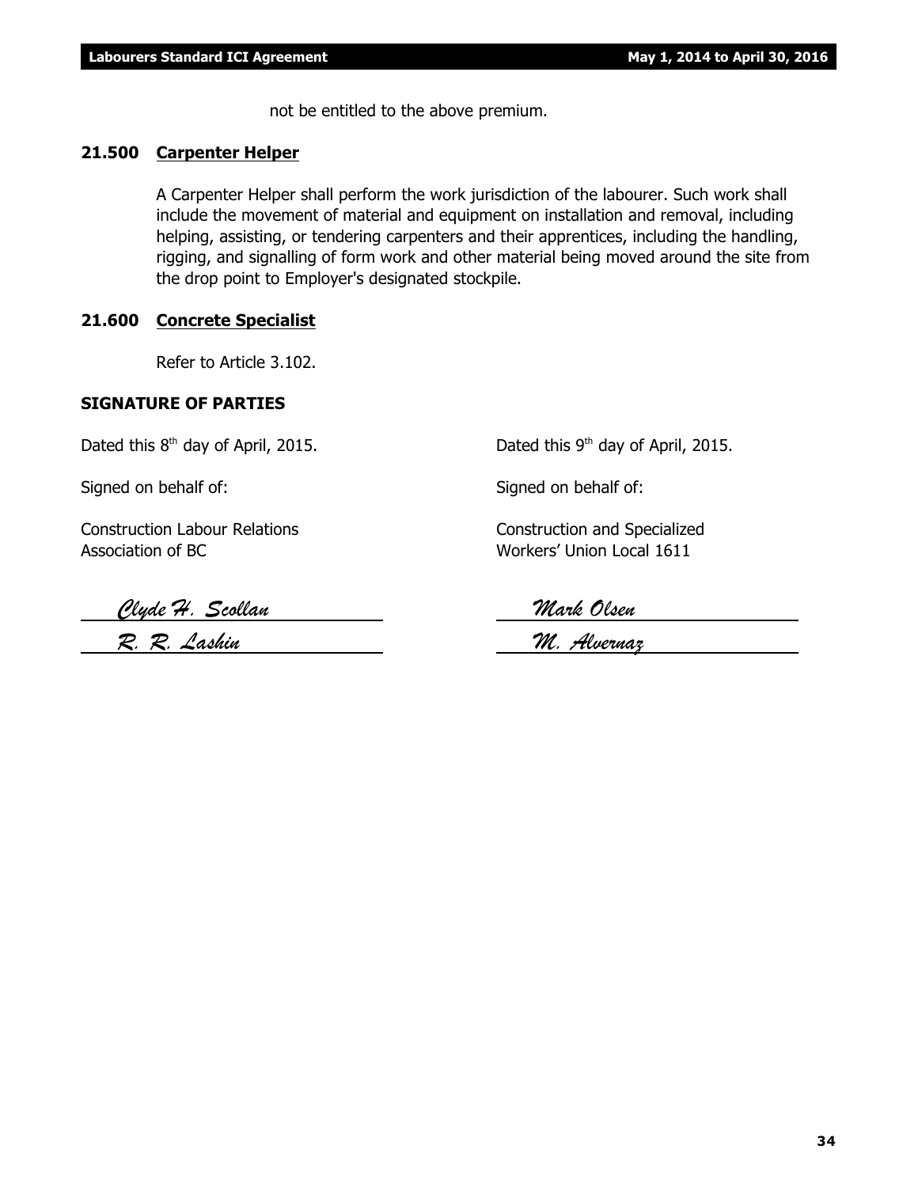not be entitled to the above premium.

### 21.500 Carpenter Helper

A Carpenter Helper shall perform the work jurisdiction of the labourer. Such work shall include the movement of material and equipment on installation and removal, including helping, assisting, or tendering carpenters and their apprentices, including the handling, rigging, and signalling of form work and other material being moved around the site from the drop point to Employer's designated stockpile.

### 21.600 Concrete Specialist

Refer to Article 3.102.

## SIGNATURE OF PARTIES

Dated this 8th day of April, 2015.

Signed on behalf of:

Construction Labour Relations Association of BC

*Clyde H. Scollan*

*R. R. Lashin*

Dated this 9th day of April, 2015.

Signed on behalf of:

Construction and Specialized Workers' Union Local 1611

*Mark Olsen*

*M. Alvernaz*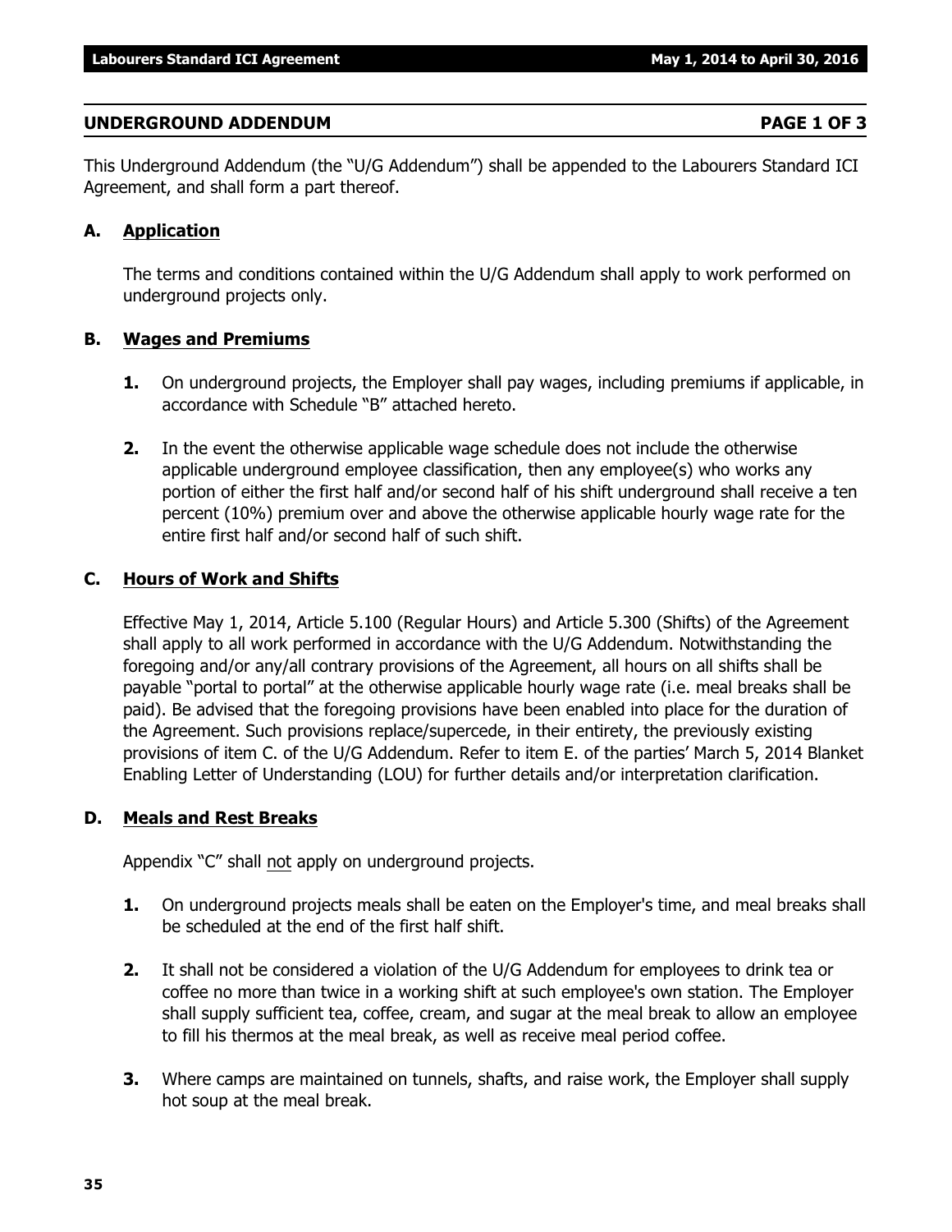## UNDERGROUND ADDENDUM PAGE 1 OF 3

This Underground Addendum (the "U/G Addendum") shall be appended to the Labourers Standard ICI Agreement, and shall form a part thereof.

### A. Application

The terms and conditions contained within the U/G Addendum shall apply to work performed on underground projects only.

### B. Wages and Premiums

**1.** On underground projects, the Employer shall pay wages, including premiums if applicable, in accordance with Schedule "B" attached hereto.

**2.** In the event the otherwise applicable wage schedule does not include the otherwise applicable underground employee classification, then any employee(s) who works any portion of either the first half and/or second half of his shift underground shall receive a ten percent (10%) premium over and above the otherwise applicable hourly wage rate for the entire first half and/or second half of such shift.

### C. Hours of Work and Shifts

Effective May 1, 2014, Article 5.100 (Regular Hours) and Article 5.300 (Shifts) of the Agreement shall apply to all work performed in accordance with the U/G Addendum. Notwithstanding the foregoing and/or any/all contrary provisions of the Agreement, all hours on all shifts shall be payable "portal to portal" at the otherwise applicable hourly wage rate (i.e. meal breaks shall be paid). Be advised that the foregoing provisions have been enabled into place for the duration of the Agreement. Such provisions replace/supercede, in their entirety, the previously existing provisions of item C. of the U/G Addendum. Refer to item E. of the parties' March 5, 2014 Blanket Enabling Letter of Understanding (LOU) for further details and/or interpretation clarification.

### D. Meals and Rest Breaks

Appendix "C" shall not apply on underground projects.

**1.** On underground projects meals shall be eaten on the Employer's time, and meal breaks shall be scheduled at the end of the first half shift.

**2.** It shall not be considered a violation of the U/G Addendum for employees to drink tea or coffee no more than twice in a working shift at such employee's own station. The Employer shall supply sufficient tea, coffee, cream, and sugar at the meal break to allow an employee to fill his thermos at the meal break, as well as receive meal period coffee.

**3.** Where camps are maintained on tunnels, shafts, and raise work, the Employer shall supply hot soup at the meal break.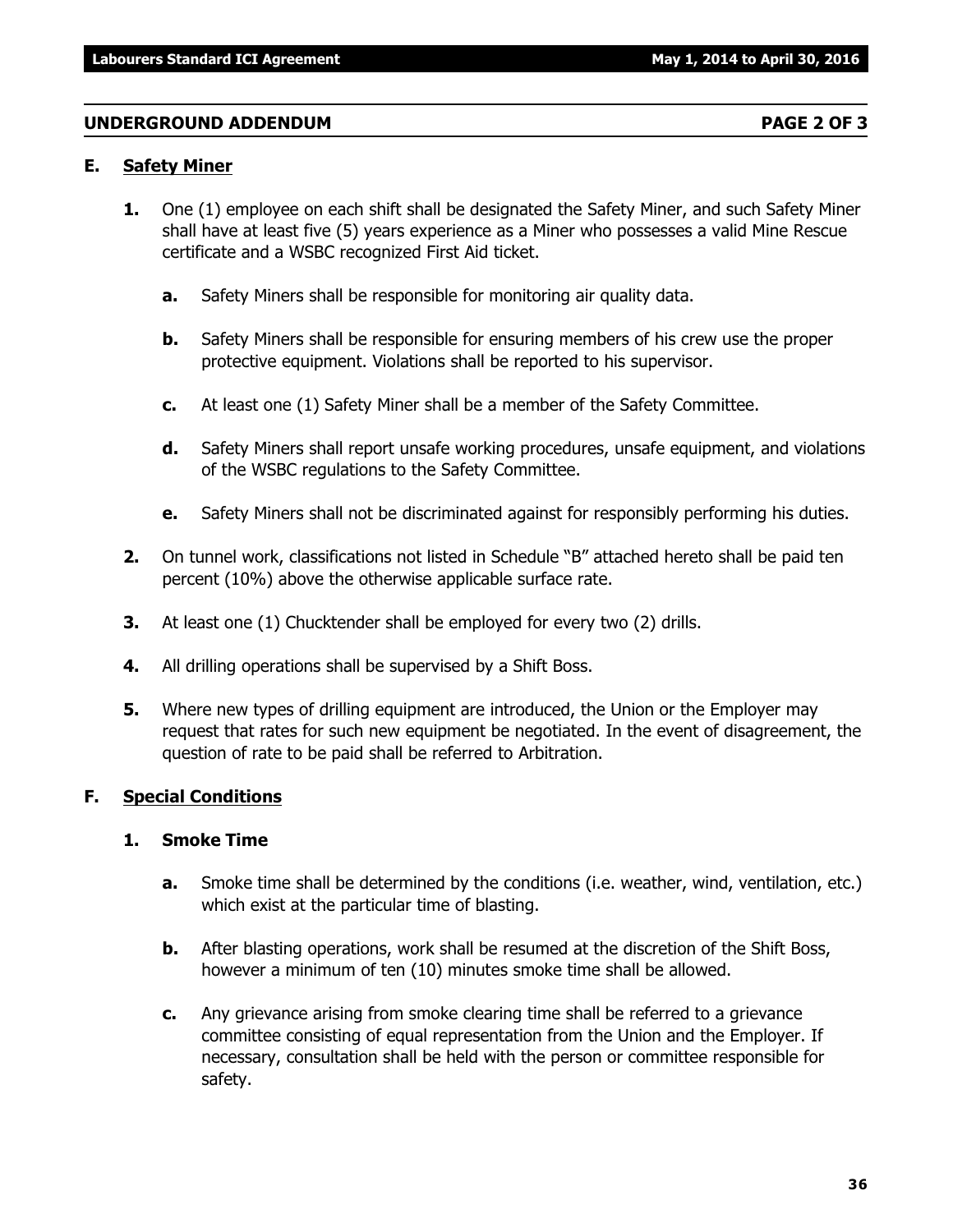## UNDERGROUND ADDENDUM PAGE 2 OF 3

### E. Safety Miner

**1.** One (1) employee on each shift shall be designated the Safety Miner, and such Safety Miner shall have at least five (5) years experience as a Miner who possesses a valid Mine Rescue certificate and a WSBC recognized First Aid ticket.

- **a.** Safety Miners shall be responsible for monitoring air quality data.
- **b.** Safety Miners shall be responsible for ensuring members of his crew use the proper protective equipment. Violations shall be reported to his supervisor.
- **c.** At least one (1) Safety Miner shall be a member of the Safety Committee.
- **d.** Safety Miners shall report unsafe working procedures, unsafe equipment, and violations of the WSBC regulations to the Safety Committee.
- **e.** Safety Miners shall not be discriminated against for responsibly performing his duties.

**2.** On tunnel work, classifications not listed in Schedule "B" attached hereto shall be paid ten percent (10%) above the otherwise applicable surface rate.

**3.** At least one (1) Chucktender shall be employed for every two (2) drills.

**4.** All drilling operations shall be supervised by a Shift Boss.

**5.** Where new types of drilling equipment are introduced, the Union or the Employer may request that rates for such new equipment be negotiated. In the event of disagreement, the question of rate to be paid shall be referred to Arbitration.

### F. Special Conditions

#### 1. Smoke Time

- **a.** Smoke time shall be determined by the conditions (i.e. weather, wind, ventilation, etc.) which exist at the particular time of blasting.
- **b.** After blasting operations, work shall be resumed at the discretion of the Shift Boss, however a minimum of ten (10) minutes smoke time shall be allowed.
- **c.** Any grievance arising from smoke clearing time shall be referred to a grievance committee consisting of equal representation from the Union and the Employer. If necessary, consultation shall be held with the person or committee responsible for safety.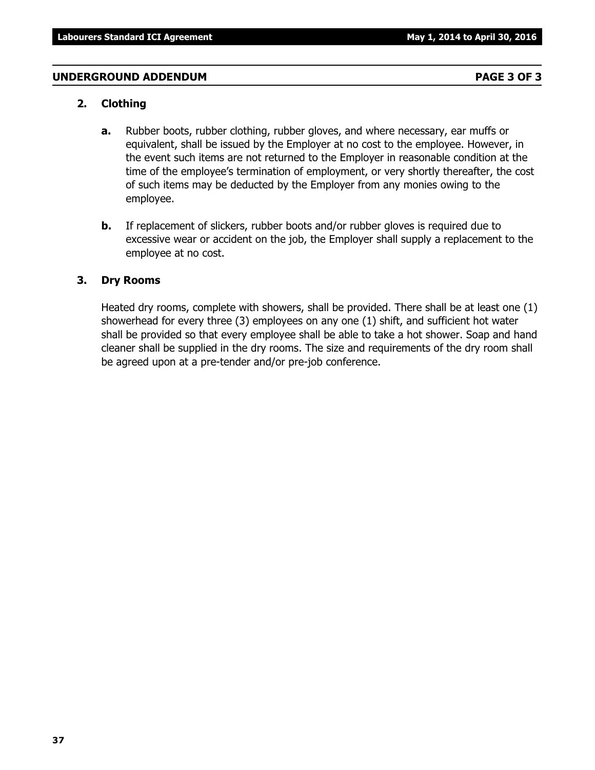## UNDERGROUND ADDENDUM

### 2. Clothing

**a.** Rubber boots, rubber clothing, rubber gloves, and where necessary, ear muffs or equivalent, shall be issued by the Employer at no cost to the employee. However, in the event such items are not returned to the Employer in reasonable condition at the time of the employee's termination of employment, or very shortly thereafter, the cost of such items may be deducted by the Employer from any monies owing to the employee.

**b.** If replacement of slickers, rubber boots and/or rubber gloves is required due to excessive wear or accident on the job, the Employer shall supply a replacement to the employee at no cost.

### 3. Dry Rooms

Heated dry rooms, complete with showers, shall be provided. There shall be at least one (1) showerhead for every three (3) employees on any one (1) shift, and sufficient hot water shall be provided so that every employee shall be able to take a hot shower. Soap and hand cleaner shall be supplied in the dry rooms. The size and requirements of the dry room shall be agreed upon at a pre-tender and/or pre-job conference.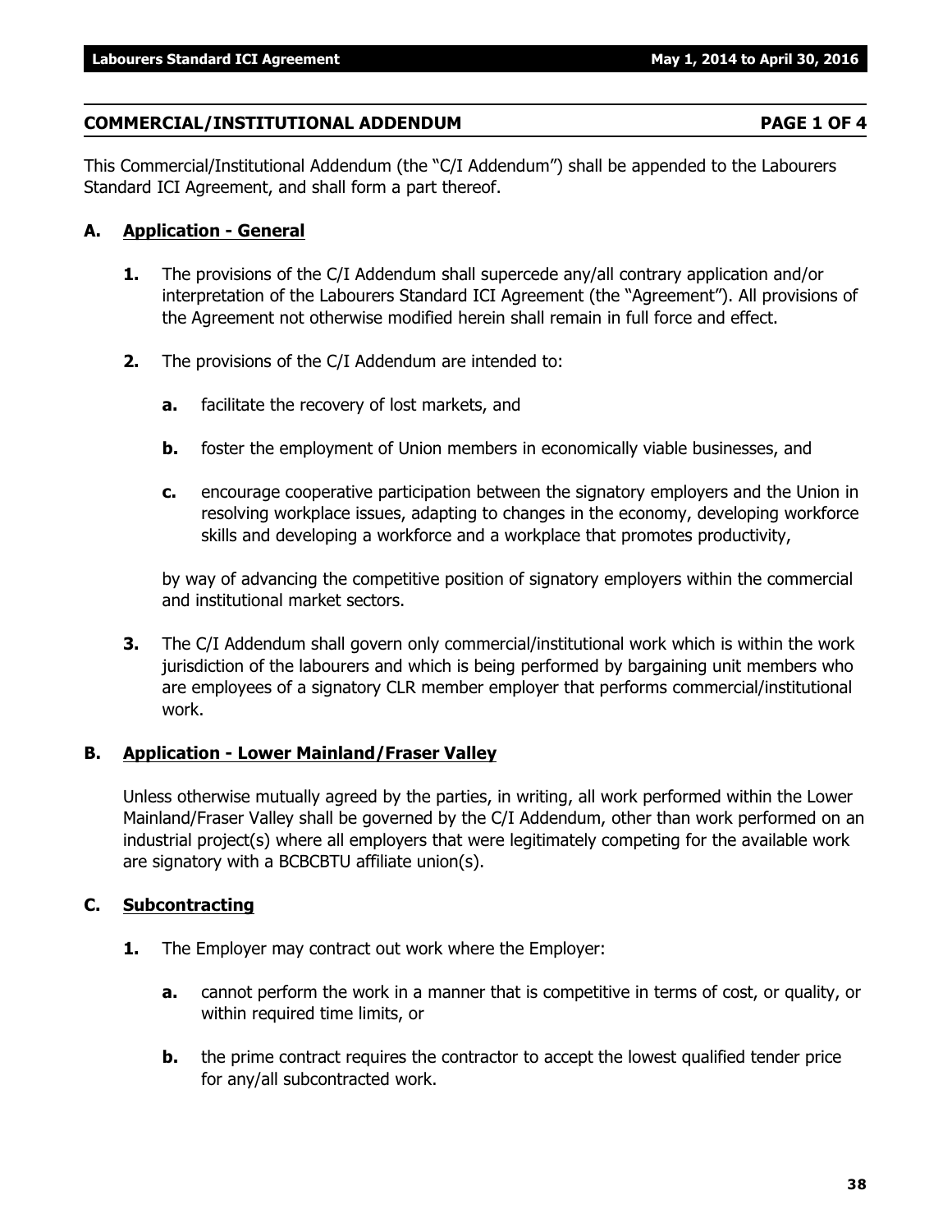## COMMERCIAL/INSTITUTIONAL ADDENDUM PAGE 1 OF 4

This Commercial/Institutional Addendum (the "C/I Addendum") shall be appended to the Labourers Standard ICI Agreement, and shall form a part thereof.

### A. Application - General

**1.** The provisions of the C/I Addendum shall supercede any/all contrary application and/or interpretation of the Labourers Standard ICI Agreement (the "Agreement"). All provisions of the Agreement not otherwise modified herein shall remain in full force and effect.

**2.** The provisions of the C/I Addendum are intended to:

- **a.** facilitate the recovery of lost markets, and
- **b.** foster the employment of Union members in economically viable businesses, and
- **c.** encourage cooperative participation between the signatory employers and the Union in resolving workplace issues, adapting to changes in the economy, developing workforce skills and developing a workforce and a workplace that promotes productivity,

by way of advancing the competitive position of signatory employers within the commercial and institutional market sectors.

**3.** The C/I Addendum shall govern only commercial/institutional work which is within the work jurisdiction of the labourers and which is being performed by bargaining unit members who are employees of a signatory CLR member employer that performs commercial/institutional work.

### B. Application - Lower Mainland/Fraser Valley

Unless otherwise mutually agreed by the parties, in writing, all work performed within the Lower Mainland/Fraser Valley shall be governed by the C/I Addendum, other than work performed on an industrial project(s) where all employers that were legitimately competing for the available work are signatory with a BCBCBTU affiliate union(s).

### C. Subcontracting

**1.** The Employer may contract out work where the Employer:

- **a.** cannot perform the work in a manner that is competitive in terms of cost, or quality, or within required time limits, or
- **b.** the prime contract requires the contractor to accept the lowest qualified tender price for any/all subcontracted work.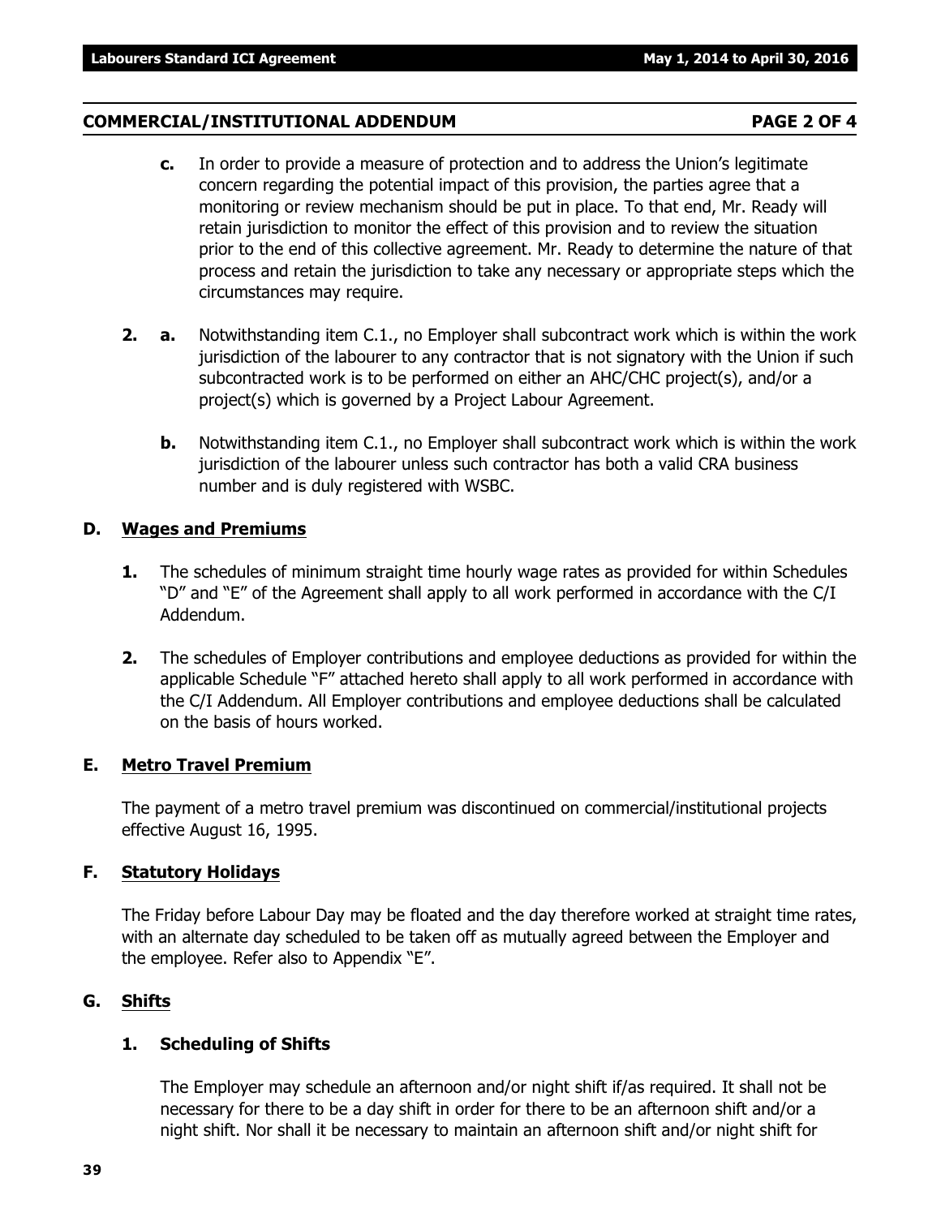## COMMERCIAL/INSTITUTIONAL ADDENDUM PAGE 2 OF 4

**c.** In order to provide a measure of protection and to address the Union's legitimate concern regarding the potential impact of this provision, the parties agree that a monitoring or review mechanism should be put in place. To that end, Mr. Ready will retain jurisdiction to monitor the effect of this provision and to review the situation prior to the end of this collective agreement. Mr. Ready to determine the nature of that process and retain the jurisdiction to take any necessary or appropriate steps which the circumstances may require.

**2. a.** Notwithstanding item C.1., no Employer shall subcontract work which is within the work jurisdiction of the labourer to any contractor that is not signatory with the Union if such subcontracted work is to be performed on either an AHC/CHC project(s), and/or a project(s) which is governed by a Project Labour Agreement.

**b.** Notwithstanding item C.1., no Employer shall subcontract work which is within the work jurisdiction of the labourer unless such contractor has both a valid CRA business number and is duly registered with WSBC.

### D. Wages and Premiums

**1.** The schedules of minimum straight time hourly wage rates as provided for within Schedules "D" and "E" of the Agreement shall apply to all work performed in accordance with the C/I Addendum.

**2.** The schedules of Employer contributions and employee deductions as provided for within the applicable Schedule "F" attached hereto shall apply to all work performed in accordance with the C/I Addendum. All Employer contributions and employee deductions shall be calculated on the basis of hours worked.

### E. Metro Travel Premium

The payment of a metro travel premium was discontinued on commercial/institutional projects effective August 16, 1995.

### F. Statutory Holidays

The Friday before Labour Day may be floated and the day therefore worked at straight time rates, with an alternate day scheduled to be taken off as mutually agreed between the Employer and the employee. Refer also to Appendix "E".

### G. Shifts

#### 1. Scheduling of Shifts

The Employer may schedule an afternoon and/or night shift if/as required. It shall not be necessary for there to be a day shift in order for there to be an afternoon shift and/or a night shift. Nor shall it be necessary to maintain an afternoon shift and/or night shift for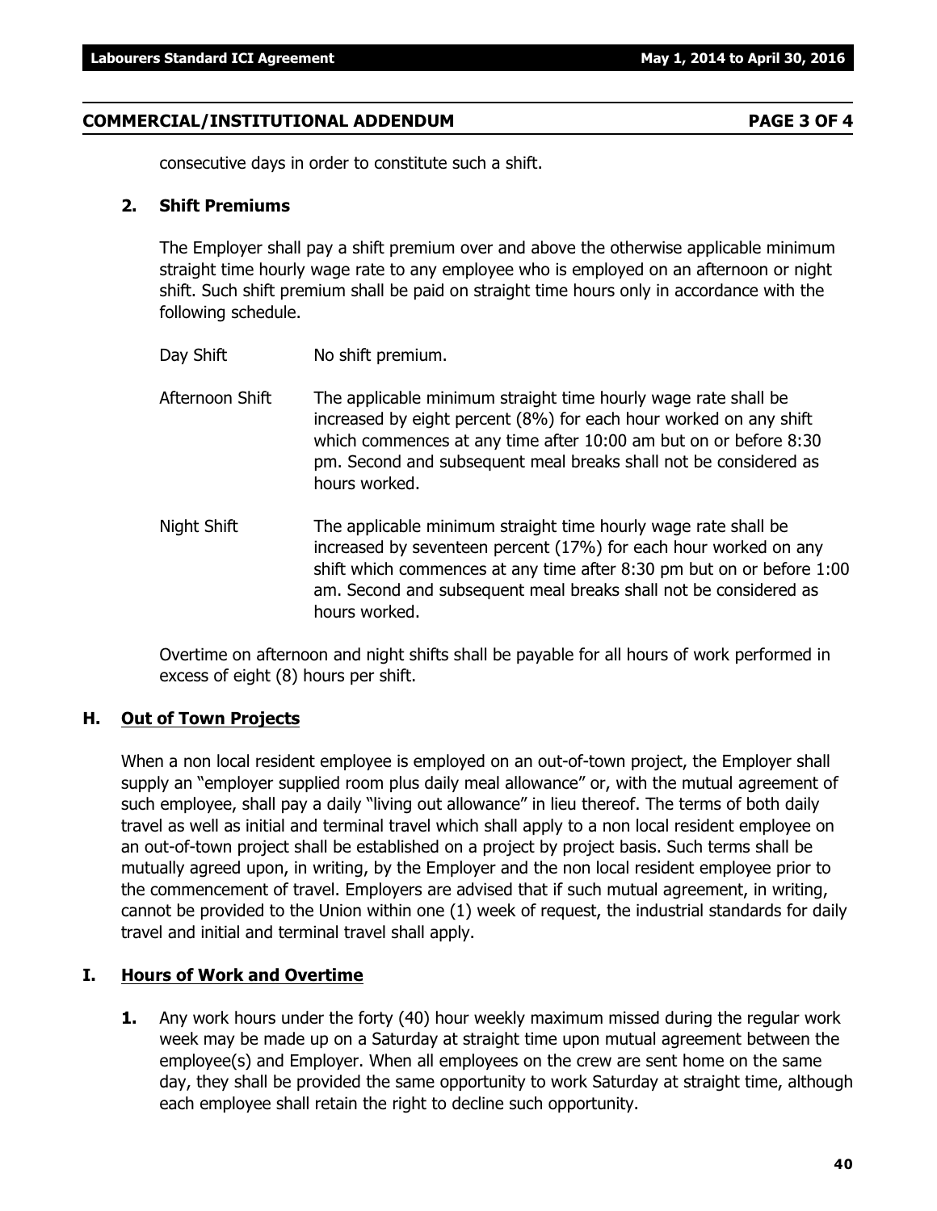## COMMERCIAL/INSTITUTIONAL ADDENDUM PAGE 3 OF 4

consecutive days in order to constitute such a shift.

**2. Shift Premiums**

The Employer shall pay a shift premium over and above the otherwise applicable minimum straight time hourly wage rate to any employee who is employed on an afternoon or night shift. Such shift premium shall be paid on straight time hours only in accordance with the following schedule.

Day Shift — No shift premium.

Afternoon Shift — The applicable minimum straight time hourly wage rate shall be increased by eight percent (8%) for each hour worked on any shift which commences at any time after 10:00 am but on or before 8:30 pm. Second and subsequent meal breaks shall not be considered as hours worked.

Night Shift — The applicable minimum straight time hourly wage rate shall be increased by seventeen percent (17%) for each hour worked on any shift which commences at any time after 8:30 pm but on or before 1:00 am. Second and subsequent meal breaks shall not be considered as hours worked.

Overtime on afternoon and night shifts shall be payable for all hours of work performed in excess of eight (8) hours per shift.

## H. Out of Town Projects

When a non local resident employee is employed on an out-of-town project, the Employer shall supply an "employer supplied room plus daily meal allowance" or, with the mutual agreement of such employee, shall pay a daily "living out allowance" in lieu thereof. The terms of both daily travel as well as initial and terminal travel which shall apply to a non local resident employee on an out-of-town project shall be established on a project by project basis. Such terms shall be mutually agreed upon, in writing, by the Employer and the non local resident employee prior to the commencement of travel. Employers are advised that if such mutual agreement, in writing, cannot be provided to the Union within one (1) week of request, the industrial standards for daily travel and initial and terminal travel shall apply.

## I. Hours of Work and Overtime

**1.** Any work hours under the forty (40) hour weekly maximum missed during the regular work week may be made up on a Saturday at straight time upon mutual agreement between the employee(s) and Employer. When all employees on the crew are sent home on the same day, they shall be provided the same opportunity to work Saturday at straight time, although each employee shall retain the right to decline such opportunity.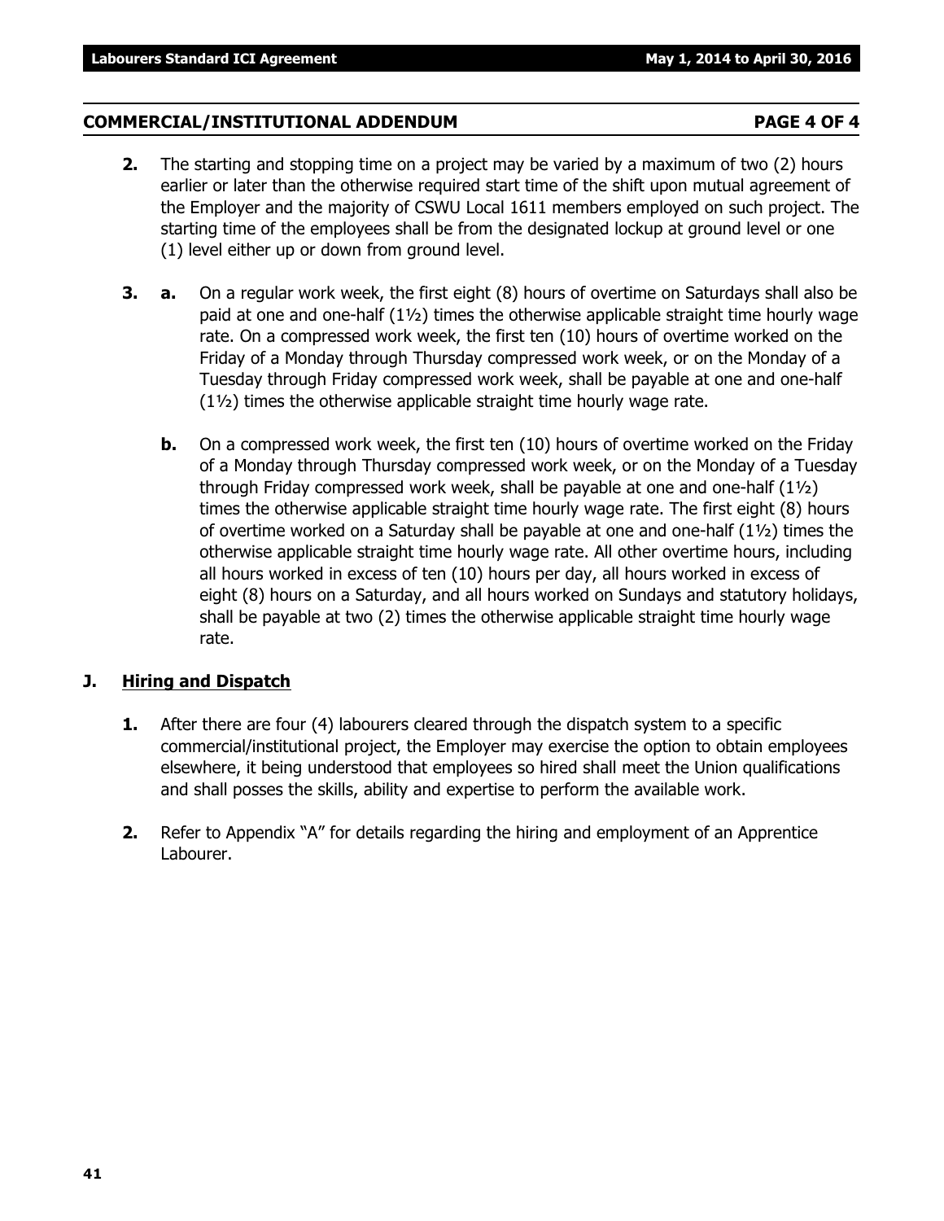## COMMERCIAL/INSTITUTIONAL ADDENDUM PAGE 4 OF 4

**2.** The starting and stopping time on a project may be varied by a maximum of two (2) hours earlier or later than the otherwise required start time of the shift upon mutual agreement of the Employer and the majority of CSWU Local 1611 members employed on such project. The starting time of the employees shall be from the designated lockup at ground level or one (1) level either up or down from ground level.

**3.** **a.** On a regular work week, the first eight (8) hours of overtime on Saturdays shall also be paid at one and one-half (1½) times the otherwise applicable straight time hourly wage rate. On a compressed work week, the first ten (10) hours of overtime worked on the Friday of a Monday through Thursday compressed work week, or on the Monday of a Tuesday through Friday compressed work week, shall be payable at one and one-half (1½) times the otherwise applicable straight time hourly wage rate.

**b.** On a compressed work week, the first ten (10) hours of overtime worked on the Friday of a Monday through Thursday compressed work week, or on the Monday of a Tuesday through Friday compressed work week, shall be payable at one and one-half (1½) times the otherwise applicable straight time hourly wage rate. The first eight (8) hours of overtime worked on a Saturday shall be payable at one and one-half (1½) times the otherwise applicable straight time hourly wage rate. All other overtime hours, including all hours worked in excess of ten (10) hours per day, all hours worked in excess of eight (8) hours on a Saturday, and all hours worked on Sundays and statutory holidays, shall be payable at two (2) times the otherwise applicable straight time hourly wage rate.

## J. Hiring and Dispatch

**1.** After there are four (4) labourers cleared through the dispatch system to a specific commercial/institutional project, the Employer may exercise the option to obtain employees elsewhere, it being understood that employees so hired shall meet the Union qualifications and shall posses the skills, ability and expertise to perform the available work.

**2.** Refer to Appendix "A" for details regarding the hiring and employment of an Apprentice Labourer.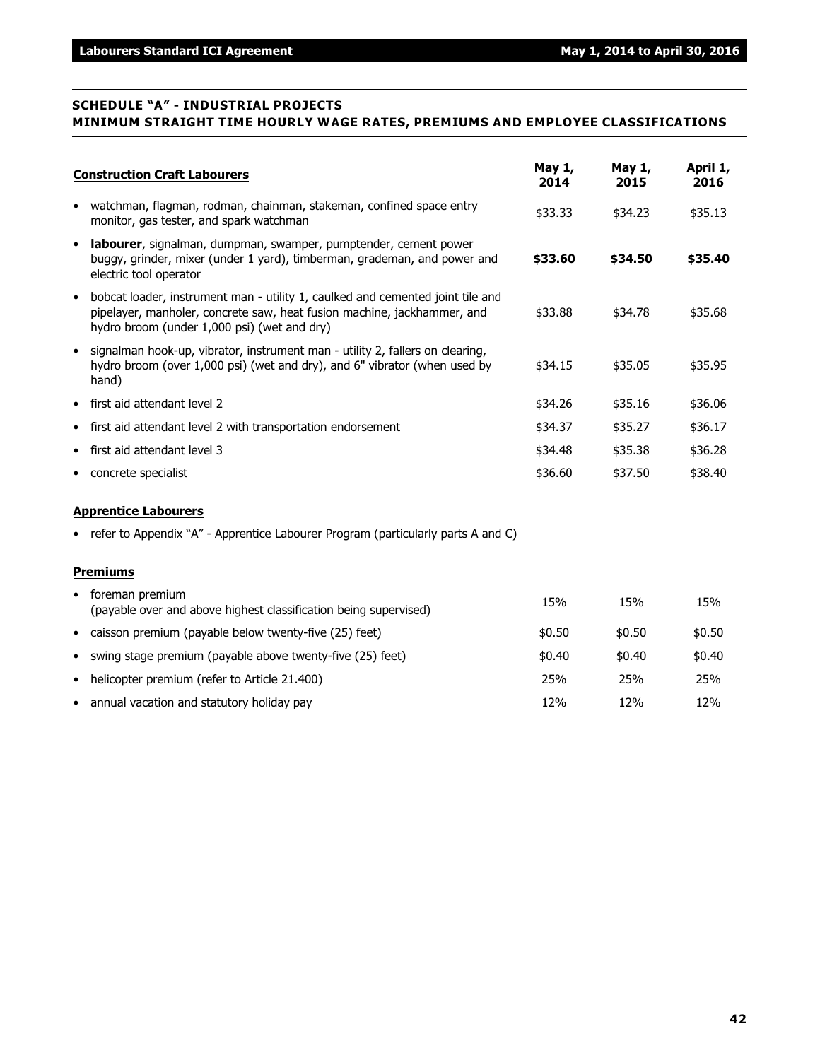## SCHEDULE "A" - INDUSTRIAL PROJECTS
## MINIMUM STRAIGHT TIME HOURLY WAGE RATES, PREMIUMS AND EMPLOYEE CLASSIFICATIONS

| Construction Craft Labourers | May 1, 2014 | May 1, 2015 | April 1, 2016 |
|---|---|---|---|
| • watchman, flagman, rodman, chainman, stakeman, confined space entry monitor, gas tester, and spark watchman | $33.33 | $34.23 | $35.13 |
| • **labourer**, signalman, dumpman, swamper, pumptender, cement power buggy, grinder, mixer (under 1 yard), timberman, grademan, and power and electric tool operator | **$33.60** | **$34.50** | **$35.40** |
| • bobcat loader, instrument man - utility 1, caulked and cemented joint tile and pipelayer, manholer, concrete saw, heat fusion machine, jackhammer, and hydro broom (under 1,000 psi) (wet and dry) | $33.88 | $34.78 | $35.68 |
| • signalman hook-up, vibrator, instrument man - utility 2, fallers on clearing, hydro broom (over 1,000 psi) (wet and dry), and 6" vibrator (when used by hand) | $34.15 | $35.05 | $35.95 |
| • first aid attendant level 2 | $34.26 | $35.16 | $36.06 |
| • first aid attendant level 2 with transportation endorsement | $34.37 | $35.27 | $36.17 |
| • first aid attendant level 3 | $34.48 | $35.38 | $36.28 |
| • concrete specialist | $36.60 | $37.50 | $38.40 |

**Apprentice Labourers**

- refer to Appendix "A" - Apprentice Labourer Program (particularly parts A and C)

| Premiums | | | |
|---|---|---|---|
| • foreman premium (payable over and above highest classification being supervised) | 15% | 15% | 15% |
| • caisson premium (payable below twenty-five (25) feet) | $0.50 | $0.50 | $0.50 |
| • swing stage premium (payable above twenty-five (25) feet) | $0.40 | $0.40 | $0.40 |
| • helicopter premium (refer to Article 21.400) | 25% | 25% | 25% |
| • annual vacation and statutory holiday pay | 12% | 12% | 12% |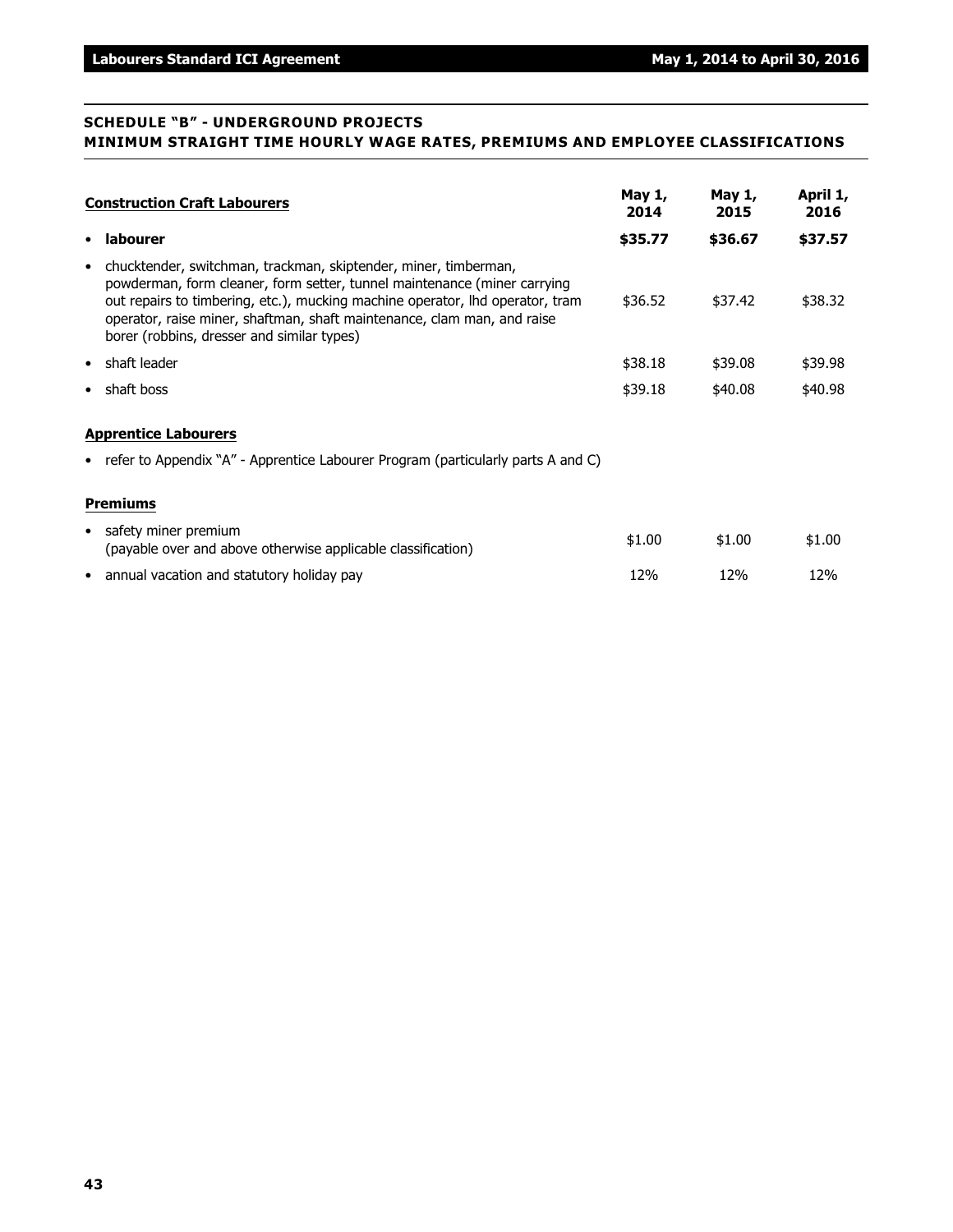## SCHEDULE "B" - UNDERGROUND PROJECTS
## MINIMUM STRAIGHT TIME HOURLY WAGE RATES, PREMIUMS AND EMPLOYEE CLASSIFICATIONS

| Construction Craft Labourers | May 1, 2014 | May 1, 2015 | April 1, 2016 |
|---|---|---|---|
| • **labourer** | **$35.77** | **$36.67** | **$37.57** |
| • chucktender, switchman, trackman, skiptender, miner, timberman, powderman, form cleaner, form setter, tunnel maintenance (miner carrying out repairs to timbering, etc.), mucking machine operator, lhd operator, tram operator, raise miner, shaftman, shaft maintenance, clam man, and raise borer (robbins, dresser and similar types) | $36.52 | $37.42 | $38.32 |
| • shaft leader | $38.18 | $39.08 | $39.98 |
| • shaft boss | $39.18 | $40.08 | $40.98 |

**Apprentice Labourers**

- refer to Appendix "A" - Apprentice Labourer Program (particularly parts A and C)

**Premiums**

| | May 1, 2014 | May 1, 2015 | April 1, 2016 |
|---|---|---|---|
| • safety miner premium (payable over and above otherwise applicable classification) | $1.00 | $1.00 | $1.00 |
| • annual vacation and statutory holiday pay | 12% | 12% | 12% |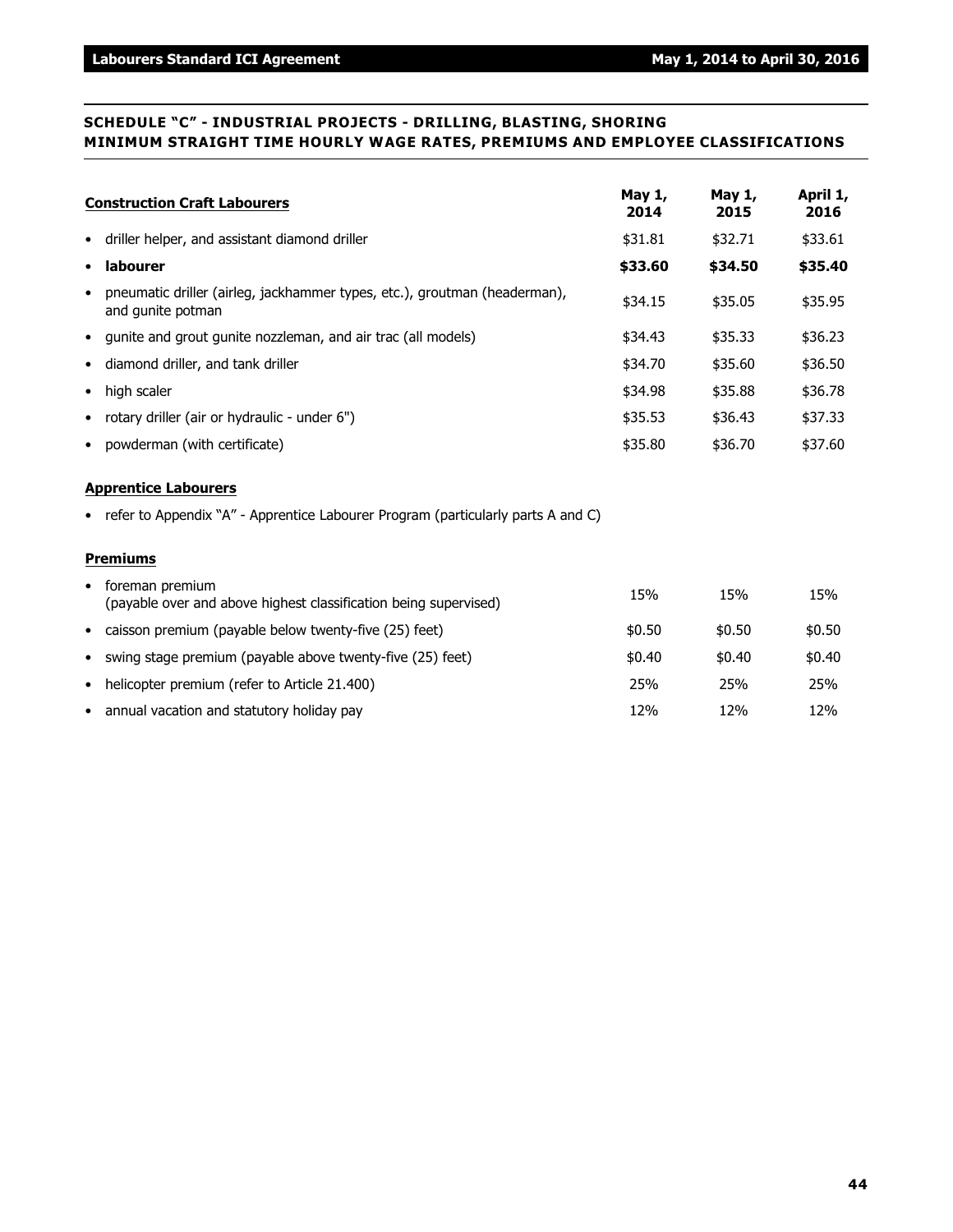## SCHEDULE "C" - INDUSTRIAL PROJECTS - DRILLING, BLASTING, SHORING MINIMUM STRAIGHT TIME HOURLY WAGE RATES, PREMIUMS AND EMPLOYEE CLASSIFICATIONS

| **Construction Craft Labourers** | **May 1, 2014** | **May 1, 2015** | **April 1, 2016** |
|---|---|---|---|
| • driller helper, and assistant diamond driller | $31.81 | $32.71 | $33.61 |
| • **labourer** | **$33.60** | **$34.50** | **$35.40** |
| • pneumatic driller (airleg, jackhammer types, etc.), groutman (headerman), and gunite potman | $34.15 | $35.05 | $35.95 |
| • gunite and grout gunite nozzleman, and air trac (all models) | $34.43 | $35.33 | $36.23 |
| • diamond driller, and tank driller | $34.70 | $35.60 | $36.50 |
| • high scaler | $34.98 | $35.88 | $36.78 |
| • rotary driller (air or hydraulic - under 6") | $35.53 | $36.43 | $37.33 |
| • powderman (with certificate) | $35.80 | $36.70 | $37.60 |

**Apprentice Labourers**

- refer to Appendix "A" - Apprentice Labourer Program (particularly parts A and C)

**Premiums**

| | | | |
|---|---|---|---|
| • foreman premium (payable over and above highest classification being supervised) | 15% | 15% | 15% |
| • caisson premium (payable below twenty-five (25) feet) | $0.50 | $0.50 | $0.50 |
| • swing stage premium (payable above twenty-five (25) feet) | $0.40 | $0.40 | $0.40 |
| • helicopter premium (refer to Article 21.400) | 25% | 25% | 25% |
| • annual vacation and statutory holiday pay | 12% | 12% | 12% |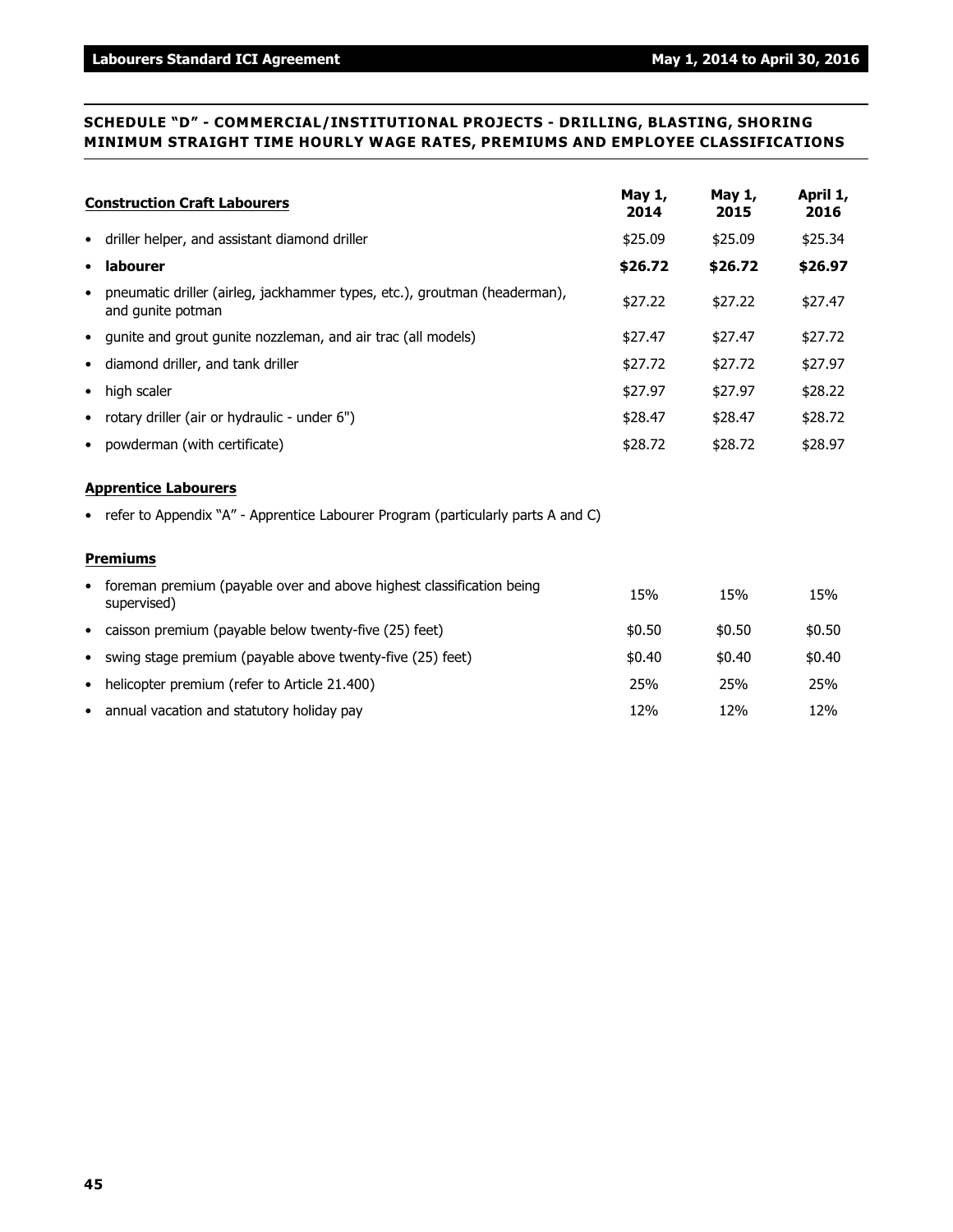## SCHEDULE "D" - COMMERCIAL/INSTITUTIONAL PROJECTS - DRILLING, BLASTING, SHORING MINIMUM STRAIGHT TIME HOURLY WAGE RATES, PREMIUMS AND EMPLOYEE CLASSIFICATIONS

| Construction Craft Labourers | May 1, 2014 | May 1, 2015 | April 1, 2016 |
|---|---|---|---|
| • driller helper, and assistant diamond driller | $25.09 | $25.09 | $25.34 |
| • **labourer** | **$26.72** | **$26.72** | **$26.97** |
| • pneumatic driller (airleg, jackhammer types, etc.), groutman (headerman), and gunite potman | $27.22 | $27.22 | $27.47 |
| • gunite and grout gunite nozzleman, and air trac (all models) | $27.47 | $27.47 | $27.72 |
| • diamond driller, and tank driller | $27.72 | $27.72 | $27.97 |
| • high scaler | $27.97 | $27.97 | $28.22 |
| • rotary driller (air or hydraulic - under 6") | $28.47 | $28.47 | $28.72 |
| • powderman (with certificate) | $28.72 | $28.72 | $28.97 |

**Apprentice Labourers**

- refer to Appendix "A" - Apprentice Labourer Program (particularly parts A and C)

| Premiums | May 1, 2014 | May 1, 2015 | April 1, 2016 |
|---|---|---|---|
| • foreman premium (payable over and above highest classification being supervised) | 15% | 15% | 15% |
| • caisson premium (payable below twenty-five (25) feet) | $0.50 | $0.50 | $0.50 |
| • swing stage premium (payable above twenty-five (25) feet) | $0.40 | $0.40 | $0.40 |
| • helicopter premium (refer to Article 21.400) | 25% | 25% | 25% |
| • annual vacation and statutory holiday pay | 12% | 12% | 12% |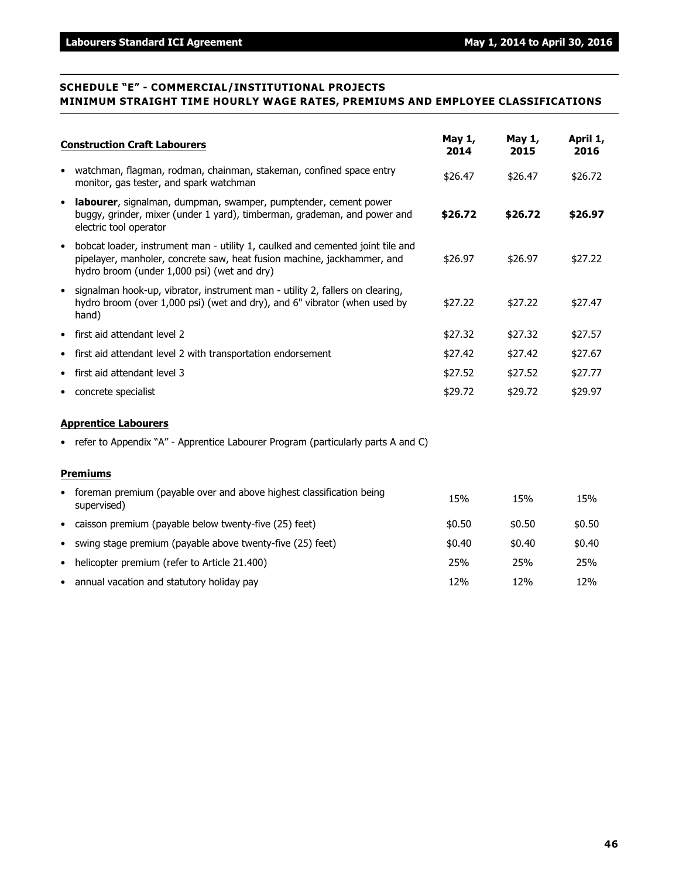## SCHEDULE "E" - COMMERCIAL/INSTITUTIONAL PROJECTS
## MINIMUM STRAIGHT TIME HOURLY WAGE RATES, PREMIUMS AND EMPLOYEE CLASSIFICATIONS

| **Construction Craft Labourers** | **May 1, 2014** | **May 1, 2015** | **April 1, 2016** |
|---|---|---|---|
| • watchman, flagman, rodman, chainman, stakeman, confined space entry monitor, gas tester, and spark watchman | $26.47 | $26.47 | $26.72 |
| • **labourer**, signalman, dumpman, swamper, pumptender, cement power buggy, grinder, mixer (under 1 yard), timberman, grademan, and power and electric tool operator | **$26.72** | **$26.72** | **$26.97** |
| • bobcat loader, instrument man - utility 1, caulked and cemented joint tile and pipelayer, manholer, concrete saw, heat fusion machine, jackhammer, and hydro broom (under 1,000 psi) (wet and dry) | $26.97 | $26.97 | $27.22 |
| • signalman hook-up, vibrator, instrument man - utility 2, fallers on clearing, hydro broom (over 1,000 psi) (wet and dry), and 6" vibrator (when used by hand) | $27.22 | $27.22 | $27.47 |
| • first aid attendant level 2 | $27.32 | $27.32 | $27.57 |
| • first aid attendant level 2 with transportation endorsement | $27.42 | $27.42 | $27.67 |
| • first aid attendant level 3 | $27.52 | $27.52 | $27.77 |
| • concrete specialist | $29.72 | $29.72 | $29.97 |

**Apprentice Labourers**

- refer to Appendix "A" - Apprentice Labourer Program (particularly parts A and C)

**Premiums**

| | | | |
|---|---|---|---|
| • foreman premium (payable over and above highest classification being supervised) | 15% | 15% | 15% |
| • caisson premium (payable below twenty-five (25) feet) | $0.50 | $0.50 | $0.50 |
| • swing stage premium (payable above twenty-five (25) feet) | $0.40 | $0.40 | $0.40 |
| • helicopter premium (refer to Article 21.400) | 25% | 25% | 25% |
| • annual vacation and statutory holiday pay | 12% | 12% | 12% |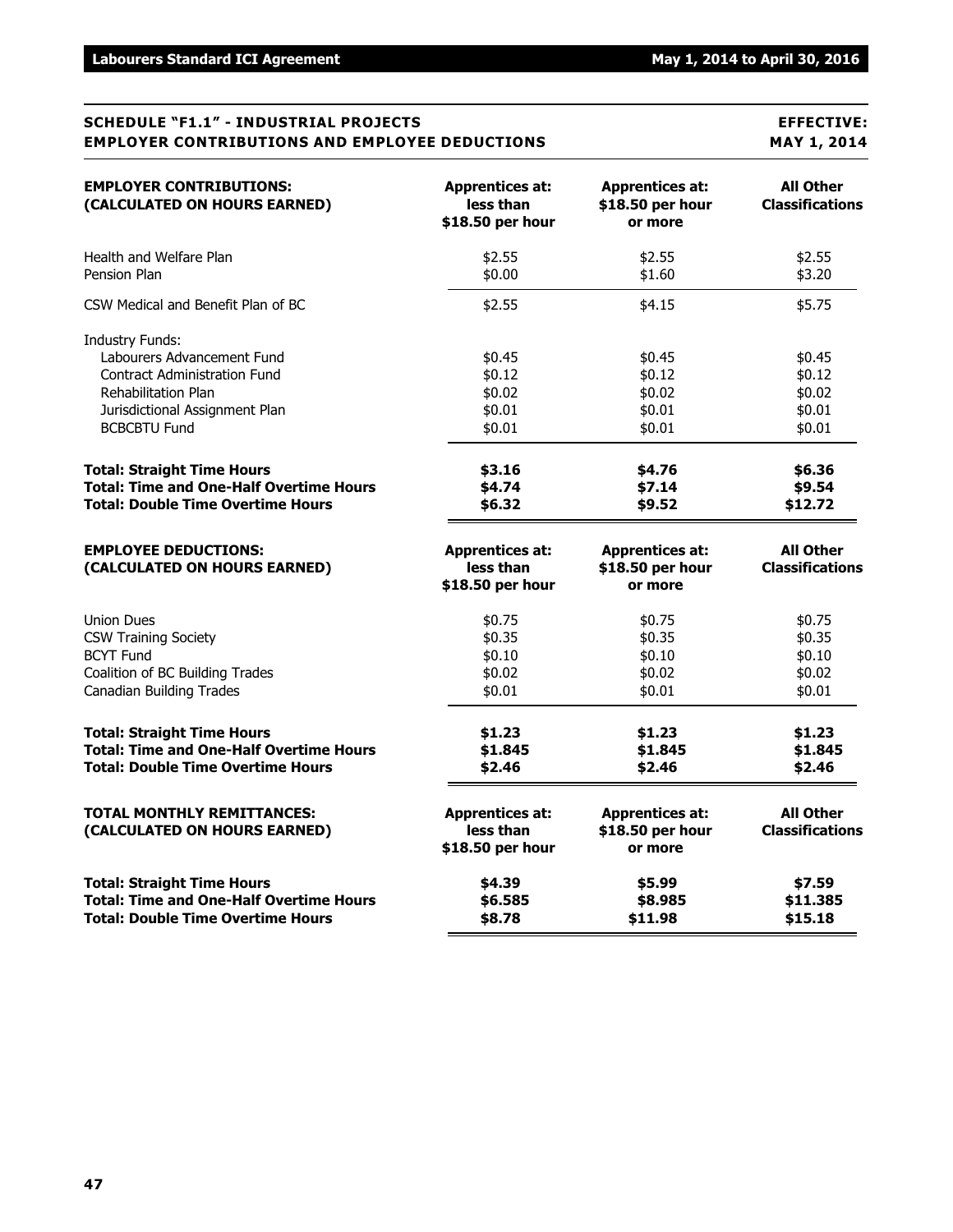## SCHEDULE "F1.1" - INDUSTRIAL PROJECTS EMPLOYER CONTRIBUTIONS AND EMPLOYEE DEDUCTIONS

**EFFECTIVE: MAY 1, 2014**

| EMPLOYER CONTRIBUTIONS: (CALCULATED ON HOURS EARNED) | Apprentices at: less than $18.50 per hour | Apprentices at: $18.50 per hour or more | All Other Classifications |
|---|---|---|---|
| Health and Welfare Plan | $2.55 | $2.55 | $2.55 |
| Pension Plan | $0.00 | $1.60 | $3.20 |
| CSW Medical and Benefit Plan of BC | $2.55 | $4.15 | $5.75 |
| Industry Funds: | | | |
| Labourers Advancement Fund | $0.45 | $0.45 | $0.45 |
| Contract Administration Fund | $0.12 | $0.12 | $0.12 |
| Rehabilitation Plan | $0.02 | $0.02 | $0.02 |
| Jurisdictional Assignment Plan | $0.01 | $0.01 | $0.01 |
| BCBCBTU Fund | $0.01 | $0.01 | $0.01 |
| **Total: Straight Time Hours** | **$3.16** | **$4.76** | **$6.36** |
| **Total: Time and One-Half Overtime Hours** | **$4.74** | **$7.14** | **$9.54** |
| **Total: Double Time Overtime Hours** | **$6.32** | **$9.52** | **$12.72** |

| EMPLOYEE DEDUCTIONS: (CALCULATED ON HOURS EARNED) | Apprentices at: less than $18.50 per hour | Apprentices at: $18.50 per hour or more | All Other Classifications |
|---|---|---|---|
| Union Dues | $0.75 | $0.75 | $0.75 |
| CSW Training Society | $0.35 | $0.35 | $0.35 |
| BCYT Fund | $0.10 | $0.10 | $0.10 |
| Coalition of BC Building Trades | $0.02 | $0.02 | $0.02 |
| Canadian Building Trades | $0.01 | $0.01 | $0.01 |
| **Total: Straight Time Hours** | **$1.23** | **$1.23** | **$1.23** |
| **Total: Time and One-Half Overtime Hours** | **$1.845** | **$1.845** | **$1.845** |
| **Total: Double Time Overtime Hours** | **$2.46** | **$2.46** | **$2.46** |

| TOTAL MONTHLY REMITTANCES: (CALCULATED ON HOURS EARNED) | Apprentices at: less than $18.50 per hour | Apprentices at: $18.50 per hour or more | All Other Classifications |
|---|---|---|---|
| **Total: Straight Time Hours** | **$4.39** | **$5.99** | **$7.59** |
| **Total: Time and One-Half Overtime Hours** | **$6.585** | **$8.985** | **$11.385** |
| **Total: Double Time Overtime Hours** | **$8.78** | **$11.98** | **$15.18** |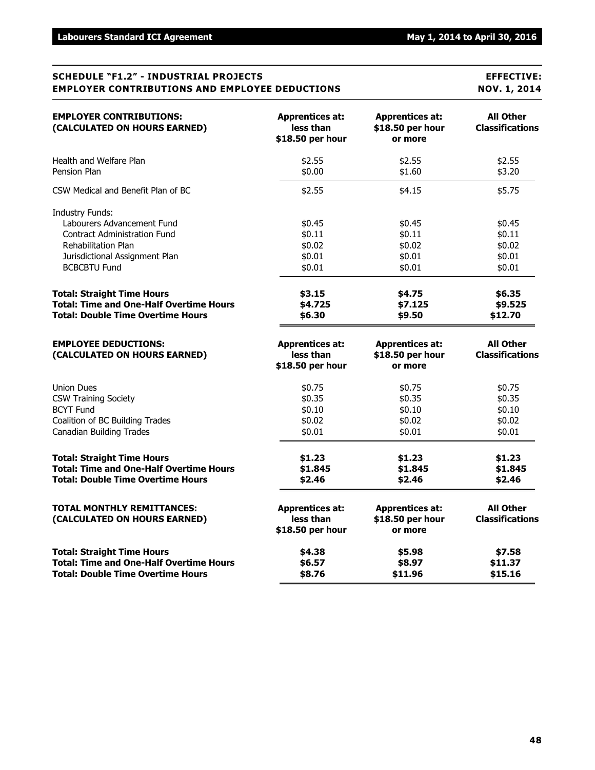## SCHEDULE "F1.2" - INDUSTRIAL PROJECTS EMPLOYER CONTRIBUTIONS AND EMPLOYEE DEDUCTIONS

**EFFECTIVE: NOV. 1, 2014**

| **EMPLOYER CONTRIBUTIONS: (CALCULATED ON HOURS EARNED)** | **Apprentices at: less than $18.50 per hour** | **Apprentices at: $18.50 per hour or more** | **All Other Classifications** |
|---|---|---|---|
| Health and Welfare Plan | $2.55 | $2.55 | $2.55 |
| Pension Plan | $0.00 | $1.60 | $3.20 |
| CSW Medical and Benefit Plan of BC | $2.55 | $4.15 | $5.75 |
| Industry Funds: | | | |
| Labourers Advancement Fund | $0.45 | $0.45 | $0.45 |
| Contract Administration Fund | $0.11 | $0.11 | $0.11 |
| Rehabilitation Plan | $0.02 | $0.02 | $0.02 |
| Jurisdictional Assignment Plan | $0.01 | $0.01 | $0.01 |
| BCBCBTU Fund | $0.01 | $0.01 | $0.01 |
| **Total: Straight Time Hours** | **$3.15** | **$4.75** | **$6.35** |
| **Total: Time and One-Half Overtime Hours** | **$4.725** | **$7.125** | **$9.525** |
| **Total: Double Time Overtime Hours** | **$6.30** | **$9.50** | **$12.70** |

| **EMPLOYEE DEDUCTIONS: (CALCULATED ON HOURS EARNED)** | **Apprentices at: less than $18.50 per hour** | **Apprentices at: $18.50 per hour or more** | **All Other Classifications** |
|---|---|---|---|
| Union Dues | $0.75 | $0.75 | $0.75 |
| CSW Training Society | $0.35 | $0.35 | $0.35 |
| BCYT Fund | $0.10 | $0.10 | $0.10 |
| Coalition of BC Building Trades | $0.02 | $0.02 | $0.02 |
| Canadian Building Trades | $0.01 | $0.01 | $0.01 |
| **Total: Straight Time Hours** | **$1.23** | **$1.23** | **$1.23** |
| **Total: Time and One-Half Overtime Hours** | **$1.845** | **$1.845** | **$1.845** |
| **Total: Double Time Overtime Hours** | **$2.46** | **$2.46** | **$2.46** |

| **TOTAL MONTHLY REMITTANCES: (CALCULATED ON HOURS EARNED)** | **Apprentices at: less than $18.50 per hour** | **Apprentices at: $18.50 per hour or more** | **All Other Classifications** |
|---|---|---|---|
| **Total: Straight Time Hours** | **$4.38** | **$5.98** | **$7.58** |
| **Total: Time and One-Half Overtime Hours** | **$6.57** | **$8.97** | **$11.37** |
| **Total: Double Time Overtime Hours** | **$8.76** | **$11.96** | **$15.16** |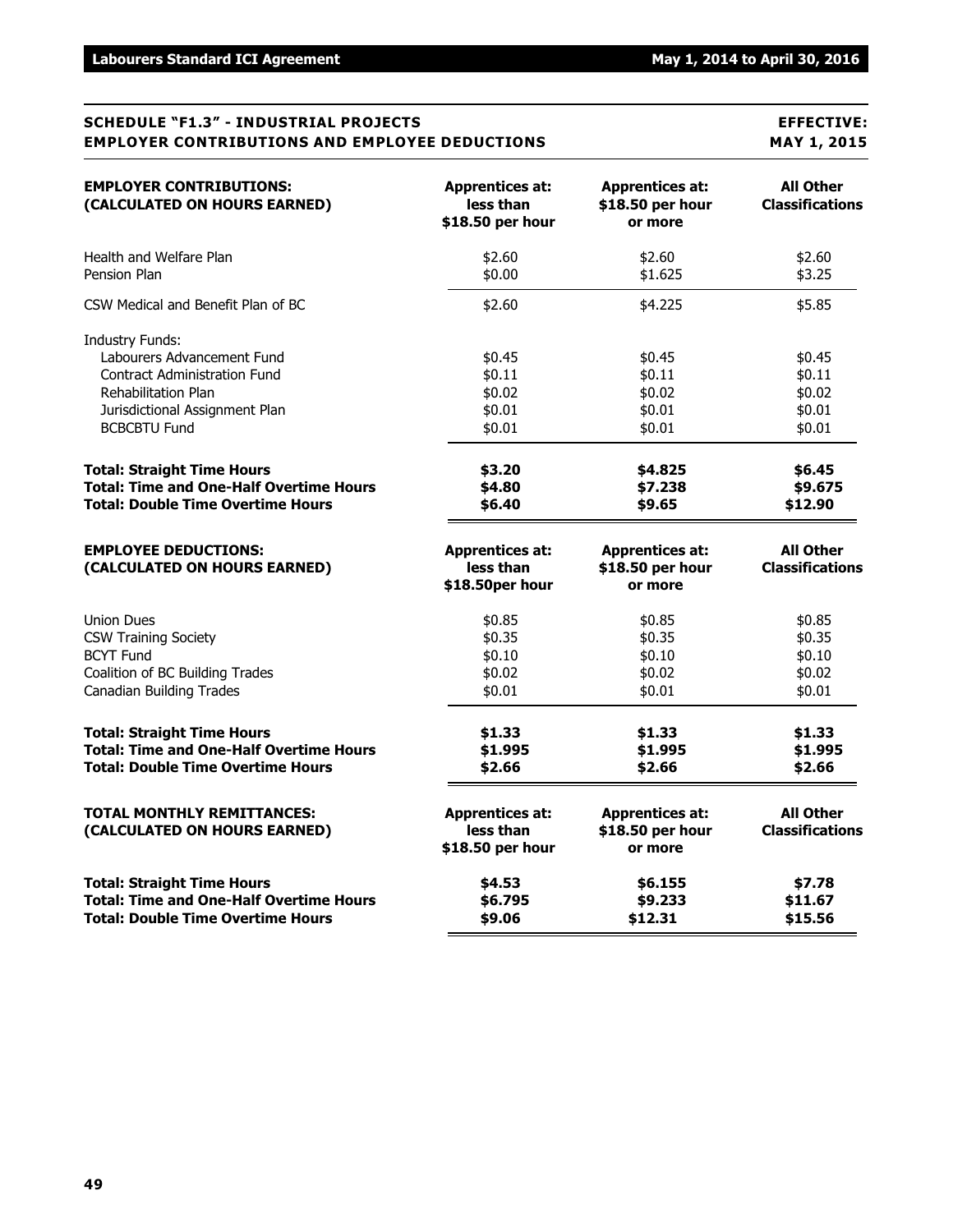## SCHEDULE "F1.3" - INDUSTRIAL PROJECTS EMPLOYER CONTRIBUTIONS AND EMPLOYEE DEDUCTIONS

**EFFECTIVE: MAY 1, 2015**

| **EMPLOYER CONTRIBUTIONS: (CALCULATED ON HOURS EARNED)** | **Apprentices at: less than $18.50 per hour** | **Apprentices at: $18.50 per hour or more** | **All Other Classifications** |
|---|---|---|---|
| Health and Welfare Plan | $2.60 | $2.60 | $2.60 |
| Pension Plan | $0.00 | $1.625 | $3.25 |
| CSW Medical and Benefit Plan of BC | $2.60 | $4.225 | $5.85 |
| Industry Funds: | | | |
| Labourers Advancement Fund | $0.45 | $0.45 | $0.45 |
| Contract Administration Fund | $0.11 | $0.11 | $0.11 |
| Rehabilitation Plan | $0.02 | $0.02 | $0.02 |
| Jurisdictional Assignment Plan | $0.01 | $0.01 | $0.01 |
| BCBCBTU Fund | $0.01 | $0.01 | $0.01 |
| **Total: Straight Time Hours** | **$3.20** | **$4.825** | **$6.45** |
| **Total: Time and One-Half Overtime Hours** | **$4.80** | **$7.238** | **$9.675** |
| **Total: Double Time Overtime Hours** | **$6.40** | **$9.65** | **$12.90** |

| **EMPLOYEE DEDUCTIONS: (CALCULATED ON HOURS EARNED)** | **Apprentices at: less than $18.50per hour** | **Apprentices at: $18.50 per hour or more** | **All Other Classifications** |
|---|---|---|---|
| Union Dues | $0.85 | $0.85 | $0.85 |
| CSW Training Society | $0.35 | $0.35 | $0.35 |
| BCYT Fund | $0.10 | $0.10 | $0.10 |
| Coalition of BC Building Trades | $0.02 | $0.02 | $0.02 |
| Canadian Building Trades | $0.01 | $0.01 | $0.01 |
| **Total: Straight Time Hours** | **$1.33** | **$1.33** | **$1.33** |
| **Total: Time and One-Half Overtime Hours** | **$1.995** | **$1.995** | **$1.995** |
| **Total: Double Time Overtime Hours** | **$2.66** | **$2.66** | **$2.66** |

| **TOTAL MONTHLY REMITTANCES: (CALCULATED ON HOURS EARNED)** | **Apprentices at: less than $18.50 per hour** | **Apprentices at: $18.50 per hour or more** | **All Other Classifications** |
|---|---|---|---|
| **Total: Straight Time Hours** | **$4.53** | **$6.155** | **$7.78** |
| **Total: Time and One-Half Overtime Hours** | **$6.795** | **$9.233** | **$11.67** |
| **Total: Double Time Overtime Hours** | **$9.06** | **$12.31** | **$15.56** |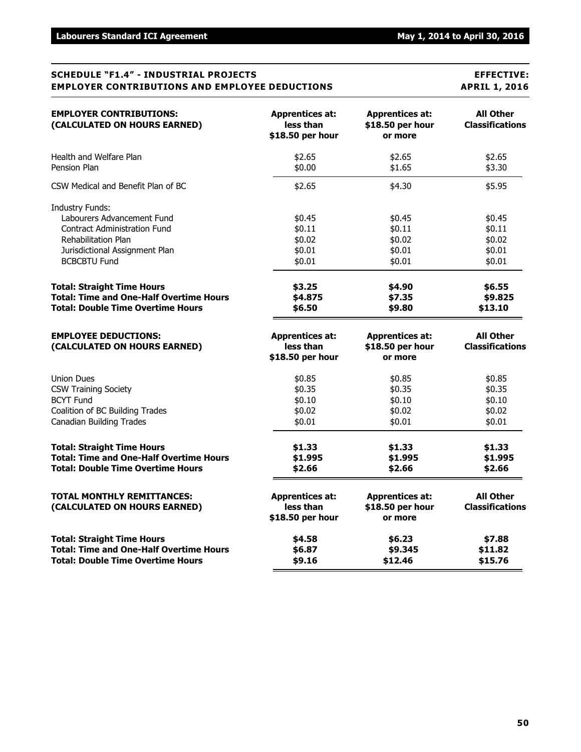## SCHEDULE "F1.4" - INDUSTRIAL PROJECTS EMPLOYER CONTRIBUTIONS AND EMPLOYEE DEDUCTIONS

**EFFECTIVE: APRIL 1, 2016**

| **EMPLOYER CONTRIBUTIONS: (CALCULATED ON HOURS EARNED)** | **Apprentices at: less than $18.50 per hour** | **Apprentices at: $18.50 per hour or more** | **All Other Classifications** |
|---|---|---|---|
| Health and Welfare Plan | $2.65 | $2.65 | $2.65 |
| Pension Plan | $0.00 | $1.65 | $3.30 |
| CSW Medical and Benefit Plan of BC | $2.65 | $4.30 | $5.95 |
| Industry Funds: | | | |
| Labourers Advancement Fund | $0.45 | $0.45 | $0.45 |
| Contract Administration Fund | $0.11 | $0.11 | $0.11 |
| Rehabilitation Plan | $0.02 | $0.02 | $0.02 |
| Jurisdictional Assignment Plan | $0.01 | $0.01 | $0.01 |
| BCBCBTU Fund | $0.01 | $0.01 | $0.01 |
| **Total: Straight Time Hours** | **$3.25** | **$4.90** | **$6.55** |
| **Total: Time and One-Half Overtime Hours** | **$4.875** | **$7.35** | **$9.825** |
| **Total: Double Time Overtime Hours** | **$6.50** | **$9.80** | **$13.10** |

| **EMPLOYEE DEDUCTIONS: (CALCULATED ON HOURS EARNED)** | **Apprentices at: less than $18.50 per hour** | **Apprentices at: $18.50 per hour or more** | **All Other Classifications** |
|---|---|---|---|
| Union Dues | $0.85 | $0.85 | $0.85 |
| CSW Training Society | $0.35 | $0.35 | $0.35 |
| BCYT Fund | $0.10 | $0.10 | $0.10 |
| Coalition of BC Building Trades | $0.02 | $0.02 | $0.02 |
| Canadian Building Trades | $0.01 | $0.01 | $0.01 |
| **Total: Straight Time Hours** | **$1.33** | **$1.33** | **$1.33** |
| **Total: Time and One-Half Overtime Hours** | **$1.995** | **$1.995** | **$1.995** |
| **Total: Double Time Overtime Hours** | **$2.66** | **$2.66** | **$2.66** |

| **TOTAL MONTHLY REMITTANCES: (CALCULATED ON HOURS EARNED)** | **Apprentices at: less than $18.50 per hour** | **Apprentices at: $18.50 per hour or more** | **All Other Classifications** |
|---|---|---|---|
| **Total: Straight Time Hours** | **$4.58** | **$6.23** | **$7.88** |
| **Total: Time and One-Half Overtime Hours** | **$6.87** | **$9.345** | **$11.82** |
| **Total: Double Time Overtime Hours** | **$9.16** | **$12.46** | **$15.76** |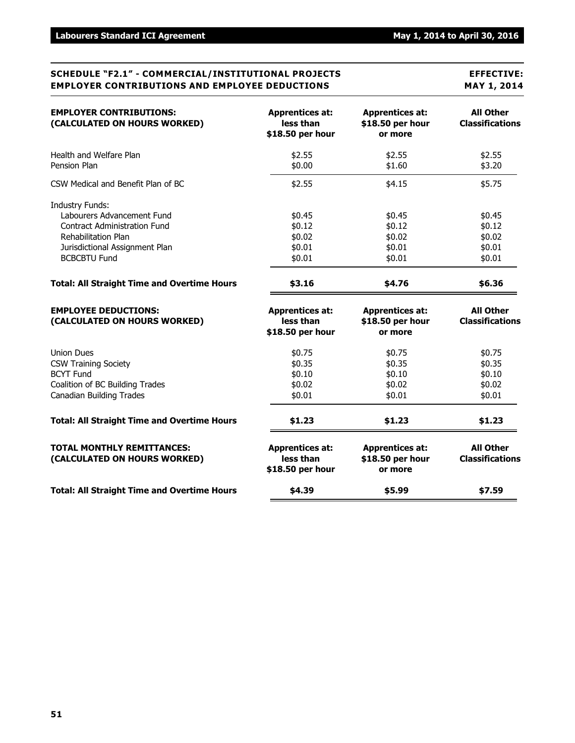## SCHEDULE "F2.1" - COMMERCIAL/INSTITUTIONAL PROJECTS EMPLOYER CONTRIBUTIONS AND EMPLOYEE DEDUCTIONS

**EFFECTIVE: MAY 1, 2014**

| **EMPLOYER CONTRIBUTIONS: (CALCULATED ON HOURS WORKED)** | **Apprentices at: less than $18.50 per hour** | **Apprentices at: $18.50 per hour or more** | **All Other Classifications** |
|---|---|---|---|
| Health and Welfare Plan | $2.55 | $2.55 | $2.55 |
| Pension Plan | $0.00 | $1.60 | $3.20 |
| CSW Medical and Benefit Plan of BC | $2.55 | $4.15 | $5.75 |
| Industry Funds: | | | |
| Labourers Advancement Fund | $0.45 | $0.45 | $0.45 |
| Contract Administration Fund | $0.12 | $0.12 | $0.12 |
| Rehabilitation Plan | $0.02 | $0.02 | $0.02 |
| Jurisdictional Assignment Plan | $0.01 | $0.01 | $0.01 |
| BCBCBTU Fund | $0.01 | $0.01 | $0.01 |
| **Total: All Straight Time and Overtime Hours** | **$3.16** | **$4.76** | **$6.36** |

| **EMPLOYEE DEDUCTIONS: (CALCULATED ON HOURS WORKED)** | **Apprentices at: less than $18.50 per hour** | **Apprentices at: $18.50 per hour or more** | **All Other Classifications** |
|---|---|---|---|
| Union Dues | $0.75 | $0.75 | $0.75 |
| CSW Training Society | $0.35 | $0.35 | $0.35 |
| BCYT Fund | $0.10 | $0.10 | $0.10 |
| Coalition of BC Building Trades | $0.02 | $0.02 | $0.02 |
| Canadian Building Trades | $0.01 | $0.01 | $0.01 |
| **Total: All Straight Time and Overtime Hours** | **$1.23** | **$1.23** | **$1.23** |

| **TOTAL MONTHLY REMITTANCES: (CALCULATED ON HOURS WORKED)** | **Apprentices at: less than $18.50 per hour** | **Apprentices at: $18.50 per hour or more** | **All Other Classifications** |
|---|---|---|---|
| **Total: All Straight Time and Overtime Hours** | **$4.39** | **$5.99** | **$7.59** |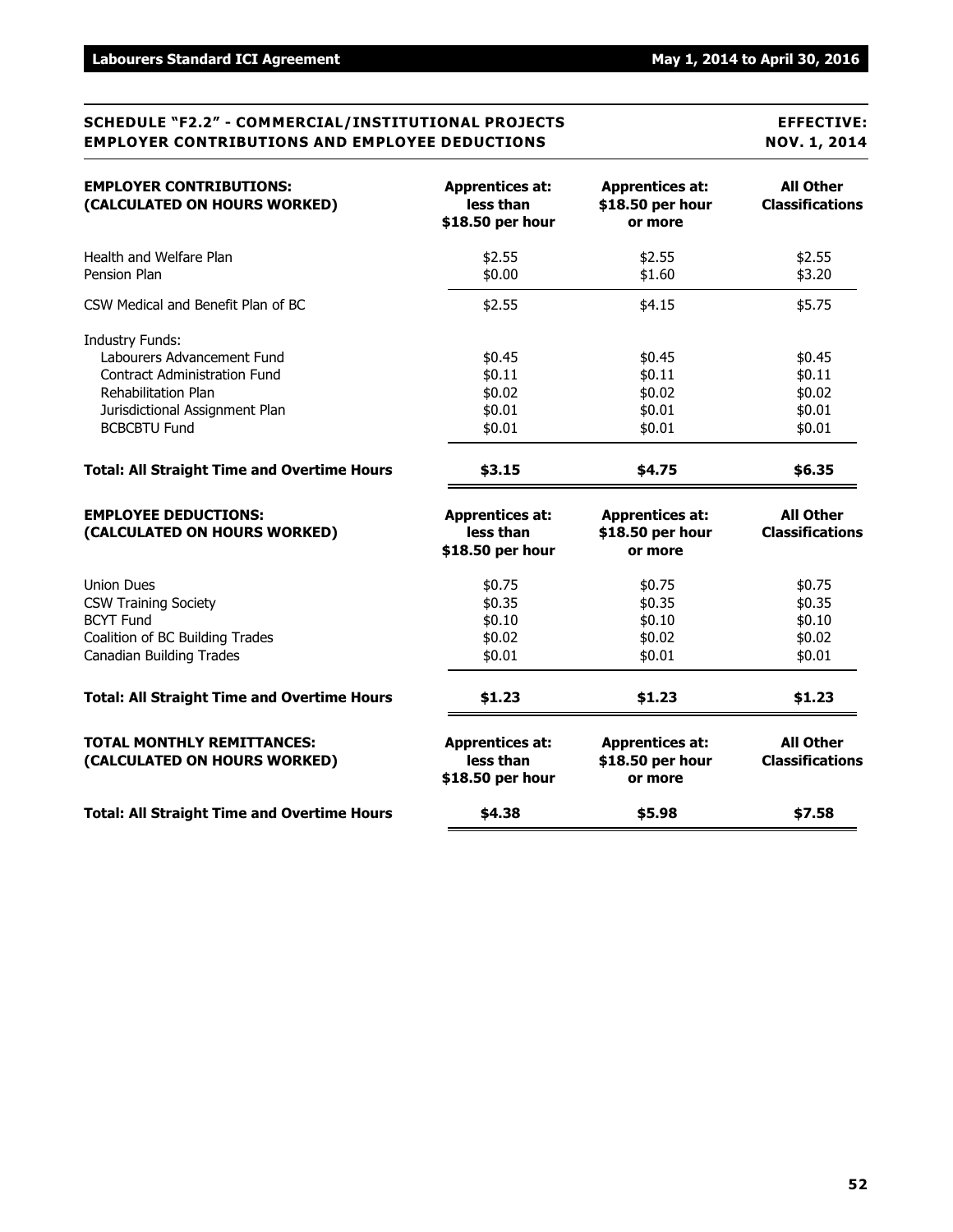## SCHEDULE "F2.2" - COMMERCIAL/INSTITUTIONAL PROJECTS EMPLOYER CONTRIBUTIONS AND EMPLOYEE DEDUCTIONS

**EFFECTIVE: NOV. 1, 2014**

| EMPLOYER CONTRIBUTIONS: (CALCULATED ON HOURS WORKED) | Apprentices at: less than $18.50 per hour | Apprentices at: $18.50 per hour or more | All Other Classifications |
|---|---|---|---|
| Health and Welfare Plan | $2.55 | $2.55 | $2.55 |
| Pension Plan | $0.00 | $1.60 | $3.20 |
| CSW Medical and Benefit Plan of BC | $2.55 | $4.15 | $5.75 |
| Industry Funds: | | | |
| Labourers Advancement Fund | $0.45 | $0.45 | $0.45 |
| Contract Administration Fund | $0.11 | $0.11 | $0.11 |
| Rehabilitation Plan | $0.02 | $0.02 | $0.02 |
| Jurisdictional Assignment Plan | $0.01 | $0.01 | $0.01 |
| BCBCBTU Fund | $0.01 | $0.01 | $0.01 |
| **Total: All Straight Time and Overtime Hours** | **$3.15** | **$4.75** | **$6.35** |

| EMPLOYEE DEDUCTIONS: (CALCULATED ON HOURS WORKED) | Apprentices at: less than $18.50 per hour | Apprentices at: $18.50 per hour or more | All Other Classifications |
|---|---|---|---|
| Union Dues | $0.75 | $0.75 | $0.75 |
| CSW Training Society | $0.35 | $0.35 | $0.35 |
| BCYT Fund | $0.10 | $0.10 | $0.10 |
| Coalition of BC Building Trades | $0.02 | $0.02 | $0.02 |
| Canadian Building Trades | $0.01 | $0.01 | $0.01 |
| **Total: All Straight Time and Overtime Hours** | **$1.23** | **$1.23** | **$1.23** |

| TOTAL MONTHLY REMITTANCES: (CALCULATED ON HOURS WORKED) | Apprentices at: less than $18.50 per hour | Apprentices at: $18.50 per hour or more | All Other Classifications |
|---|---|---|---|
| **Total: All Straight Time and Overtime Hours** | **$4.38** | **$5.98** | **$7.58** |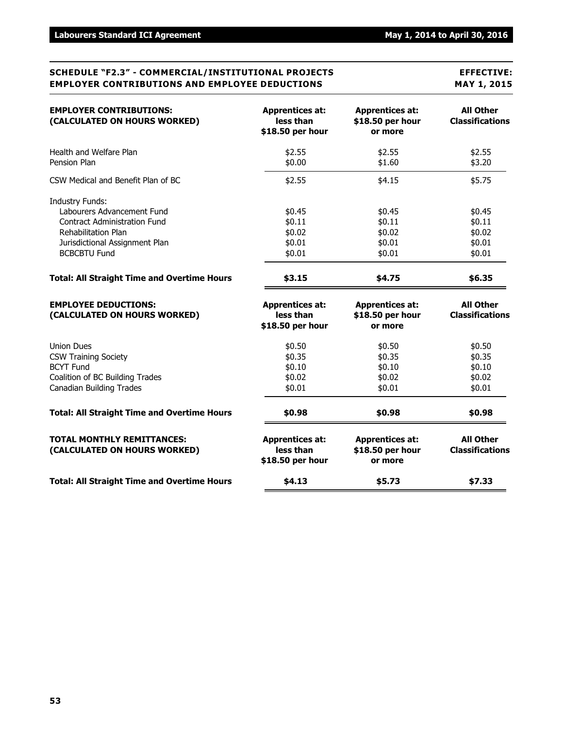## SCHEDULE "F2.3" - COMMERCIAL/INSTITUTIONAL PROJECTS EMPLOYER CONTRIBUTIONS AND EMPLOYEE DEDUCTIONS

**EFFECTIVE: MAY 1, 2015**

| EMPLOYER CONTRIBUTIONS: (CALCULATED ON HOURS WORKED) | Apprentices at: less than $18.50 per hour | Apprentices at: $18.50 per hour or more | All Other Classifications |
|---|---|---|---|
| Health and Welfare Plan | $2.55 | $2.55 | $2.55 |
| Pension Plan | $0.00 | $1.60 | $3.20 |
| CSW Medical and Benefit Plan of BC | $2.55 | $4.15 | $5.75 |
| Industry Funds: | | | |
| Labourers Advancement Fund | $0.45 | $0.45 | $0.45 |
| Contract Administration Fund | $0.11 | $0.11 | $0.11 |
| Rehabilitation Plan | $0.02 | $0.02 | $0.02 |
| Jurisdictional Assignment Plan | $0.01 | $0.01 | $0.01 |
| BCBCBTU Fund | $0.01 | $0.01 | $0.01 |
| **Total: All Straight Time and Overtime Hours** | **$3.15** | **$4.75** | **$6.35** |

| EMPLOYEE DEDUCTIONS: (CALCULATED ON HOURS WORKED) | Apprentices at: less than $18.50 per hour | Apprentices at: $18.50 per hour or more | All Other Classifications |
|---|---|---|---|
| Union Dues | $0.50 | $0.50 | $0.50 |
| CSW Training Society | $0.35 | $0.35 | $0.35 |
| BCYT Fund | $0.10 | $0.10 | $0.10 |
| Coalition of BC Building Trades | $0.02 | $0.02 | $0.02 |
| Canadian Building Trades | $0.01 | $0.01 | $0.01 |
| **Total: All Straight Time and Overtime Hours** | **$0.98** | **$0.98** | **$0.98** |

| TOTAL MONTHLY REMITTANCES: (CALCULATED ON HOURS WORKED) | Apprentices at: less than $18.50 per hour | Apprentices at: $18.50 per hour or more | All Other Classifications |
|---|---|---|---|
| **Total: All Straight Time and Overtime Hours** | **$4.13** | **$5.73** | **$7.33** |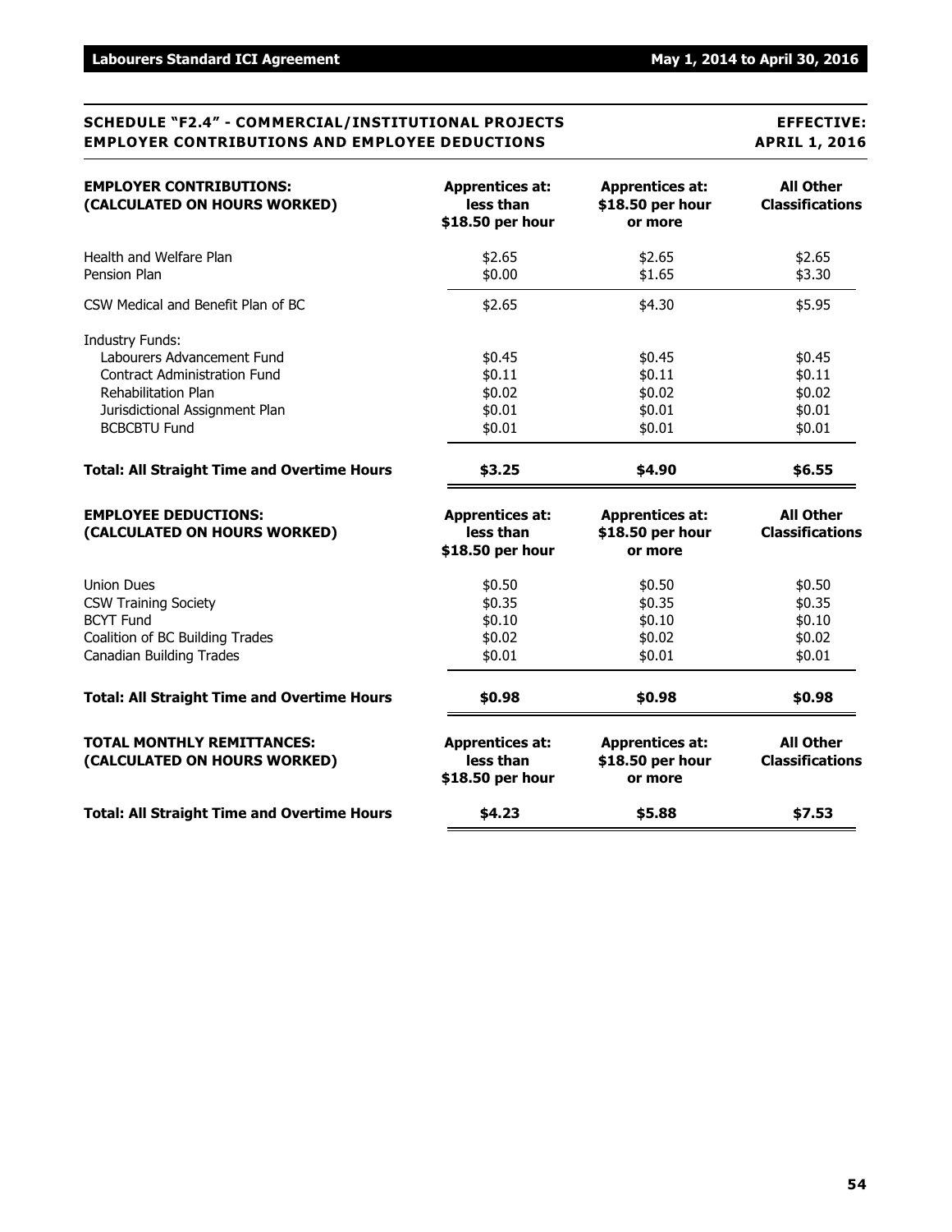## SCHEDULE "F2.4" - COMMERCIAL/INSTITUTIONAL PROJECTS EMPLOYER CONTRIBUTIONS AND EMPLOYEE DEDUCTIONS

**EFFECTIVE: APRIL 1, 2016**

| **EMPLOYER CONTRIBUTIONS: (CALCULATED ON HOURS WORKED)** | **Apprentices at: less than $18.50 per hour** | **Apprentices at: $18.50 per hour or more** | **All Other Classifications** |
|---|---|---|---|
| Health and Welfare Plan | $2.65 | $2.65 | $2.65 |
| Pension Plan | $0.00 | $1.65 | $3.30 |
| CSW Medical and Benefit Plan of BC | $2.65 | $4.30 | $5.95 |
| Industry Funds: | | | |
| Labourers Advancement Fund | $0.45 | $0.45 | $0.45 |
| Contract Administration Fund | $0.11 | $0.11 | $0.11 |
| Rehabilitation Plan | $0.02 | $0.02 | $0.02 |
| Jurisdictional Assignment Plan | $0.01 | $0.01 | $0.01 |
| BCBCBTU Fund | $0.01 | $0.01 | $0.01 |
| **Total: All Straight Time and Overtime Hours** | **$3.25** | **$4.90** | **$6.55** |

| **EMPLOYEE DEDUCTIONS: (CALCULATED ON HOURS WORKED)** | **Apprentices at: less than $18.50 per hour** | **Apprentices at: $18.50 per hour or more** | **All Other Classifications** |
|---|---|---|---|
| Union Dues | $0.50 | $0.50 | $0.50 |
| CSW Training Society | $0.35 | $0.35 | $0.35 |
| BCYT Fund | $0.10 | $0.10 | $0.10 |
| Coalition of BC Building Trades | $0.02 | $0.02 | $0.02 |
| Canadian Building Trades | $0.01 | $0.01 | $0.01 |
| **Total: All Straight Time and Overtime Hours** | **$0.98** | **$0.98** | **$0.98** |

| **TOTAL MONTHLY REMITTANCES: (CALCULATED ON HOURS WORKED)** | **Apprentices at: less than $18.50 per hour** | **Apprentices at: $18.50 per hour or more** | **All Other Classifications** |
|---|---|---|---|
| **Total: All Straight Time and Overtime Hours** | **$4.23** | **$5.88** | **$7.53** |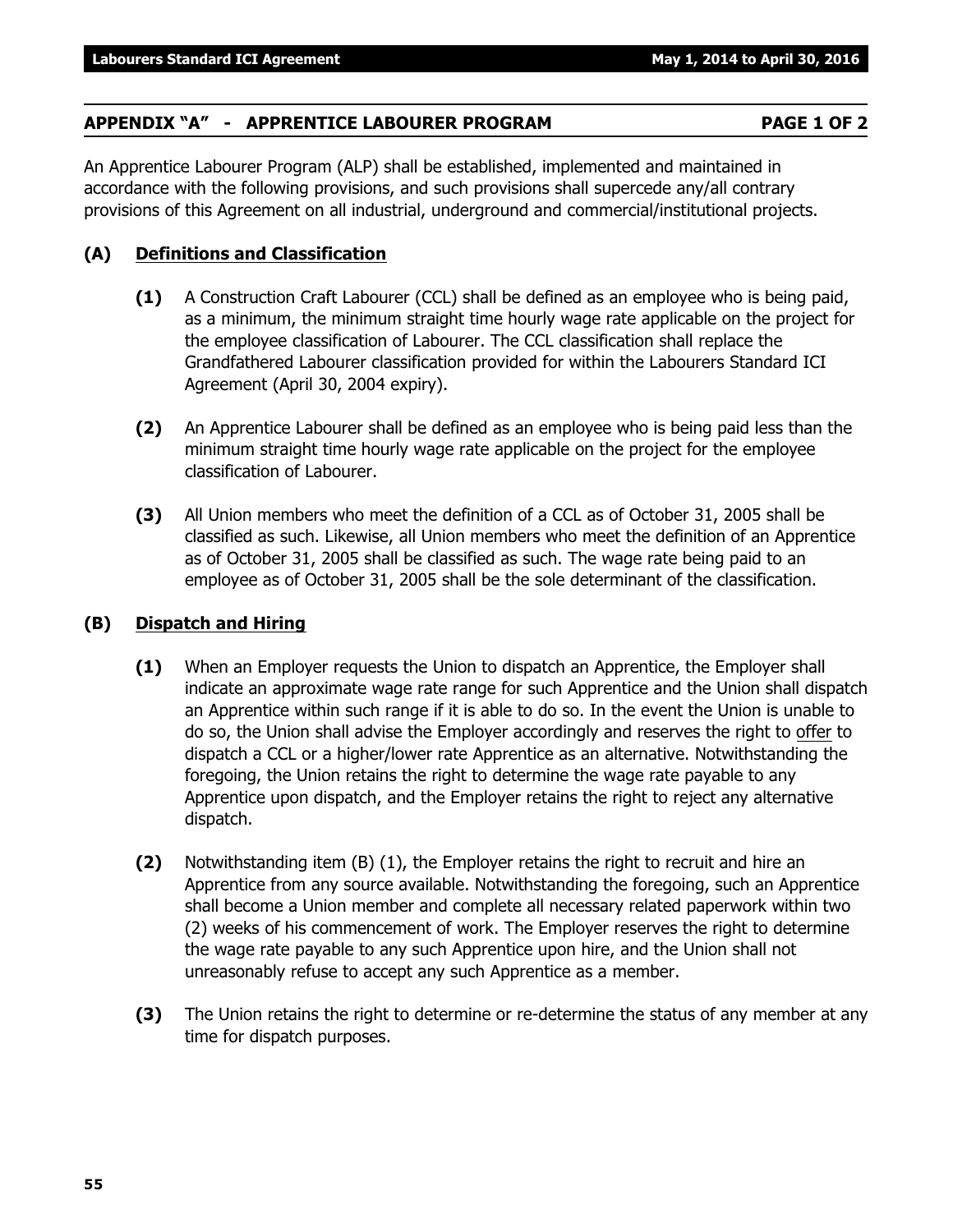## APPENDIX "A" - APPRENTICE LABOURER PROGRAM PAGE 1 OF 2

An Apprentice Labourer Program (ALP) shall be established, implemented and maintained in accordance with the following provisions, and such provisions shall supercede any/all contrary provisions of this Agreement on all industrial, underground and commercial/institutional projects.

### (A) Definitions and Classification

**(1)** A Construction Craft Labourer (CCL) shall be defined as an employee who is being paid, as a minimum, the minimum straight time hourly wage rate applicable on the project for the employee classification of Labourer. The CCL classification shall replace the Grandfathered Labourer classification provided for within the Labourers Standard ICI Agreement (April 30, 2004 expiry).

**(2)** An Apprentice Labourer shall be defined as an employee who is being paid less than the minimum straight time hourly wage rate applicable on the project for the employee classification of Labourer.

**(3)** All Union members who meet the definition of a CCL as of October 31, 2005 shall be classified as such. Likewise, all Union members who meet the definition of an Apprentice as of October 31, 2005 shall be classified as such. The wage rate being paid to an employee as of October 31, 2005 shall be the sole determinant of the classification.

### (B) Dispatch and Hiring

**(1)** When an Employer requests the Union to dispatch an Apprentice, the Employer shall indicate an approximate wage rate range for such Apprentice and the Union shall dispatch an Apprentice within such range if it is able to do so. In the event the Union is unable to do so, the Union shall advise the Employer accordingly and reserves the right to offer to dispatch a CCL or a higher/lower rate Apprentice as an alternative. Notwithstanding the foregoing, the Union retains the right to determine the wage rate payable to any Apprentice upon dispatch, and the Employer retains the right to reject any alternative dispatch.

**(2)** Notwithstanding item (B) (1), the Employer retains the right to recruit and hire an Apprentice from any source available. Notwithstanding the foregoing, such an Apprentice shall become a Union member and complete all necessary related paperwork within two (2) weeks of his commencement of work. The Employer reserves the right to determine the wage rate payable to any such Apprentice upon hire, and the Union shall not unreasonably refuse to accept any such Apprentice as a member.

**(3)** The Union retains the right to determine or re-determine the status of any member at any time for dispatch purposes.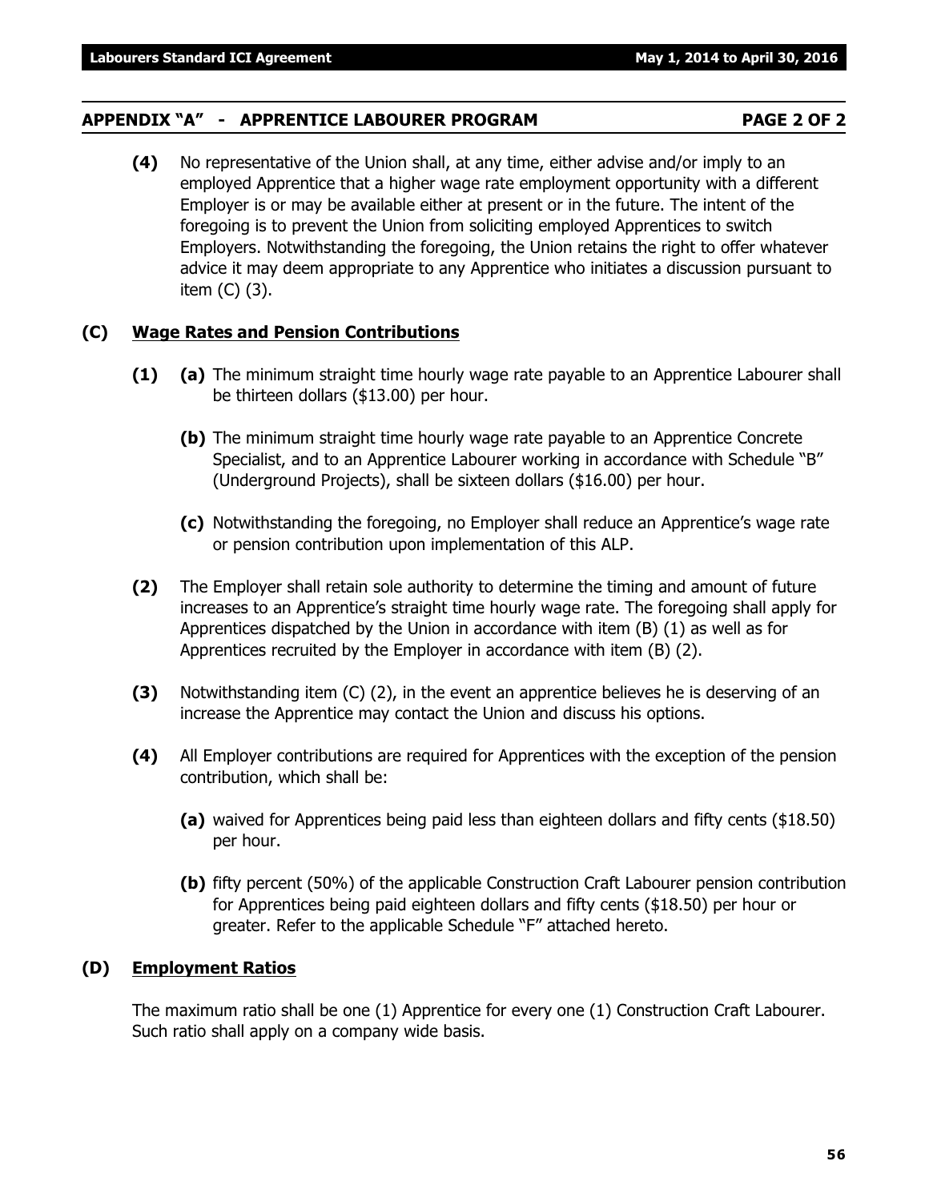## APPENDIX "A" - APPRENTICE LABOURER PROGRAM PAGE 2 OF 2

**(4)** No representative of the Union shall, at any time, either advise and/or imply to an employed Apprentice that a higher wage rate employment opportunity with a different Employer is or may be available either at present or in the future. The intent of the foregoing is to prevent the Union from soliciting employed Apprentices to switch Employers. Notwithstanding the foregoing, the Union retains the right to offer whatever advice it may deem appropriate to any Apprentice who initiates a discussion pursuant to item (C) (3).

### (C) Wage Rates and Pension Contributions

**(1)** **(a)** The minimum straight time hourly wage rate payable to an Apprentice Labourer shall be thirteen dollars ($13.00) per hour.

**(b)** The minimum straight time hourly wage rate payable to an Apprentice Concrete Specialist, and to an Apprentice Labourer working in accordance with Schedule "B" (Underground Projects), shall be sixteen dollars ($16.00) per hour.

**(c)** Notwithstanding the foregoing, no Employer shall reduce an Apprentice's wage rate or pension contribution upon implementation of this ALP.

**(2)** The Employer shall retain sole authority to determine the timing and amount of future increases to an Apprentice's straight time hourly wage rate. The foregoing shall apply for Apprentices dispatched by the Union in accordance with item (B) (1) as well as for Apprentices recruited by the Employer in accordance with item (B) (2).

**(3)** Notwithstanding item (C) (2), in the event an apprentice believes he is deserving of an increase the Apprentice may contact the Union and discuss his options.

**(4)** All Employer contributions are required for Apprentices with the exception of the pension contribution, which shall be:

**(a)** waived for Apprentices being paid less than eighteen dollars and fifty cents ($18.50) per hour.

**(b)** fifty percent (50%) of the applicable Construction Craft Labourer pension contribution for Apprentices being paid eighteen dollars and fifty cents ($18.50) per hour or greater. Refer to the applicable Schedule "F" attached hereto.

### (D) Employment Ratios

The maximum ratio shall be one (1) Apprentice for every one (1) Construction Craft Labourer. Such ratio shall apply on a company wide basis.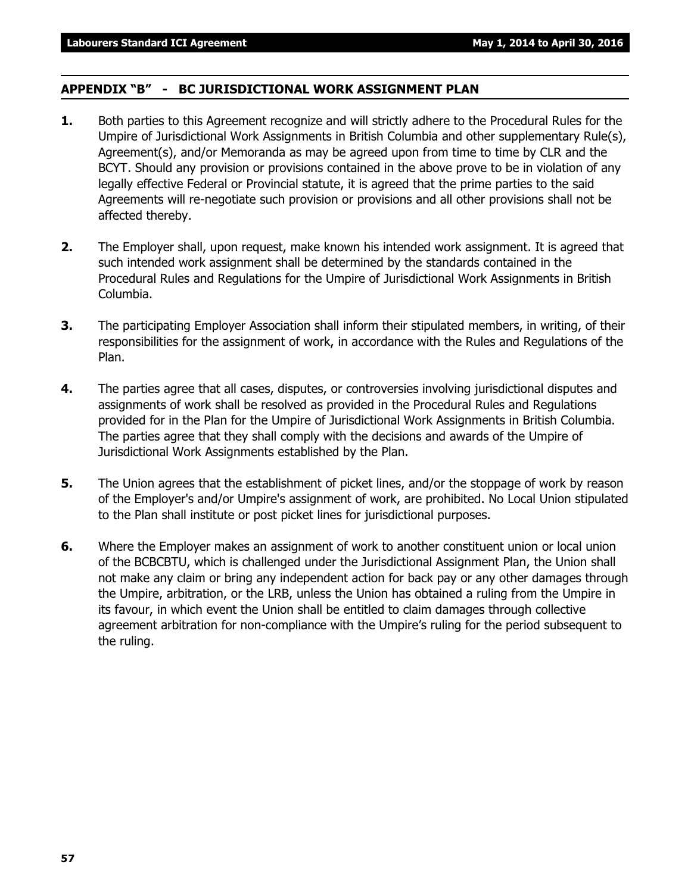## APPENDIX "B" - BC JURISDICTIONAL WORK ASSIGNMENT PLAN

**1.** Both parties to this Agreement recognize and will strictly adhere to the Procedural Rules for the Umpire of Jurisdictional Work Assignments in British Columbia and other supplementary Rule(s), Agreement(s), and/or Memoranda as may be agreed upon from time to time by CLR and the BCYT. Should any provision or provisions contained in the above prove to be in violation of any legally effective Federal or Provincial statute, it is agreed that the prime parties to the said Agreements will re-negotiate such provision or provisions and all other provisions shall not be affected thereby.

**2.** The Employer shall, upon request, make known his intended work assignment. It is agreed that such intended work assignment shall be determined by the standards contained in the Procedural Rules and Regulations for the Umpire of Jurisdictional Work Assignments in British Columbia.

**3.** The participating Employer Association shall inform their stipulated members, in writing, of their responsibilities for the assignment of work, in accordance with the Rules and Regulations of the Plan.

**4.** The parties agree that all cases, disputes, or controversies involving jurisdictional disputes and assignments of work shall be resolved as provided in the Procedural Rules and Regulations provided for in the Plan for the Umpire of Jurisdictional Work Assignments in British Columbia. The parties agree that they shall comply with the decisions and awards of the Umpire of Jurisdictional Work Assignments established by the Plan.

**5.** The Union agrees that the establishment of picket lines, and/or the stoppage of work by reason of the Employer's and/or Umpire's assignment of work, are prohibited. No Local Union stipulated to the Plan shall institute or post picket lines for jurisdictional purposes.

**6.** Where the Employer makes an assignment of work to another constituent union or local union of the BCBCBTU, which is challenged under the Jurisdictional Assignment Plan, the Union shall not make any claim or bring any independent action for back pay or any other damages through the Umpire, arbitration, or the LRB, unless the Union has obtained a ruling from the Umpire in its favour, in which event the Union shall be entitled to claim damages through collective agreement arbitration for non-compliance with the Umpire's ruling for the period subsequent to the ruling.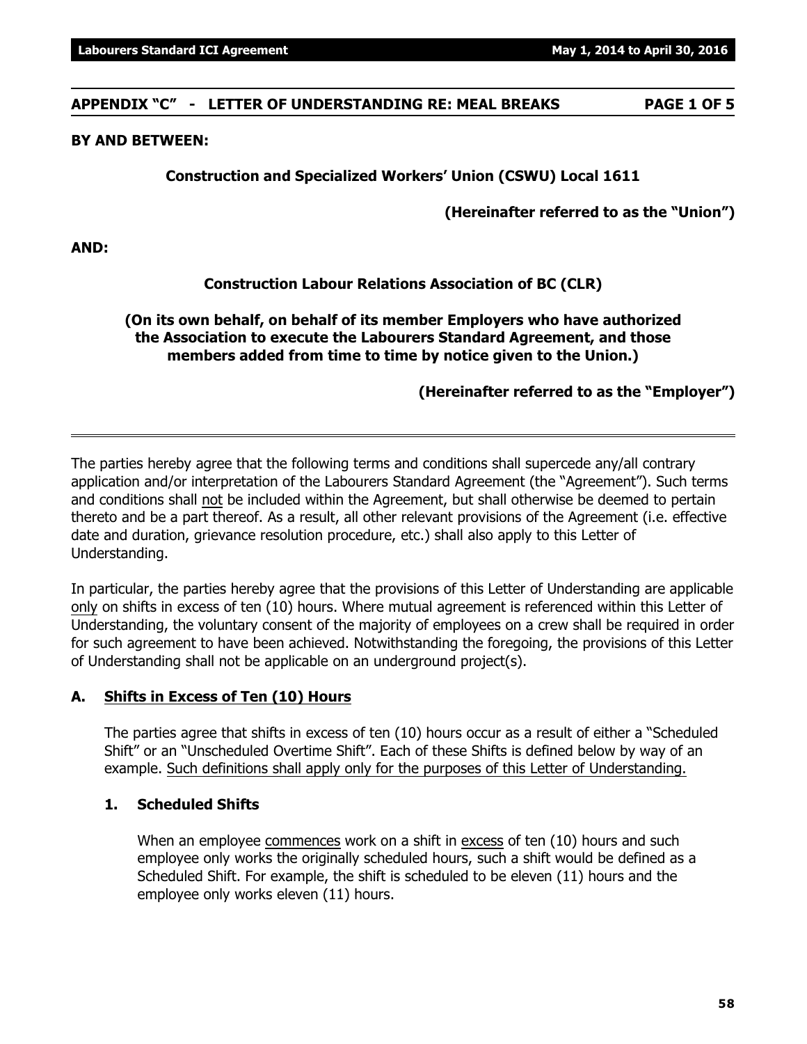## APPENDIX "C" - LETTER OF UNDERSTANDING RE: MEAL BREAKS PAGE 1 OF 5

**BY AND BETWEEN:**

**Construction and Specialized Workers' Union (CSWU) Local 1611**

**(Hereinafter referred to as the "Union")**

**AND:**

**Construction Labour Relations Association of BC (CLR)**

**(On its own behalf, on behalf of its member Employers who have authorized the Association to execute the Labourers Standard Agreement, and those members added from time to time by notice given to the Union.)**

**(Hereinafter referred to as the "Employer")**

---

The parties hereby agree that the following terms and conditions shall supercede any/all contrary application and/or interpretation of the Labourers Standard Agreement (the "Agreement"). Such terms and conditions shall <u>not</u> be included within the Agreement, but shall otherwise be deemed to pertain thereto and be a part thereof. As a result, all other relevant provisions of the Agreement (i.e. effective date and duration, grievance resolution procedure, etc.) shall also apply to this Letter of Understanding.

In particular, the parties hereby agree that the provisions of this Letter of Understanding are applicable <u>only</u> on shifts in excess of ten (10) hours. Where mutual agreement is referenced within this Letter of Understanding, the voluntary consent of the majority of employees on a crew shall be required in order for such agreement to have been achieved. Notwithstanding the foregoing, the provisions of this Letter of Understanding shall not be applicable on an underground project(s).

### A. <u>Shifts in Excess of Ten (10) Hours</u>

The parties agree that shifts in excess of ten (10) hours occur as a result of either a "Scheduled Shift" or an "Unscheduled Overtime Shift". Each of these Shifts is defined below by way of an example. <u>Such definitions shall apply only for the purposes of this Letter of Understanding.</u>

#### 1. Scheduled Shifts

When an employee <u>commences</u> work on a shift in <u>excess</u> of ten (10) hours and such employee only works the originally scheduled hours, such a shift would be defined as a Scheduled Shift. For example, the shift is scheduled to be eleven (11) hours and the employee only works eleven (11) hours.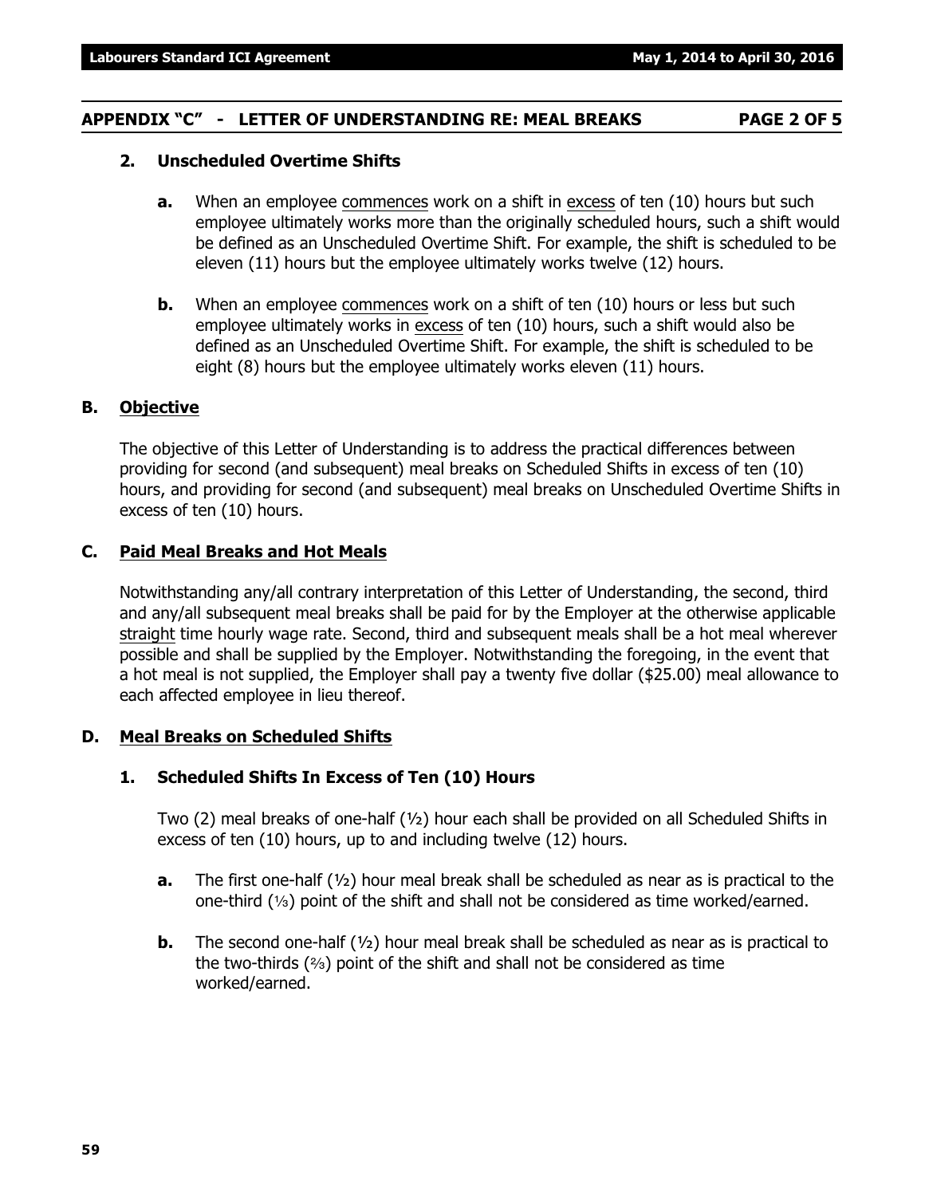## APPENDIX "C" - LETTER OF UNDERSTANDING RE: MEAL BREAKS PAGE 2 OF 5

**2. Unscheduled Overtime Shifts**

**a.** When an employee commences work on a shift in excess of ten (10) hours but such employee ultimately works more than the originally scheduled hours, such a shift would be defined as an Unscheduled Overtime Shift. For example, the shift is scheduled to be eleven (11) hours but the employee ultimately works twelve (12) hours.

**b.** When an employee commences work on a shift of ten (10) hours or less but such employee ultimately works in excess of ten (10) hours, such a shift would also be defined as an Unscheduled Overtime Shift. For example, the shift is scheduled to be eight (8) hours but the employee ultimately works eleven (11) hours.

### B. Objective

The objective of this Letter of Understanding is to address the practical differences between providing for second (and subsequent) meal breaks on Scheduled Shifts in excess of ten (10) hours, and providing for second (and subsequent) meal breaks on Unscheduled Overtime Shifts in excess of ten (10) hours.

### C. Paid Meal Breaks and Hot Meals

Notwithstanding any/all contrary interpretation of this Letter of Understanding, the second, third and any/all subsequent meal breaks shall be paid for by the Employer at the otherwise applicable straight time hourly wage rate. Second, third and subsequent meals shall be a hot meal wherever possible and shall be supplied by the Employer. Notwithstanding the foregoing, in the event that a hot meal is not supplied, the Employer shall pay a twenty five dollar ($25.00) meal allowance to each affected employee in lieu thereof.

### D. Meal Breaks on Scheduled Shifts

**1. Scheduled Shifts In Excess of Ten (10) Hours**

Two (2) meal breaks of one-half (½) hour each shall be provided on all Scheduled Shifts in excess of ten (10) hours, up to and including twelve (12) hours.

**a.** The first one-half (½) hour meal break shall be scheduled as near as is practical to the one-third (⅓) point of the shift and shall not be considered as time worked/earned.

**b.** The second one-half (½) hour meal break shall be scheduled as near as is practical to the two-thirds (⅔) point of the shift and shall not be considered as time worked/earned.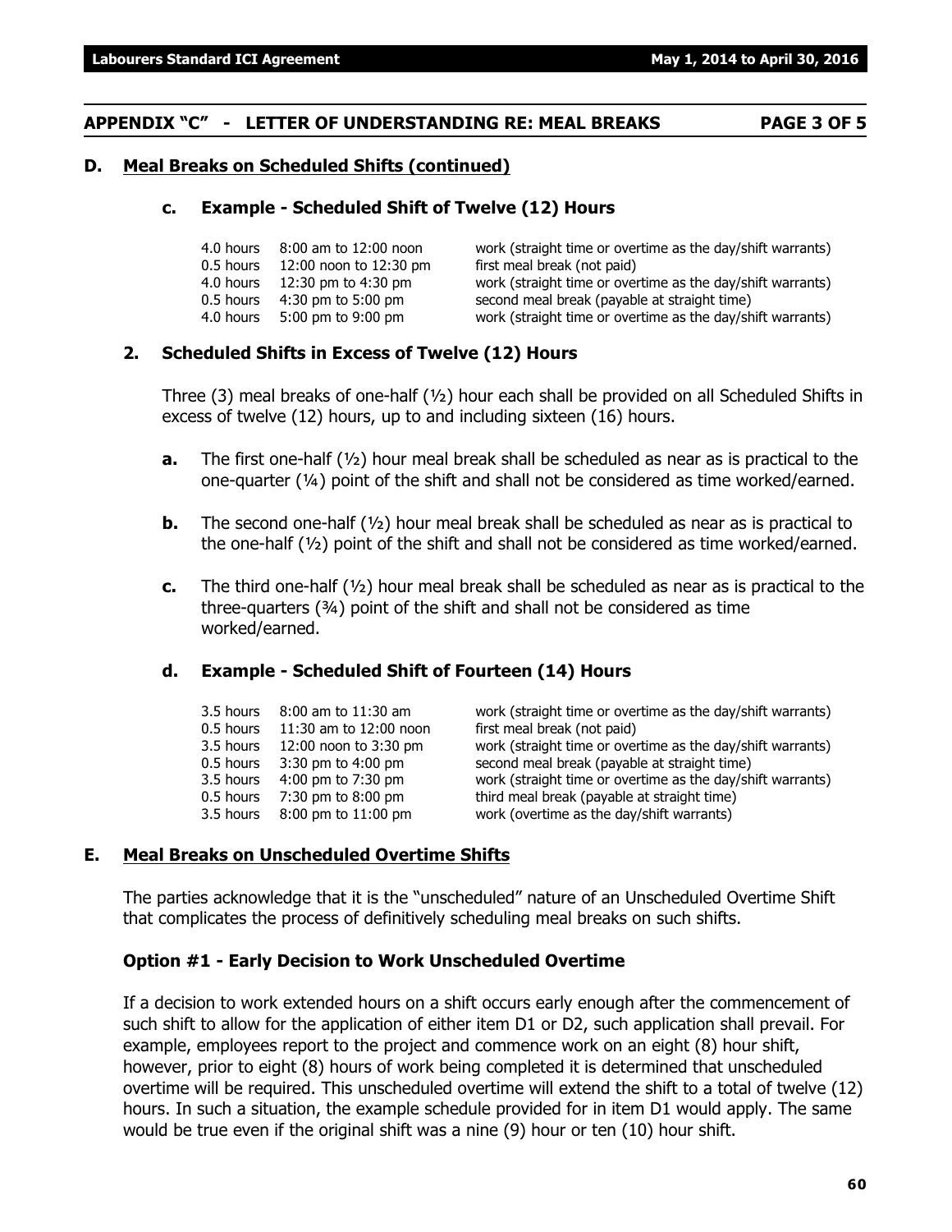## APPENDIX "C" - LETTER OF UNDERSTANDING RE: MEAL BREAKS PAGE 3 OF 5

### D. Meal Breaks on Scheduled Shifts (continued)

#### c. Example - Scheduled Shift of Twelve (12) Hours

| | | |
|---|---|---|
| 4.0 hours | 8:00 am to 12:00 noon | work (straight time or overtime as the day/shift warrants) |
| 0.5 hours | 12:00 noon to 12:30 pm | first meal break (not paid) |
| 4.0 hours | 12:30 pm to 4:30 pm | work (straight time or overtime as the day/shift warrants) |
| 0.5 hours | 4:30 pm to 5:00 pm | second meal break (payable at straight time) |
| 4.0 hours | 5:00 pm to 9:00 pm | work (straight time or overtime as the day/shift warrants) |

### 2. Scheduled Shifts in Excess of Twelve (12) Hours

Three (3) meal breaks of one-half (½) hour each shall be provided on all Scheduled Shifts in excess of twelve (12) hours, up to and including sixteen (16) hours.

**a.** The first one-half (½) hour meal break shall be scheduled as near as is practical to the one-quarter (¼) point of the shift and shall not be considered as time worked/earned.

**b.** The second one-half (½) hour meal break shall be scheduled as near as is practical to the one-half (½) point of the shift and shall not be considered as time worked/earned.

**c.** The third one-half (½) hour meal break shall be scheduled as near as is practical to the three-quarters (¾) point of the shift and shall not be considered as time worked/earned.

#### d. Example - Scheduled Shift of Fourteen (14) Hours

| | | |
|---|---|---|
| 3.5 hours | 8:00 am to 11:30 am | work (straight time or overtime as the day/shift warrants) |
| 0.5 hours | 11:30 am to 12:00 noon | first meal break (not paid) |
| 3.5 hours | 12:00 noon to 3:30 pm | work (straight time or overtime as the day/shift warrants) |
| 0.5 hours | 3:30 pm to 4:00 pm | second meal break (payable at straight time) |
| 3.5 hours | 4:00 pm to 7:30 pm | work (straight time or overtime as the day/shift warrants) |
| 0.5 hours | 7:30 pm to 8:00 pm | third meal break (payable at straight time) |
| 3.5 hours | 8:00 pm to 11:00 pm | work (overtime as the day/shift warrants) |

### E. Meal Breaks on Unscheduled Overtime Shifts

The parties acknowledge that it is the "unscheduled" nature of an Unscheduled Overtime Shift that complicates the process of definitively scheduling meal breaks on such shifts.

#### Option #1 - Early Decision to Work Unscheduled Overtime

If a decision to work extended hours on a shift occurs early enough after the commencement of such shift to allow for the application of either item D1 or D2, such application shall prevail. For example, employees report to the project and commence work on an eight (8) hour shift, however, prior to eight (8) hours of work being completed it is determined that unscheduled overtime will be required. This unscheduled overtime will extend the shift to a total of twelve (12) hours. In such a situation, the example schedule provided for in item D1 would apply. The same would be true even if the original shift was a nine (9) hour or ten (10) hour shift.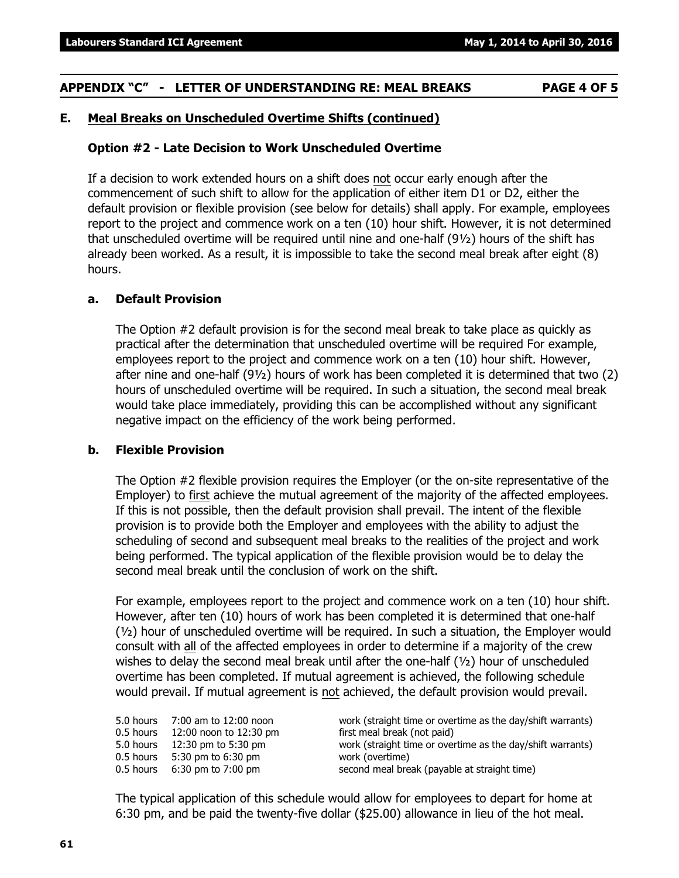## APPENDIX "C" - LETTER OF UNDERSTANDING RE: MEAL BREAKS PAGE 4 OF 5

### E. Meal Breaks on Unscheduled Overtime Shifts (continued)

#### Option #2 - Late Decision to Work Unscheduled Overtime

If a decision to work extended hours on a shift does not occur early enough after the commencement of such shift to allow for the application of either item D1 or D2, either the default provision or flexible provision (see below for details) shall apply. For example, employees report to the project and commence work on a ten (10) hour shift. However, it is not determined that unscheduled overtime will be required until nine and one-half (9½) hours of the shift has already been worked. As a result, it is impossible to take the second meal break after eight (8) hours.

#### a. Default Provision

The Option #2 default provision is for the second meal break to take place as quickly as practical after the determination that unscheduled overtime will be required For example, employees report to the project and commence work on a ten (10) hour shift. However, after nine and one-half (9½) hours of work has been completed it is determined that two (2) hours of unscheduled overtime will be required. In such a situation, the second meal break would take place immediately, providing this can be accomplished without any significant negative impact on the efficiency of the work being performed.

#### b. Flexible Provision

The Option #2 flexible provision requires the Employer (or the on-site representative of the Employer) to first achieve the mutual agreement of the majority of the affected employees. If this is not possible, then the default provision shall prevail. The intent of the flexible provision is to provide both the Employer and employees with the ability to adjust the scheduling of second and subsequent meal breaks to the realities of the project and work being performed. The typical application of the flexible provision would be to delay the second meal break until the conclusion of work on the shift.

For example, employees report to the project and commence work on a ten (10) hour shift. However, after ten (10) hours of work has been completed it is determined that one-half (½) hour of unscheduled overtime will be required. In such a situation, the Employer would consult with all of the affected employees in order to determine if a majority of the crew wishes to delay the second meal break until after the one-half (½) hour of unscheduled overtime has been completed. If mutual agreement is achieved, the following schedule would prevail. If mutual agreement is not achieved, the default provision would prevail.

| | | |
|---|---|---|
| 5.0 hours | 7:00 am to 12:00 noon | work (straight time or overtime as the day/shift warrants) |
| 0.5 hours | 12:00 noon to 12:30 pm | first meal break (not paid) |
| 5.0 hours | 12:30 pm to 5:30 pm | work (straight time or overtime as the day/shift warrants) |
| 0.5 hours | 5:30 pm to 6:30 pm | work (overtime) |
| 0.5 hours | 6:30 pm to 7:00 pm | second meal break (payable at straight time) |

The typical application of this schedule would allow for employees to depart for home at 6:30 pm, and be paid the twenty-five dollar ($25.00) allowance in lieu of the hot meal.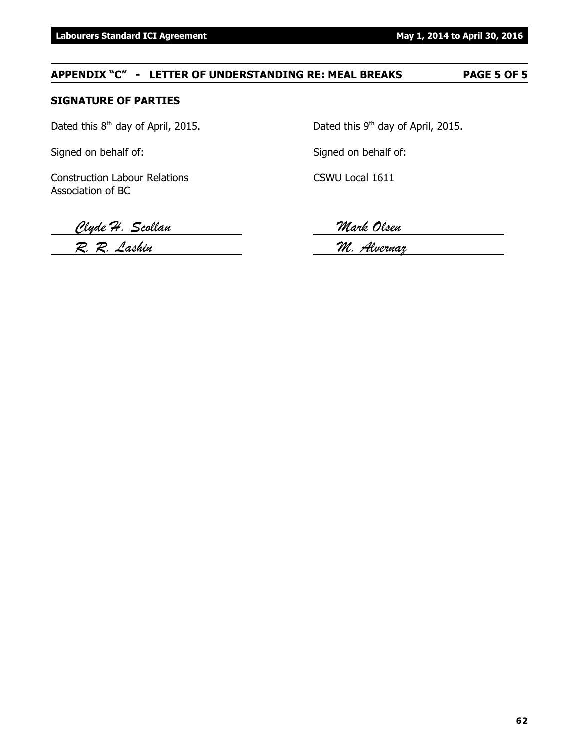## APPENDIX "C" - LETTER OF UNDERSTANDING RE: MEAL BREAKS PAGE 5 OF 5

**SIGNATURE OF PARTIES**

Dated this 8th day of April, 2015.

Signed on behalf of:

Construction Labour Relations Association of BC

*Clyde H. Scollan*

*R. R. Lashin*

Dated this 9th day of April, 2015.

Signed on behalf of:

CSWU Local 1611

*Mark Olsen*

*M. Alvernaz*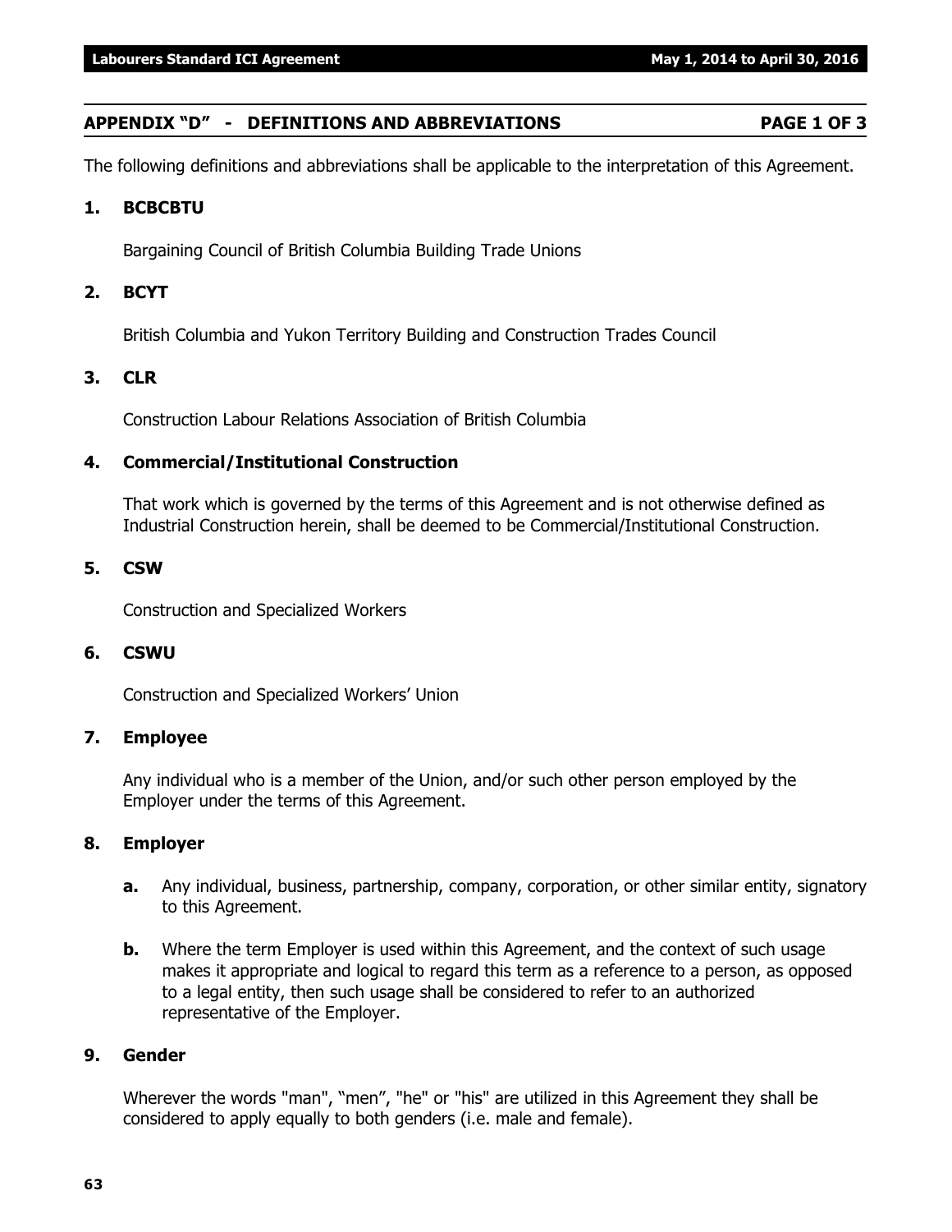## APPENDIX "D" - DEFINITIONS AND ABBREVIATIONS PAGE 1 OF 3

The following definitions and abbreviations shall be applicable to the interpretation of this Agreement.

### 1. BCBCBTU

Bargaining Council of British Columbia Building Trade Unions

### 2. BCYT

British Columbia and Yukon Territory Building and Construction Trades Council

### 3. CLR

Construction Labour Relations Association of British Columbia

### 4. Commercial/Institutional Construction

That work which is governed by the terms of this Agreement and is not otherwise defined as Industrial Construction herein, shall be deemed to be Commercial/Institutional Construction.

### 5. CSW

Construction and Specialized Workers

### 6. CSWU

Construction and Specialized Workers' Union

### 7. Employee

Any individual who is a member of the Union, and/or such other person employed by the Employer under the terms of this Agreement.

### 8. Employer

**a.** Any individual, business, partnership, company, corporation, or other similar entity, signatory to this Agreement.

**b.** Where the term Employer is used within this Agreement, and the context of such usage makes it appropriate and logical to regard this term as a reference to a person, as opposed to a legal entity, then such usage shall be considered to refer to an authorized representative of the Employer.

### 9. Gender

Wherever the words "man", "men", "he" or "his" are utilized in this Agreement they shall be considered to apply equally to both genders (i.e. male and female).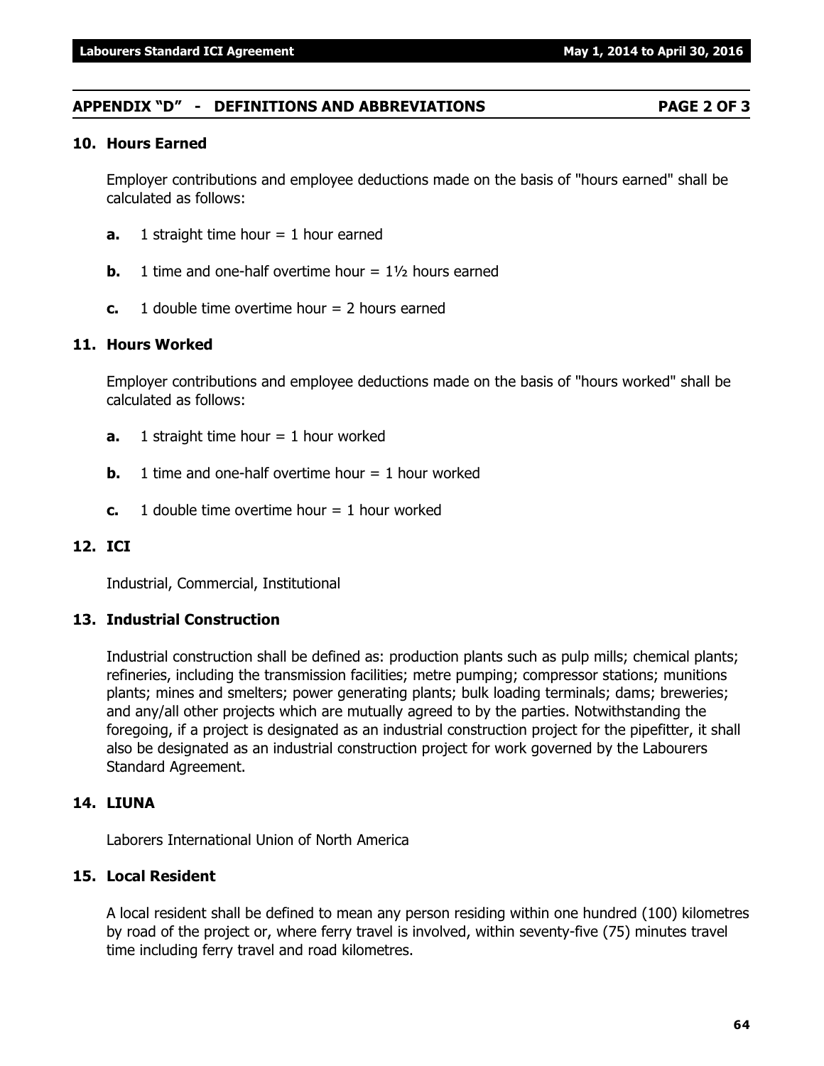## APPENDIX "D" - DEFINITIONS AND ABBREVIATIONS PAGE 2 OF 3

### 10. Hours Earned

Employer contributions and employee deductions made on the basis of "hours earned" shall be calculated as follows:

- **a.** 1 straight time hour = 1 hour earned
- **b.** 1 time and one-half overtime hour = 1½ hours earned
- **c.** 1 double time overtime hour = 2 hours earned

### 11. Hours Worked

Employer contributions and employee deductions made on the basis of "hours worked" shall be calculated as follows:

- **a.** 1 straight time hour = 1 hour worked
- **b.** 1 time and one-half overtime hour = 1 hour worked
- **c.** 1 double time overtime hour = 1 hour worked

### 12. ICI

Industrial, Commercial, Institutional

### 13. Industrial Construction

Industrial construction shall be defined as: production plants such as pulp mills; chemical plants; refineries, including the transmission facilities; metre pumping; compressor stations; munitions plants; mines and smelters; power generating plants; bulk loading terminals; dams; breweries; and any/all other projects which are mutually agreed to by the parties. Notwithstanding the foregoing, if a project is designated as an industrial construction project for the pipefitter, it shall also be designated as an industrial construction project for work governed by the Labourers Standard Agreement.

### 14. LIUNA

Laborers International Union of North America

### 15. Local Resident

A local resident shall be defined to mean any person residing within one hundred (100) kilometres by road of the project or, where ferry travel is involved, within seventy-five (75) minutes travel time including ferry travel and road kilometres.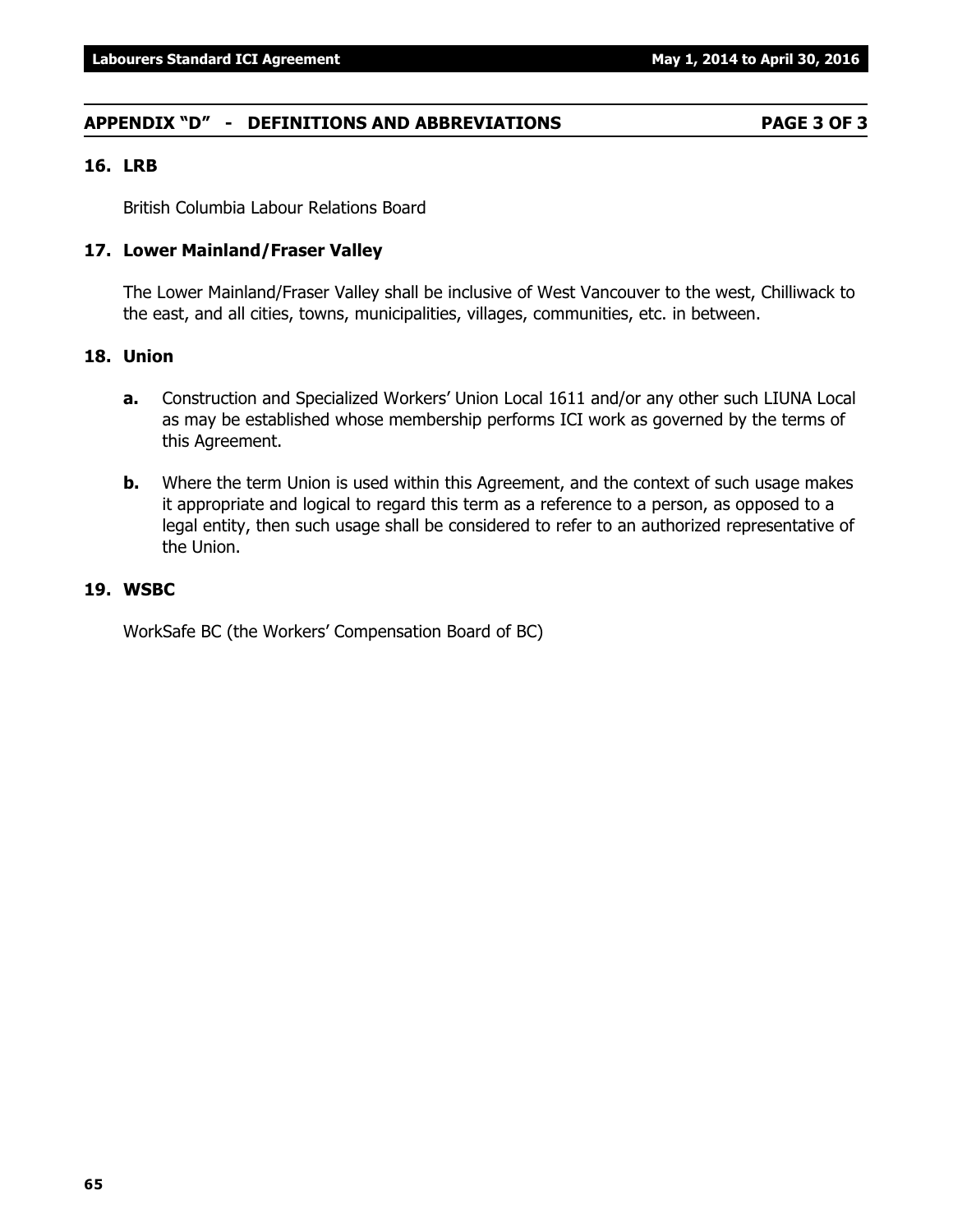## APPENDIX "D" - DEFINITIONS AND ABBREVIATIONS

### 16. LRB

British Columbia Labour Relations Board

### 17. Lower Mainland/Fraser Valley

The Lower Mainland/Fraser Valley shall be inclusive of West Vancouver to the west, Chilliwack to the east, and all cities, towns, municipalities, villages, communities, etc. in between.

### 18. Union

**a.** Construction and Specialized Workers' Union Local 1611 and/or any other such LIUNA Local as may be established whose membership performs ICI work as governed by the terms of this Agreement.

**b.** Where the term Union is used within this Agreement, and the context of such usage makes it appropriate and logical to regard this term as a reference to a person, as opposed to a legal entity, then such usage shall be considered to refer to an authorized representative of the Union.

### 19. WSBC

WorkSafe BC (the Workers' Compensation Board of BC)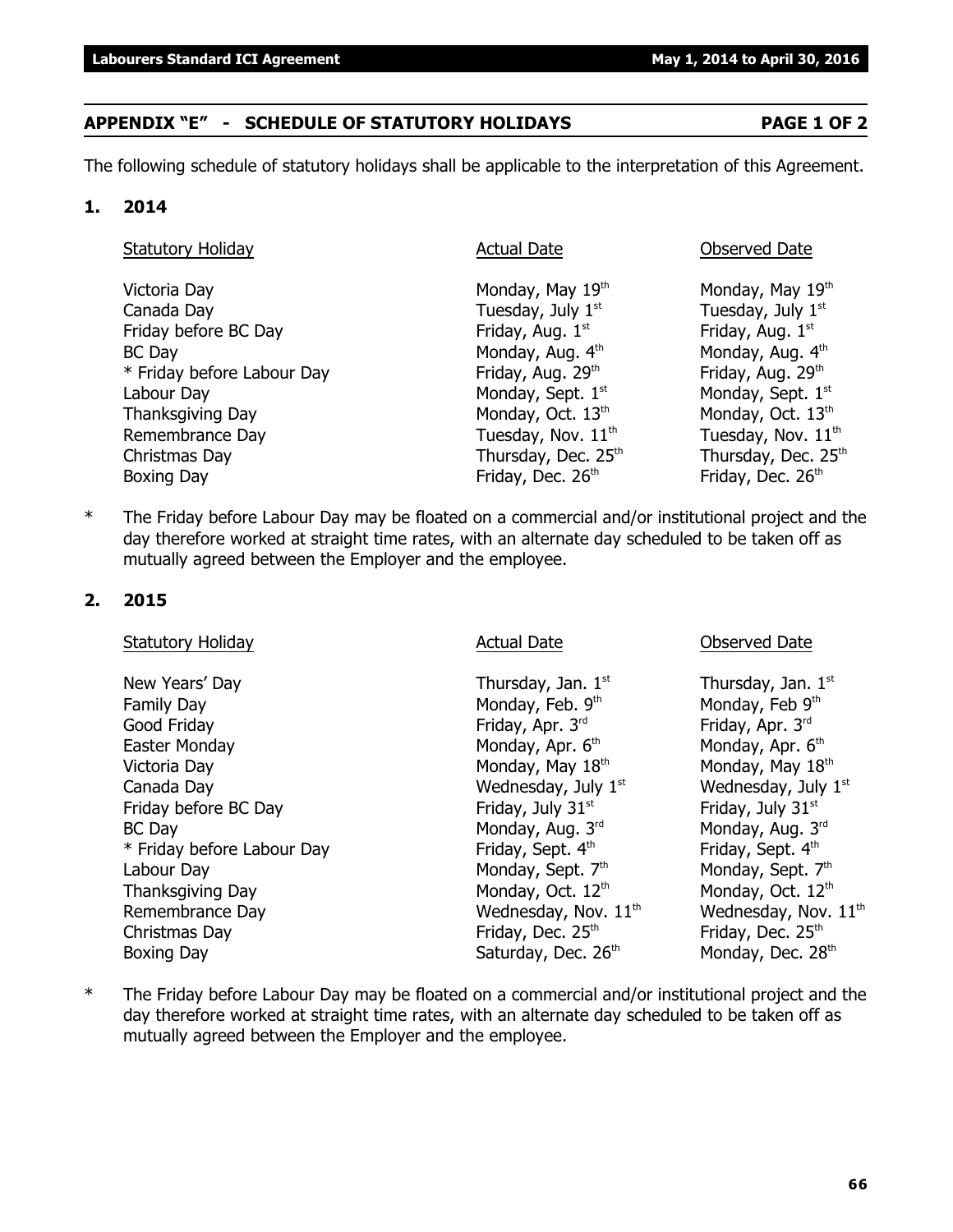## APPENDIX "E" - SCHEDULE OF STATUTORY HOLIDAYS PAGE 1 OF 2

The following schedule of statutory holidays shall be applicable to the interpretation of this Agreement.

### 1. 2014

| Statutory Holiday | Actual Date | Observed Date |
|---|---|---|
| Victoria Day | Monday, May 19th | Monday, May 19th |
| Canada Day | Tuesday, July 1st | Tuesday, July 1st |
| Friday before BC Day | Friday, Aug. 1st | Friday, Aug. 1st |
| BC Day | Monday, Aug. 4th | Monday, Aug. 4th |
| * Friday before Labour Day | Friday, Aug. 29th | Friday, Aug. 29th |
| Labour Day | Monday, Sept. 1st | Monday, Sept. 1st |
| Thanksgiving Day | Monday, Oct. 13th | Monday, Oct. 13th |
| Remembrance Day | Tuesday, Nov. 11th | Tuesday, Nov. 11th |
| Christmas Day | Thursday, Dec. 25th | Thursday, Dec. 25th |
| Boxing Day | Friday, Dec. 26th | Friday, Dec. 26th |

\* The Friday before Labour Day may be floated on a commercial and/or institutional project and the day therefore worked at straight time rates, with an alternate day scheduled to be taken off as mutually agreed between the Employer and the employee.

### 2. 2015

| Statutory Holiday | Actual Date | Observed Date |
|---|---|---|
| New Years' Day | Thursday, Jan. 1st | Thursday, Jan. 1st |
| Family Day | Monday, Feb. 9th | Monday, Feb 9th |
| Good Friday | Friday, Apr. 3rd | Friday, Apr. 3rd |
| Easter Monday | Monday, Apr. 6th | Monday, Apr. 6th |
| Victoria Day | Monday, May 18th | Monday, May 18th |
| Canada Day | Wednesday, July 1st | Wednesday, July 1st |
| Friday before BC Day | Friday, July 31st | Friday, July 31st |
| BC Day | Monday, Aug. 3rd | Monday, Aug. 3rd |
| * Friday before Labour Day | Friday, Sept. 4th | Friday, Sept. 4th |
| Labour Day | Monday, Sept. 7th | Monday, Sept. 7th |
| Thanksgiving Day | Monday, Oct. 12th | Monday, Oct. 12th |
| Remembrance Day | Wednesday, Nov. 11th | Wednesday, Nov. 11th |
| Christmas Day | Friday, Dec. 25th | Friday, Dec. 25th |
| Boxing Day | Saturday, Dec. 26th | Monday, Dec. 28th |

\* The Friday before Labour Day may be floated on a commercial and/or institutional project and the day therefore worked at straight time rates, with an alternate day scheduled to be taken off as mutually agreed between the Employer and the employee.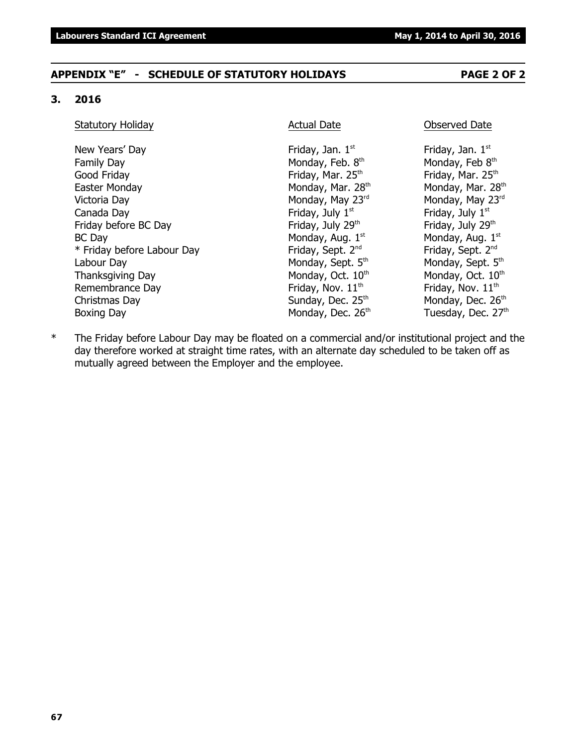## APPENDIX "E" - SCHEDULE OF STATUTORY HOLIDAYS PAGE 2 OF 2

### 3. 2016

| Statutory Holiday | Actual Date | Observed Date |
|---|---|---|
| New Years' Day | Friday, Jan. 1st | Friday, Jan. 1st |
| Family Day | Monday, Feb. 8th | Monday, Feb 8th |
| Good Friday | Friday, Mar. 25th | Friday, Mar. 25th |
| Easter Monday | Monday, Mar. 28th | Monday, Mar. 28th |
| Victoria Day | Monday, May 23rd | Monday, May 23rd |
| Canada Day | Friday, July 1st | Friday, July 1st |
| Friday before BC Day | Friday, July 29th | Friday, July 29th |
| BC Day | Monday, Aug. 1st | Monday, Aug. 1st |
| * Friday before Labour Day | Friday, Sept. 2nd | Friday, Sept. 2nd |
| Labour Day | Monday, Sept. 5th | Monday, Sept. 5th |
| Thanksgiving Day | Monday, Oct. 10th | Monday, Oct. 10th |
| Remembrance Day | Friday, Nov. 11th | Friday, Nov. 11th |
| Christmas Day | Sunday, Dec. 25th | Monday, Dec. 26th |
| Boxing Day | Monday, Dec. 26th | Tuesday, Dec. 27th |

* The Friday before Labour Day may be floated on a commercial and/or institutional project and the day therefore worked at straight time rates, with an alternate day scheduled to be taken off as mutually agreed between the Employer and the employee.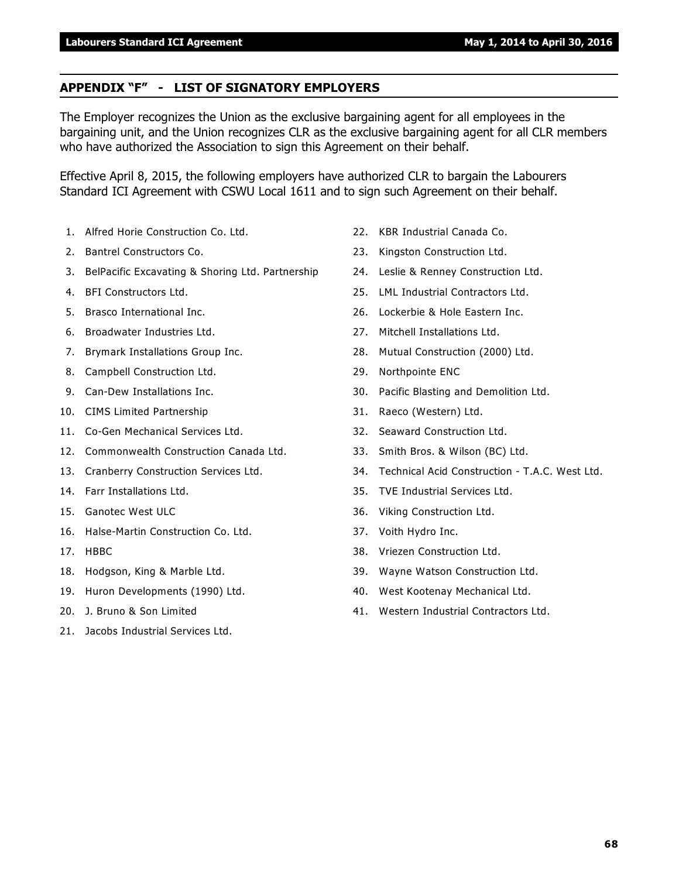## APPENDIX "F" - LIST OF SIGNATORY EMPLOYERS

The Employer recognizes the Union as the exclusive bargaining agent for all employees in the bargaining unit, and the Union recognizes CLR as the exclusive bargaining agent for all CLR members who have authorized the Association to sign this Agreement on their behalf.

Effective April 8, 2015, the following employers have authorized CLR to bargain the Labourers Standard ICI Agreement with CSWU Local 1611 and to sign such Agreement on their behalf.

1. Alfred Horie Construction Co. Ltd.
2. Bantrel Constructors Co.
3. BelPacific Excavating & Shoring Ltd. Partnership
4. BFI Constructors Ltd.
5. Brasco International Inc.
6. Broadwater Industries Ltd.
7. Brymark Installations Group Inc.
8. Campbell Construction Ltd.
9. Can-Dew Installations Inc.
10. CIMS Limited Partnership
11. Co-Gen Mechanical Services Ltd.
12. Commonwealth Construction Canada Ltd.
13. Cranberry Construction Services Ltd.
14. Farr Installations Ltd.
15. Ganotec West ULC
16. Halse-Martin Construction Co. Ltd.
17. HBBC
18. Hodgson, King & Marble Ltd.
19. Huron Developments (1990) Ltd.
20. J. Bruno & Son Limited
21. Jacobs Industrial Services Ltd.
22. KBR Industrial Canada Co.
23. Kingston Construction Ltd.
24. Leslie & Renney Construction Ltd.
25. LML Industrial Contractors Ltd.
26. Lockerbie & Hole Eastern Inc.
27. Mitchell Installations Ltd.
28. Mutual Construction (2000) Ltd.
29. Northpointe ENC
30. Pacific Blasting and Demolition Ltd.
31. Raeco (Western) Ltd.
32. Seaward Construction Ltd.
33. Smith Bros. & Wilson (BC) Ltd.
34. Technical Acid Construction - T.A.C. West Ltd.
35. TVE Industrial Services Ltd.
36. Viking Construction Ltd.
37. Voith Hydro Inc.
38. Vriezen Construction Ltd.
39. Wayne Watson Construction Ltd.
40. West Kootenay Mechanical Ltd.
41. Western Industrial Contractors Ltd.